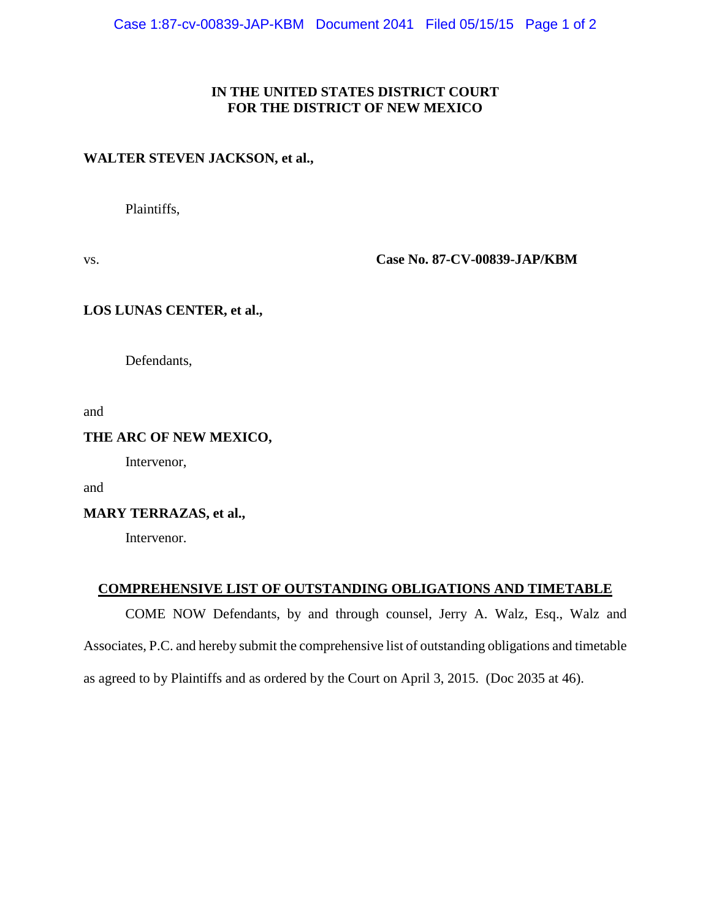**IN THE UNITED STATES DISTRICT COURT**
**FOR THE DISTRICT OF NEW MEXICO**

**WALTER STEVEN JACKSON, et al.,**

Plaintiffs,

vs. **Case No. 87-CV-00839-JAP/KBM**

**LOS LUNAS CENTER, et al.,**

Defendants,

and

**THE ARC OF NEW MEXICO,**

Intervenor,

and

**MARY TERRAZAS, et al.,**

Intervenor.

**COMPREHENSIVE LIST OF OUTSTANDING OBLIGATIONS AND TIMETABLE**

COME NOW Defendants, by and through counsel, Jerry A. Walz, Esq., Walz and Associates, P.C. and hereby submit the comprehensive list of outstanding obligations and timetable as agreed to by Plaintiffs and as ordered by the Court on April 3, 2015. (Doc 2035 at 46).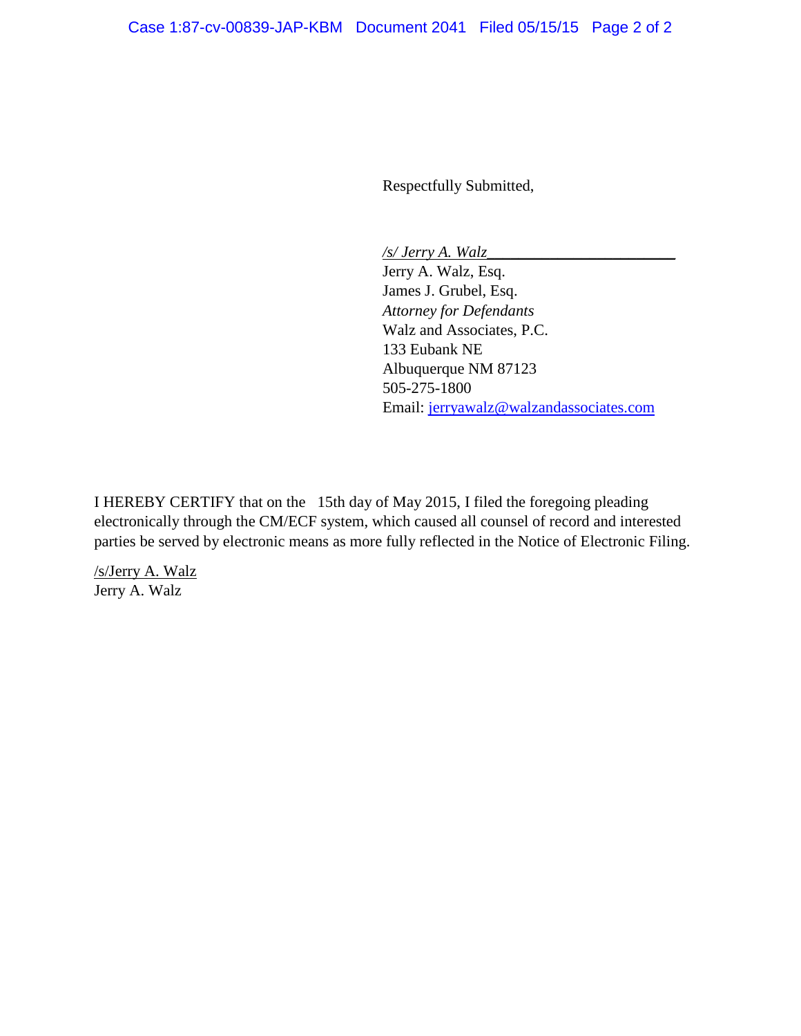Respectfully Submitted,

*/s/ Jerry A. Walz*\_\_\_\_\_\_\_\_\_\_\_\_\_\_\_\_\_\_\_\_\_\_\_\_
Jerry A. Walz, Esq.
James J. Grubel, Esq.
*Attorney for Defendants*
Walz and Associates, P.C.
133 Eubank NE
Albuquerque NM 87123
505-275-1800
Email: jerryawalz@walzandassociates.com

I HEREBY CERTIFY that on the 15th day of May 2015, I filed the foregoing pleading electronically through the CM/ECF system, which caused all counsel of record and interested parties be served by electronic means as more fully reflected in the Notice of Electronic Filing.

/s/Jerry A. Walz
Jerry A. Walz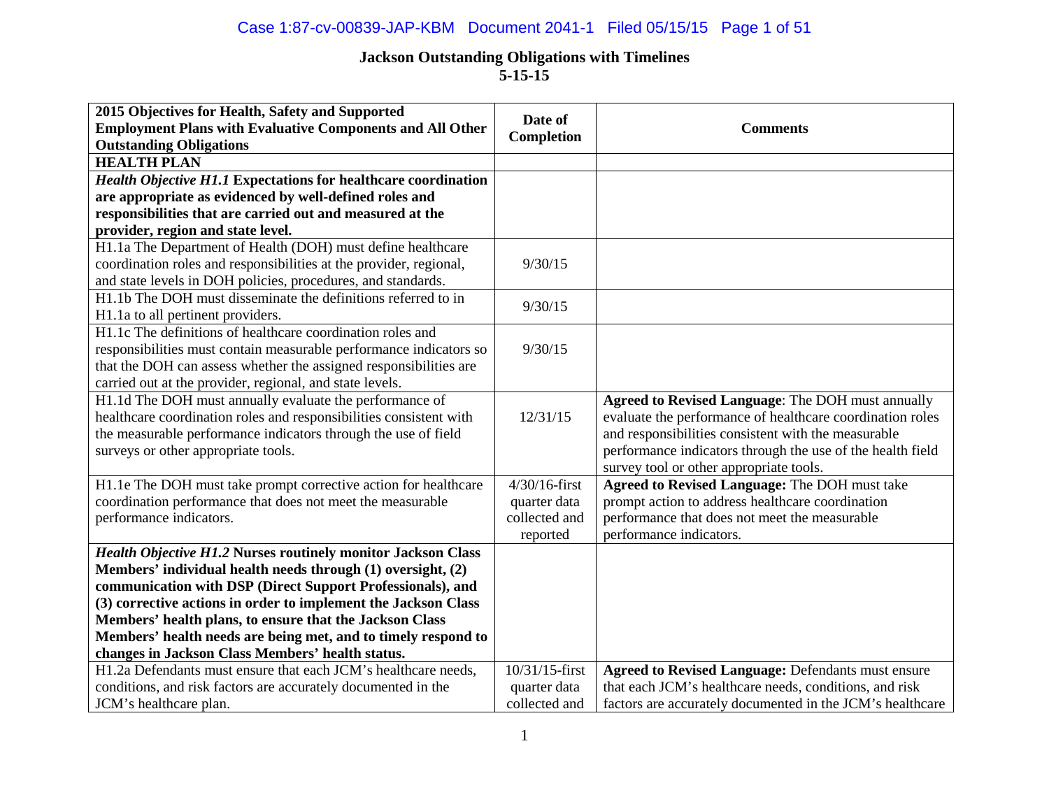## Jackson Outstanding Obligations with Timelines
### 5-15-15

| 2015 Objectives for Health, Safety and Supported Employment Plans with Evaluative Components and All Other Outstanding Obligations | Date of Completion | Comments |
|---|---|---|
| **HEALTH PLAN** | | |
| ***Health Objective H1.1*** **Expectations for healthcare coordination are appropriate as evidenced by well-defined roles and responsibilities that are carried out and measured at the provider, region and state level.** | | |
| H1.1a The Department of Health (DOH) must define healthcare coordination roles and responsibilities at the provider, regional, and state levels in DOH policies, procedures, and standards. | 9/30/15 | |
| H1.1b The DOH must disseminate the definitions referred to in H1.1a to all pertinent providers. | 9/30/15 | |
| H1.1c The definitions of healthcare coordination roles and responsibilities must contain measurable performance indicators so that the DOH can assess whether the assigned responsibilities are carried out at the provider, regional, and state levels. | 9/30/15 | |
| H1.1d The DOH must annually evaluate the performance of healthcare coordination roles and responsibilities consistent with the measurable performance indicators through the use of field surveys or other appropriate tools. | 12/31/15 | **Agreed to Revised Language**: The DOH must annually evaluate the performance of healthcare coordination roles and responsibilities consistent with the measurable performance indicators through the use of the health field survey tool or other appropriate tools. |
| H1.1e The DOH must take prompt corrective action for healthcare coordination performance that does not meet the measurable performance indicators. | 4/30/16-first quarter data collected and reported | **Agreed to Revised Language:** The DOH must take prompt action to address healthcare coordination performance that does not meet the measurable performance indicators. |
| ***Health Objective H1.2*** **Nurses routinely monitor Jackson Class Members' individual health needs through (1) oversight, (2) communication with DSP (Direct Support Professionals), and (3) corrective actions in order to implement the Jackson Class Members' health plans, to ensure that the Jackson Class Members' health needs are being met, and to timely respond to changes in Jackson Class Members' health status.** | | |
| H1.2a Defendants must ensure that each JCM's healthcare needs, conditions, and risk factors are accurately documented in the JCM's healthcare plan. | 10/31/15-first quarter data collected and | **Agreed to Revised Language:** Defendants must ensure that each JCM's healthcare needs, conditions, and risk factors are accurately documented in the JCM's healthcare |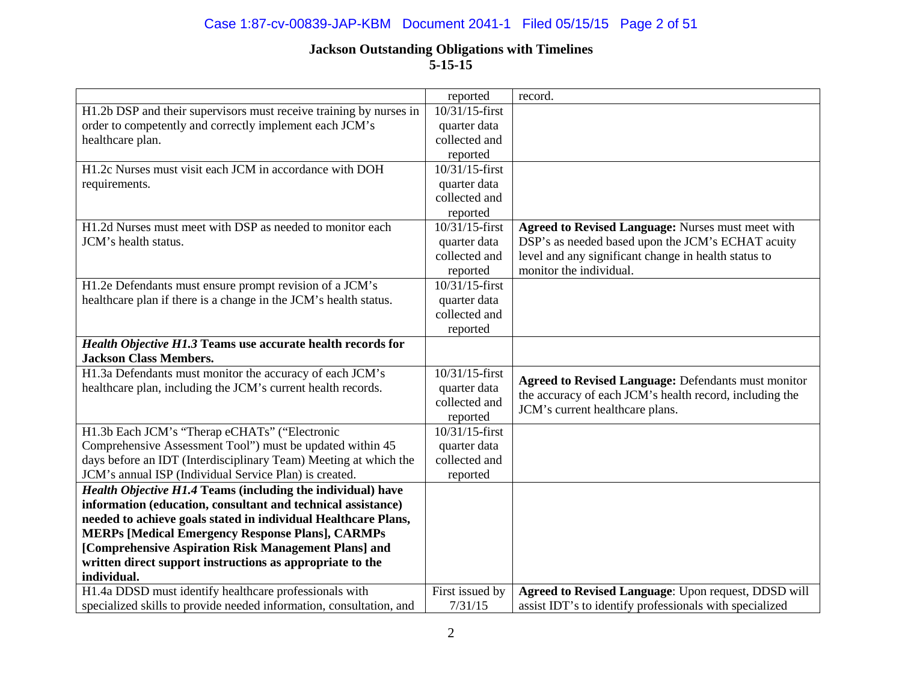# Jackson Outstanding Obligations with Timelines
## 5-15-15

| | | |
|---|---|---|
| | reported | record. |
| H1.2b DSP and their supervisors must receive training by nurses in order to competently and correctly implement each JCM's healthcare plan. | 10/31/15-first quarter data collected and reported | |
| H1.2c Nurses must visit each JCM in accordance with DOH requirements. | 10/31/15-first quarter data collected and reported | |
| H1.2d Nurses must meet with DSP as needed to monitor each JCM's health status. | 10/31/15-first quarter data collected and reported | **Agreed to Revised Language:** Nurses must meet with DSP's as needed based upon the JCM's ECHAT acuity level and any significant change in health status to monitor the individual. |
| H1.2e Defendants must ensure prompt revision of a JCM's healthcare plan if there is a change in the JCM's health status. | 10/31/15-first quarter data collected and reported | |
| ***Health Objective H1.3*** **Teams use accurate health records for Jackson Class Members.** | | |
| H1.3a Defendants must monitor the accuracy of each JCM's healthcare plan, including the JCM's current health records. | 10/31/15-first quarter data collected and reported | **Agreed to Revised Language:** Defendants must monitor the accuracy of each JCM's health record, including the JCM's current healthcare plans. |
| H1.3b Each JCM's "Therap eCHATs" ("Electronic Comprehensive Assessment Tool") must be updated within 45 days before an IDT (Interdisciplinary Team) Meeting at which the JCM's annual ISP (Individual Service Plan) is created. | 10/31/15-first quarter data collected and reported | |
| ***Health Objective H1.4*** **Teams (including the individual) have information (education, consultant and technical assistance) needed to achieve goals stated in individual Healthcare Plans, MERPs [Medical Emergency Response Plans], CARMPs [Comprehensive Aspiration Risk Management Plans] and written direct support instructions as appropriate to the individual.** | | |
| H1.4a DDSD must identify healthcare professionals with specialized skills to provide needed information, consultation, and | First issued by 7/31/15 | **Agreed to Revised Language**: Upon request, DDSD will assist IDT's to identify professionals with specialized |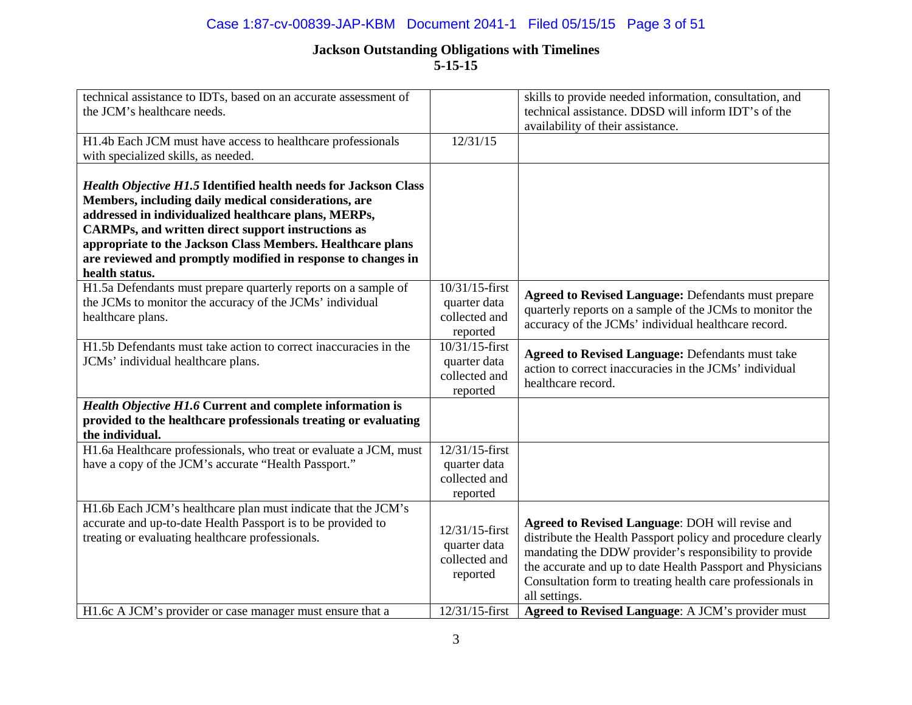# Jackson Outstanding Obligations with Timelines

**5-15-15**

| | | |
|---|---|---|
| technical assistance to IDTs, based on an accurate assessment of the JCM's healthcare needs. | | skills to provide needed information, consultation, and technical assistance. DDSD will inform IDT's of the availability of their assistance. |
| H1.4b Each JCM must have access to healthcare professionals with specialized skills, as needed. | 12/31/15 | |
| ***Health Objective H1.5*** **Identified health needs for Jackson Class Members, including daily medical considerations, are addressed in individualized healthcare plans, MERPs, CARMPs, and written direct support instructions as appropriate to the Jackson Class Members. Healthcare plans are reviewed and promptly modified in response to changes in health status.** | | |
| H1.5a Defendants must prepare quarterly reports on a sample of the JCMs to monitor the accuracy of the JCMs' individual healthcare plans. | 10/31/15-first quarter data collected and reported | **Agreed to Revised Language:** Defendants must prepare quarterly reports on a sample of the JCMs to monitor the accuracy of the JCMs' individual healthcare record. |
| H1.5b Defendants must take action to correct inaccuracies in the JCMs' individual healthcare plans. | 10/31/15-first quarter data collected and reported | **Agreed to Revised Language:** Defendants must take action to correct inaccuracies in the JCMs' individual healthcare record. |
| ***Health Objective H1.6*** **Current and complete information is provided to the healthcare professionals treating or evaluating the individual.** | | |
| H1.6a Healthcare professionals, who treat or evaluate a JCM, must have a copy of the JCM's accurate "Health Passport." | 12/31/15-first quarter data collected and reported | |
| H1.6b Each JCM's healthcare plan must indicate that the JCM's accurate and up-to-date Health Passport is to be provided to treating or evaluating healthcare professionals. | 12/31/15-first quarter data collected and reported | **Agreed to Revised Language**: DOH will revise and distribute the Health Passport policy and procedure clearly mandating the DDW provider's responsibility to provide the accurate and up to date Health Passport and Physicians Consultation form to treating health care professionals in all settings. |
| H1.6c A JCM's provider or case manager must ensure that a | 12/31/15-first | **Agreed to Revised Language**: A JCM's provider must |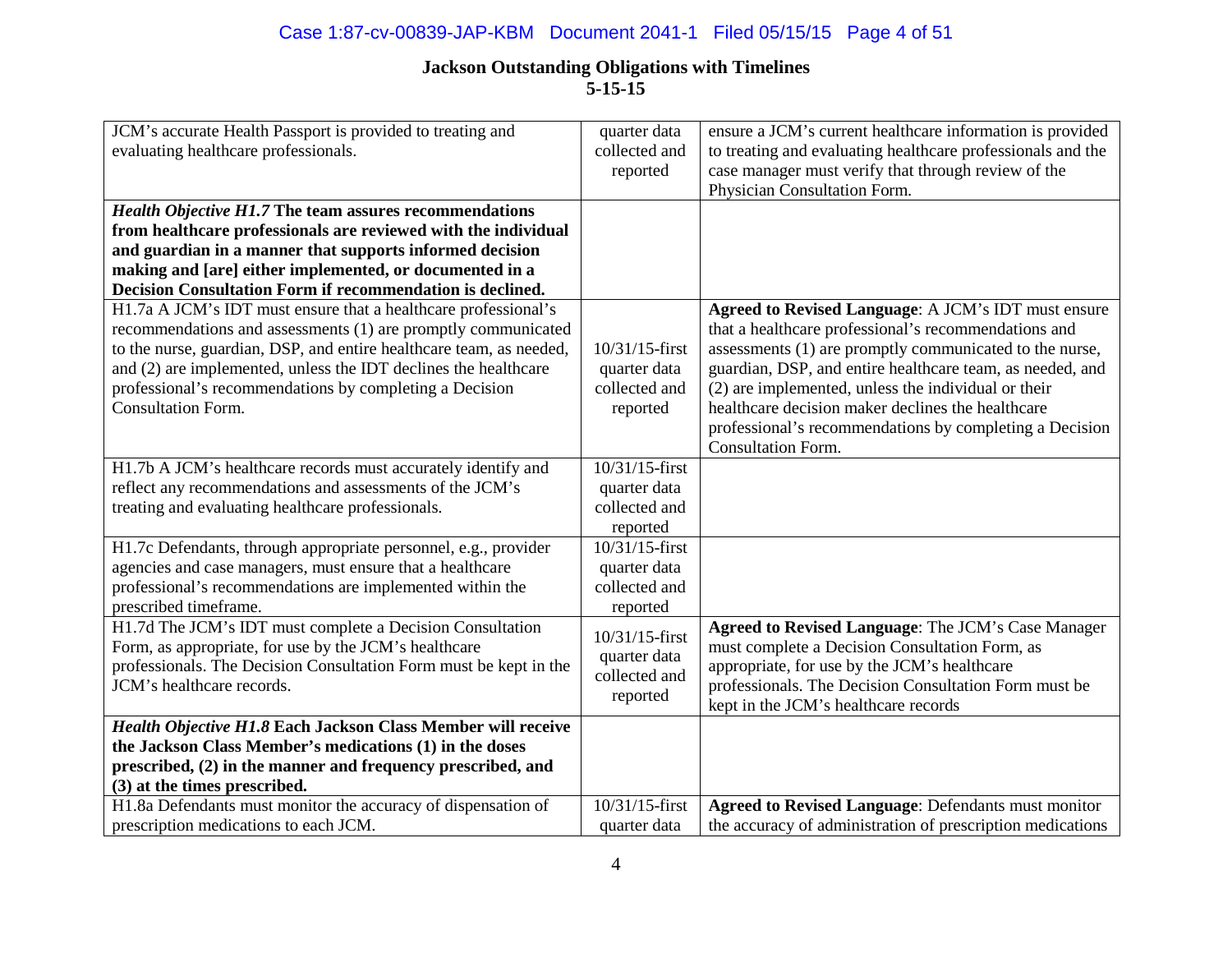## Jackson Outstanding Obligations with Timelines
## 5-15-15

| | | |
|---|---|---|
| JCM's accurate Health Passport is provided to treating and evaluating healthcare professionals. | quarter data collected and reported | ensure a JCM's current healthcare information is provided to treating and evaluating healthcare professionals and the case manager must verify that through review of the Physician Consultation Form. |
| ***Health Objective H1.7* The team assures recommendations from healthcare professionals are reviewed with the individual and guardian in a manner that supports informed decision making and [are] either implemented, or documented in a Decision Consultation Form if recommendation is declined.** | | |
| H1.7a A JCM's IDT must ensure that a healthcare professional's recommendations and assessments (1) are promptly communicated to the nurse, guardian, DSP, and entire healthcare team, as needed, and (2) are implemented, unless the IDT declines the healthcare professional's recommendations by completing a Decision Consultation Form. | 10/31/15-first quarter data collected and reported | **Agreed to Revised Language**: A JCM's IDT must ensure that a healthcare professional's recommendations and assessments (1) are promptly communicated to the nurse, guardian, DSP, and entire healthcare team, as needed, and (2) are implemented, unless the individual or their healthcare decision maker declines the healthcare professional's recommendations by completing a Decision Consultation Form. |
| H1.7b A JCM's healthcare records must accurately identify and reflect any recommendations and assessments of the JCM's treating and evaluating healthcare professionals. | 10/31/15-first quarter data collected and reported | |
| H1.7c Defendants, through appropriate personnel, e.g., provider agencies and case managers, must ensure that a healthcare professional's recommendations are implemented within the prescribed timeframe. | 10/31/15-first quarter data collected and reported | |
| H1.7d The JCM's IDT must complete a Decision Consultation Form, as appropriate, for use by the JCM's healthcare professionals. The Decision Consultation Form must be kept in the JCM's healthcare records. | 10/31/15-first quarter data collected and reported | **Agreed to Revised Language**: The JCM's Case Manager must complete a Decision Consultation Form, as appropriate, for use by the JCM's healthcare professionals. The Decision Consultation Form must be kept in the JCM's healthcare records |
| ***Health Objective H1.8* Each Jackson Class Member will receive the Jackson Class Member's medications (1) in the doses prescribed, (2) in the manner and frequency prescribed, and (3) at the times prescribed.** | | |
| H1.8a Defendants must monitor the accuracy of dispensation of prescription medications to each JCM. | 10/31/15-first quarter data | **Agreed to Revised Language**: Defendants must monitor the accuracy of administration of prescription medications |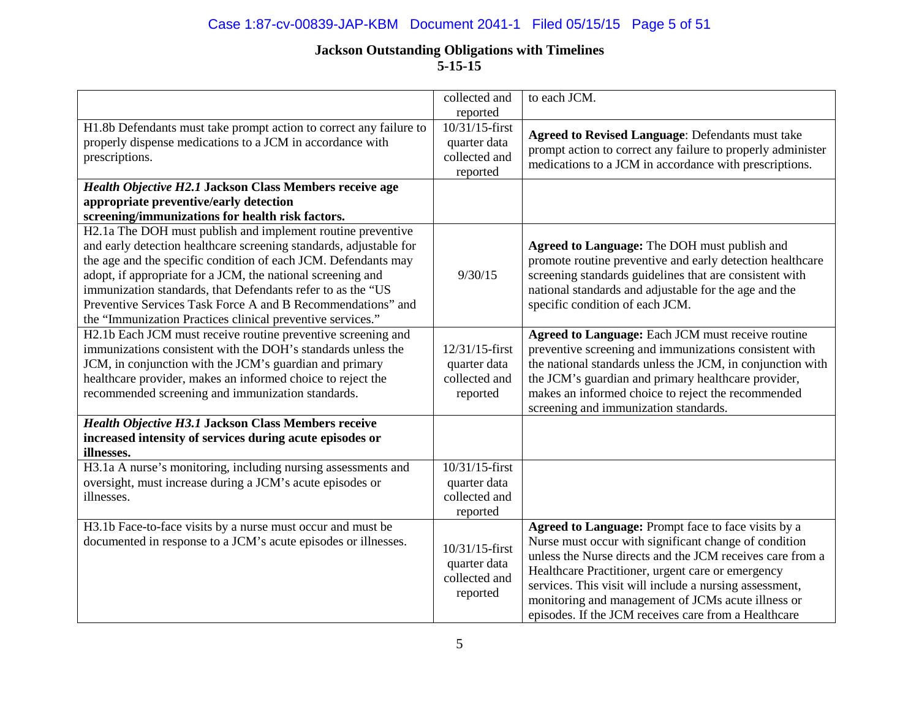## Jackson Outstanding Obligations with Timelines
**5-15-15**

| | | |
|---|---|---|
| | collected and reported | to each JCM. |
| H1.8b Defendants must take prompt action to correct any failure to properly dispense medications to a JCM in accordance with prescriptions. | 10/31/15-first quarter data collected and reported | **Agreed to Revised Language**: Defendants must take prompt action to correct any failure to properly administer medications to a JCM in accordance with prescriptions. |
| ***Health Objective H2.1* Jackson Class Members receive age appropriate preventive/early detection screening/immunizations for health risk factors.** | | |
| H2.1a The DOH must publish and implement routine preventive and early detection healthcare screening standards, adjustable for the age and the specific condition of each JCM. Defendants may adopt, if appropriate for a JCM, the national screening and immunization standards, that Defendants refer to as the "US Preventive Services Task Force A and B Recommendations" and the "Immunization Practices clinical preventive services." | 9/30/15 | **Agreed to Language:** The DOH must publish and promote routine preventive and early detection healthcare screening standards guidelines that are consistent with national standards and adjustable for the age and the specific condition of each JCM. |
| H2.1b Each JCM must receive routine preventive screening and immunizations consistent with the DOH's standards unless the JCM, in conjunction with the JCM's guardian and primary healthcare provider, makes an informed choice to reject the recommended screening and immunization standards. | 12/31/15-first quarter data collected and reported | **Agreed to Language:** Each JCM must receive routine preventive screening and immunizations consistent with the national standards unless the JCM, in conjunction with the JCM's guardian and primary healthcare provider, makes an informed choice to reject the recommended screening and immunization standards. |
| ***Health Objective H3.1* Jackson Class Members receive increased intensity of services during acute episodes or illnesses.** | | |
| H3.1a A nurse's monitoring, including nursing assessments and oversight, must increase during a JCM's acute episodes or illnesses. | 10/31/15-first quarter data collected and reported | |
| H3.1b Face-to-face visits by a nurse must occur and must be documented in response to a JCM's acute episodes or illnesses. | 10/31/15-first quarter data collected and reported | **Agreed to Language:** Prompt face to face visits by a Nurse must occur with significant change of condition unless the Nurse directs and the JCM receives care from a Healthcare Practitioner, urgent care or emergency services. This visit will include a nursing assessment, monitoring and management of JCMs acute illness or episodes. If the JCM receives care from a Healthcare |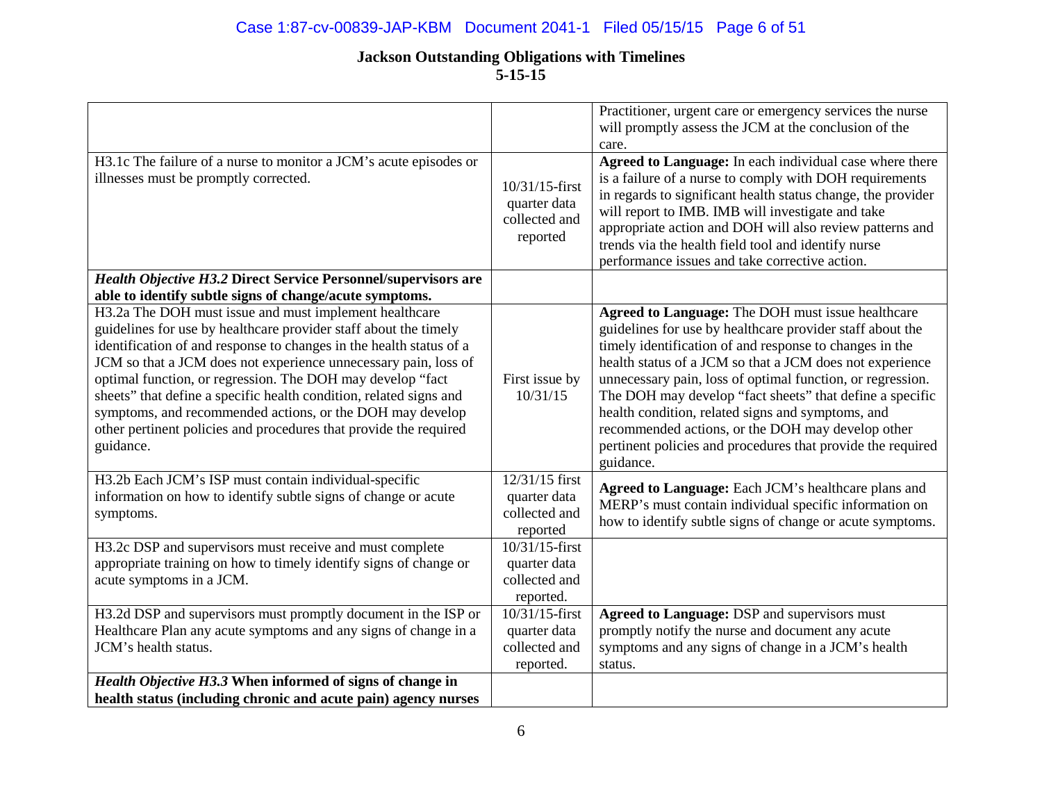# Jackson Outstanding Obligations with Timelines
## 5-15-15

| | | |
|---|---|---|
| | | Practitioner, urgent care or emergency services the nurse will promptly assess the JCM at the conclusion of the care. |
| H3.1c The failure of a nurse to monitor a JCM's acute episodes or illnesses must be promptly corrected. | 10/31/15-first quarter data collected and reported | **Agreed to Language:** In each individual case where there is a failure of a nurse to comply with DOH requirements in regards to significant health status change, the provider will report to IMB. IMB will investigate and take appropriate action and DOH will also review patterns and trends via the health field tool and identify nurse performance issues and take corrective action. |
| ***Health Objective H3.2*** **Direct Service Personnel/supervisors are able to identify subtle signs of change/acute symptoms.** | | |
| H3.2a The DOH must issue and must implement healthcare guidelines for use by healthcare provider staff about the timely identification of and response to changes in the health status of a JCM so that a JCM does not experience unnecessary pain, loss of optimal function, or regression. The DOH may develop "fact sheets" that define a specific health condition, related signs and symptoms, and recommended actions, or the DOH may develop other pertinent policies and procedures that provide the required guidance. | First issue by 10/31/15 | **Agreed to Language:** The DOH must issue healthcare guidelines for use by healthcare provider staff about the timely identification of and response to changes in the health status of a JCM so that a JCM does not experience unnecessary pain, loss of optimal function, or regression. The DOH may develop "fact sheets" that define a specific health condition, related signs and symptoms, and recommended actions, or the DOH may develop other pertinent policies and procedures that provide the required guidance. |
| H3.2b Each JCM's ISP must contain individual-specific information on how to identify subtle signs of change or acute symptoms. | 12/31/15 first quarter data collected and reported | **Agreed to Language:** Each JCM's healthcare plans and MERP's must contain individual specific information on how to identify subtle signs of change or acute symptoms. |
| H3.2c DSP and supervisors must receive and must complete appropriate training on how to timely identify signs of change or acute symptoms in a JCM. | 10/31/15-first quarter data collected and reported. | |
| H3.2d DSP and supervisors must promptly document in the ISP or Healthcare Plan any acute symptoms and any signs of change in a JCM's health status. | 10/31/15-first quarter data collected and reported. | **Agreed to Language:** DSP and supervisors must promptly notify the nurse and document any acute symptoms and any signs of change in a JCM's health status. |
| ***Health Objective H3.3*** **When informed of signs of change in health status (including chronic and acute pain) agency nurses** | | |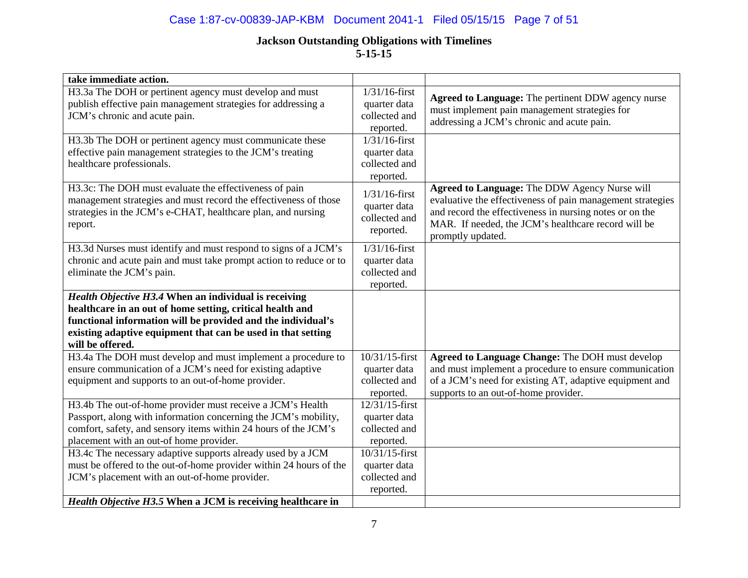# Jackson Outstanding Obligations with Timelines
## 5-15-15

| | | |
|---|---|---|
| **take immediate action.** | | |
| H3.3a The DOH or pertinent agency must develop and must publish effective pain management strategies for addressing a JCM's chronic and acute pain. | 1/31/16-first quarter data collected and reported. | **Agreed to Language:** The pertinent DDW agency nurse must implement pain management strategies for addressing a JCM's chronic and acute pain. |
| H3.3b The DOH or pertinent agency must communicate these effective pain management strategies to the JCM's treating healthcare professionals. | 1/31/16-first quarter data collected and reported. | |
| H3.3c: The DOH must evaluate the effectiveness of pain management strategies and must record the effectiveness of those strategies in the JCM's e-CHAT, healthcare plan, and nursing report. | 1/31/16-first quarter data collected and reported. | **Agreed to Language:** The DDW Agency Nurse will evaluative the effectiveness of pain management strategies and record the effectiveness in nursing notes or on the MAR. If needed, the JCM's healthcare record will be promptly updated. |
| H3.3d Nurses must identify and must respond to signs of a JCM's chronic and acute pain and must take prompt action to reduce or to eliminate the JCM's pain. | 1/31/16-first quarter data collected and reported. | |
| ***Health Objective H3.4*** **When an individual is receiving healthcare in an out of home setting, critical health and functional information will be provided and the individual's existing adaptive equipment that can be used in that setting will be offered.** | | |
| H3.4a The DOH must develop and must implement a procedure to ensure communication of a JCM's need for existing adaptive equipment and supports to an out-of-home provider. | 10/31/15-first quarter data collected and reported. | **Agreed to Language Change:** The DOH must develop and must implement a procedure to ensure communication of a JCM's need for existing AT, adaptive equipment and supports to an out-of-home provider. |
| H3.4b The out-of-home provider must receive a JCM's Health Passport, along with information concerning the JCM's mobility, comfort, safety, and sensory items within 24 hours of the JCM's placement with an out-of home provider. | 12/31/15-first quarter data collected and reported. | |
| H3.4c The necessary adaptive supports already used by a JCM must be offered to the out-of-home provider within 24 hours of the JCM's placement with an out-of-home provider. | 10/31/15-first quarter data collected and reported. | |
| ***Health Objective H3.5*** **When a JCM is receiving healthcare in** | | |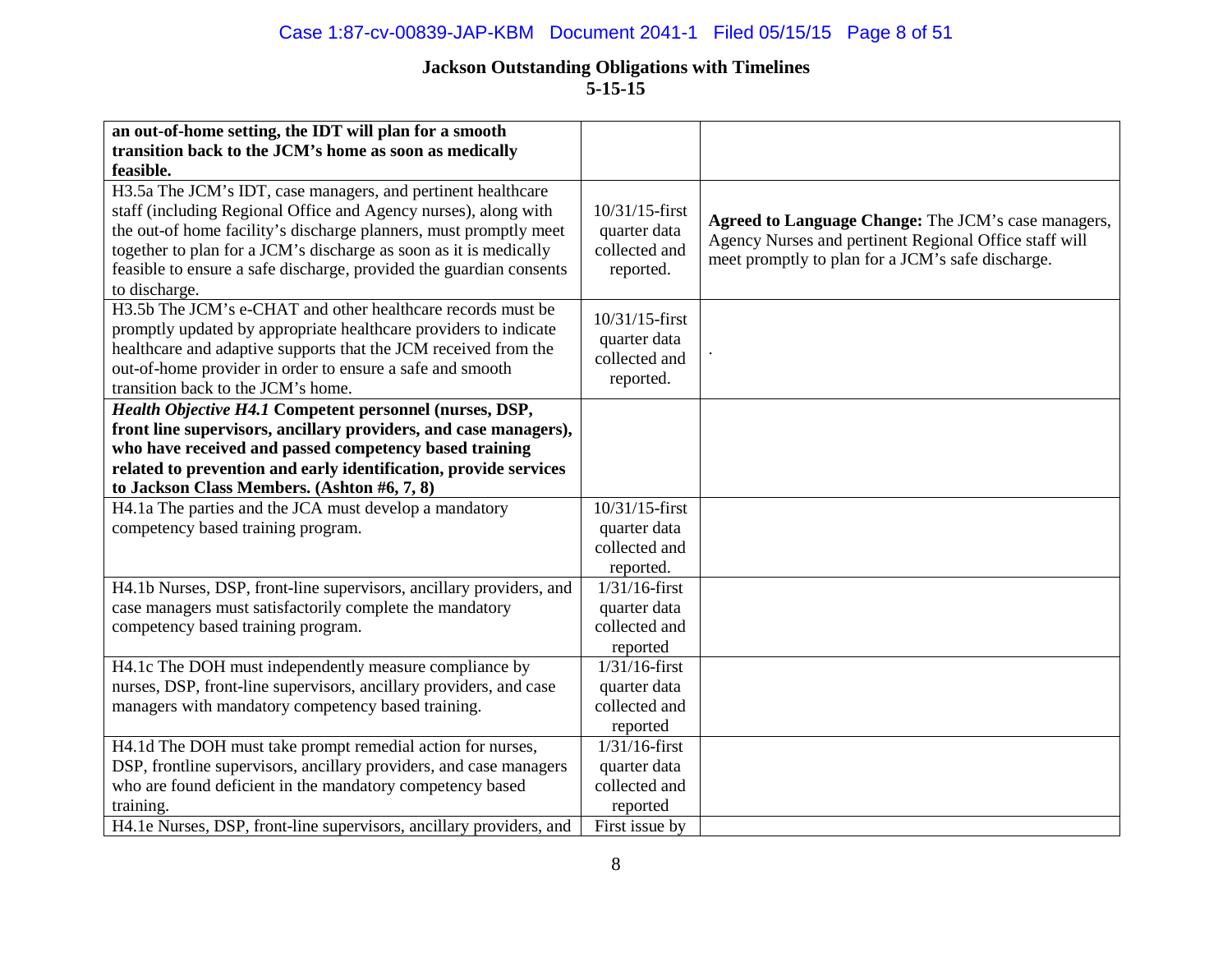## Jackson Outstanding Obligations with Timelines
## 5-15-15

| | | |
|---|---|---|
| **an out-of-home setting, the IDT will plan for a smooth transition back to the JCM's home as soon as medically feasible.** | | |
| H3.5a The JCM's IDT, case managers, and pertinent healthcare staff (including Regional Office and Agency nurses), along with the out-of home facility's discharge planners, must promptly meet together to plan for a JCM's discharge as soon as it is medically feasible to ensure a safe discharge, provided the guardian consents to discharge. | 10/31/15-first quarter data collected and reported. | **Agreed to Language Change:** The JCM's case managers, Agency Nurses and pertinent Regional Office staff will meet promptly to plan for a JCM's safe discharge. |
| H3.5b The JCM's e-CHAT and other healthcare records must be promptly updated by appropriate healthcare providers to indicate healthcare and adaptive supports that the JCM received from the out-of-home provider in order to ensure a safe and smooth transition back to the JCM's home. | 10/31/15-first quarter data collected and reported. | . |
| ***Health Objective H4.1*** **Competent personnel (nurses, DSP, front line supervisors, ancillary providers, and case managers), who have received and passed competency based training related to prevention and early identification, provide services to Jackson Class Members. (Ashton #6, 7, 8)** | | |
| H4.1a The parties and the JCA must develop a mandatory competency based training program. | 10/31/15-first quarter data collected and reported. | |
| H4.1b Nurses, DSP, front-line supervisors, ancillary providers, and case managers must satisfactorily complete the mandatory competency based training program. | 1/31/16-first quarter data collected and reported | |
| H4.1c The DOH must independently measure compliance by nurses, DSP, front-line supervisors, ancillary providers, and case managers with mandatory competency based training. | 1/31/16-first quarter data collected and reported | |
| H4.1d The DOH must take prompt remedial action for nurses, DSP, frontline supervisors, ancillary providers, and case managers who are found deficient in the mandatory competency based training. | 1/31/16-first quarter data collected and reported | |
| H4.1e Nurses, DSP, front-line supervisors, ancillary providers, and | First issue by | |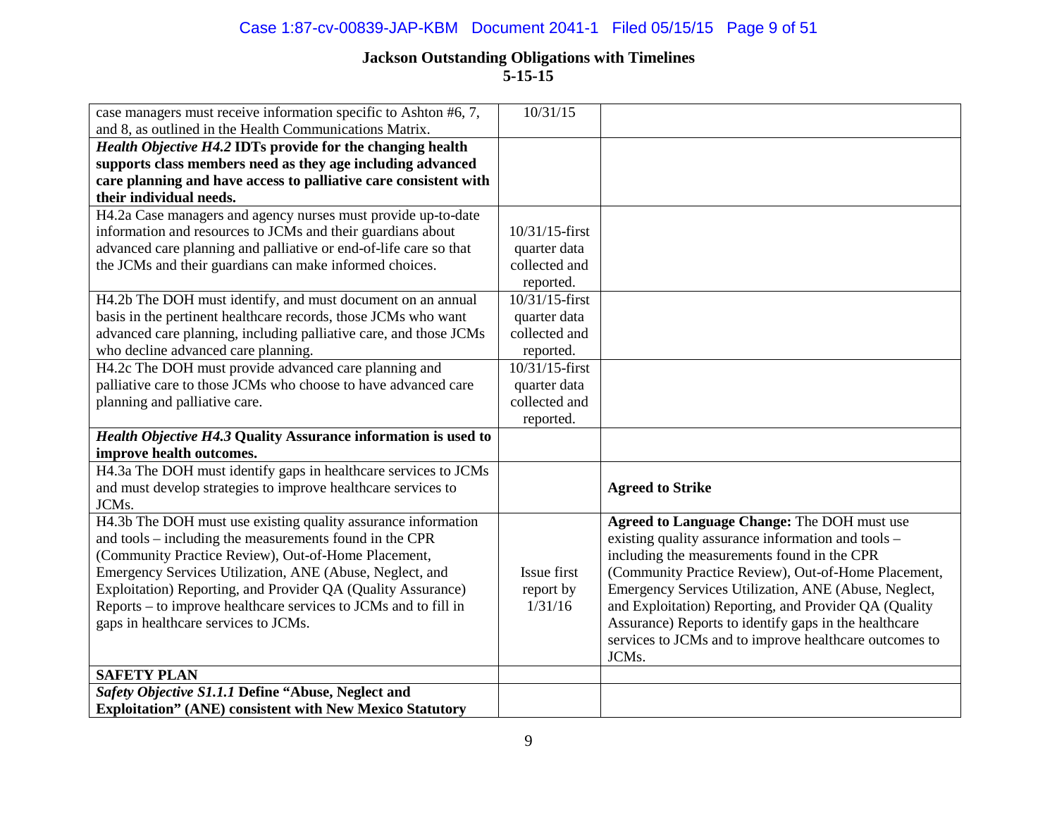**Jackson Outstanding Obligations with Timelines**
**5-15-15**

| | | |
|---|---|---|
| case managers must receive information specific to Ashton #6, 7, and 8, as outlined in the Health Communications Matrix. | 10/31/15 | |
| ***Health Objective H4.2*** **IDTs provide for the changing health supports class members need as they age including advanced care planning and have access to palliative care consistent with their individual needs.** | | |
| H4.2a Case managers and agency nurses must provide up-to-date information and resources to JCMs and their guardians about advanced care planning and palliative or end-of-life care so that the JCMs and their guardians can make informed choices. | 10/31/15-first quarter data collected and reported. | |
| H4.2b The DOH must identify, and must document on an annual basis in the pertinent healthcare records, those JCMs who want advanced care planning, including palliative care, and those JCMs who decline advanced care planning. | 10/31/15-first quarter data collected and reported. | |
| H4.2c The DOH must provide advanced care planning and palliative care to those JCMs who choose to have advanced care planning and palliative care. | 10/31/15-first quarter data collected and reported. | |
| ***Health Objective H4.3*** **Quality Assurance information is used to improve health outcomes.** | | |
| H4.3a The DOH must identify gaps in healthcare services to JCMs and must develop strategies to improve healthcare services to JCMs. | | **Agreed to Strike** |
| H4.3b The DOH must use existing quality assurance information and tools – including the measurements found in the CPR (Community Practice Review), Out-of-Home Placement, Emergency Services Utilization, ANE (Abuse, Neglect, and Exploitation) Reporting, and Provider QA (Quality Assurance) Reports – to improve healthcare services to JCMs and to fill in gaps in healthcare services to JCMs. | Issue first report by 1/31/16 | **Agreed to Language Change:** The DOH must use existing quality assurance information and tools – including the measurements found in the CPR (Community Practice Review), Out-of-Home Placement, Emergency Services Utilization, ANE (Abuse, Neglect, and Exploitation) Reporting, and Provider QA (Quality Assurance) Reports to identify gaps in the healthcare services to JCMs and to improve healthcare outcomes to JCMs. |
| **SAFETY PLAN** | | |
| ***Safety Objective S1.1.1*** **Define "Abuse, Neglect and Exploitation" (ANE) consistent with New Mexico Statutory** | | |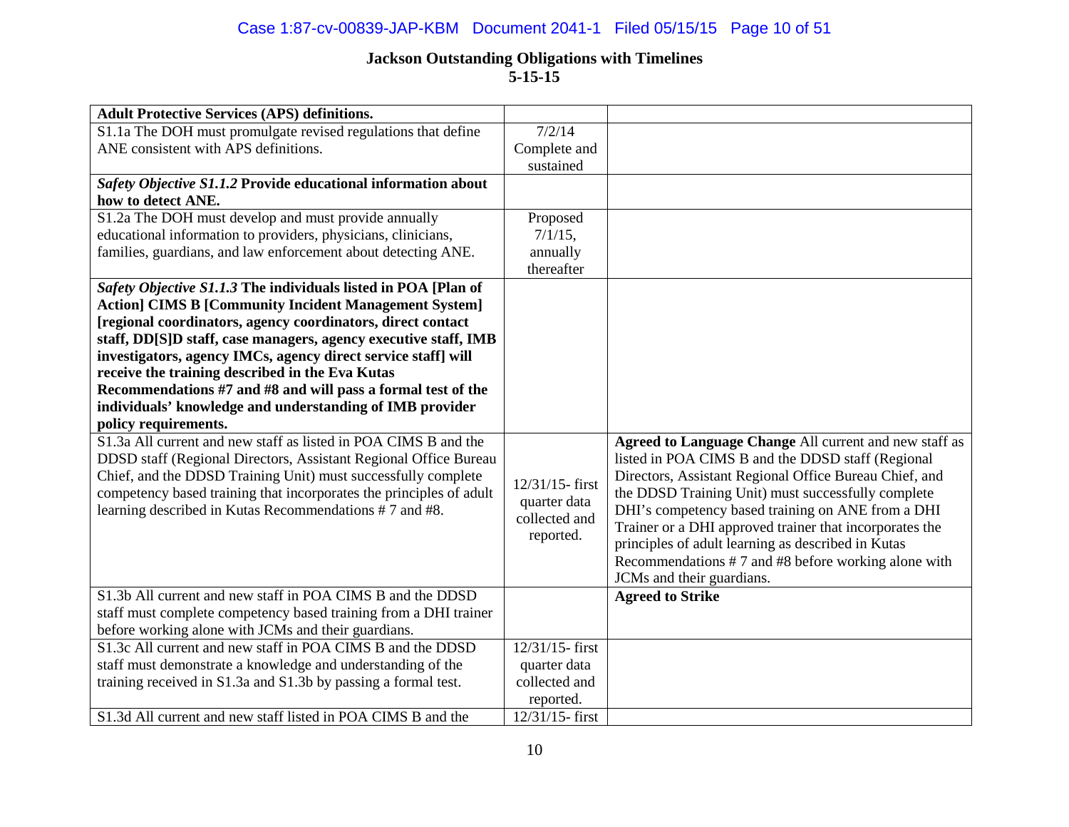## Jackson Outstanding Obligations with Timelines
**5-15-15**

| | | |
|---|---|---|
| **Adult Protective Services (APS) definitions.** | | |
| S1.1a The DOH must promulgate revised regulations that define ANE consistent with APS definitions. | 7/2/14 Complete and sustained | |
| ***Safety Objective S1.1.2*** **Provide educational information about how to detect ANE.** | | |
| S1.2a The DOH must develop and must provide annually educational information to providers, physicians, clinicians, families, guardians, and law enforcement about detecting ANE. | Proposed 7/1/15, annually thereafter | |
| ***Safety Objective S1.1.3*** **The individuals listed in POA [Plan of Action] CIMS B [Community Incident Management System] [regional coordinators, agency coordinators, direct contact staff, DD[S]D staff, case managers, agency executive staff, IMB investigators, agency IMCs, agency direct service staff] will receive the training described in the Eva Kutas Recommendations #7 and #8 and will pass a formal test of the individuals' knowledge and understanding of IMB provider policy requirements.** | | |
| S1.3a All current and new staff as listed in POA CIMS B and the DDSD staff (Regional Directors, Assistant Regional Office Bureau Chief, and the DDSD Training Unit) must successfully complete competency based training that incorporates the principles of adult learning described in Kutas Recommendations # 7 and #8. | 12/31/15- first quarter data collected and reported. | **Agreed to Language Change** All current and new staff as listed in POA CIMS B and the DDSD staff (Regional Directors, Assistant Regional Office Bureau Chief, and the DDSD Training Unit) must successfully complete DHI's competency based training on ANE from a DHI Trainer or a DHI approved trainer that incorporates the principles of adult learning as described in Kutas Recommendations # 7 and #8 before working alone with JCMs and their guardians. |
| S1.3b All current and new staff in POA CIMS B and the DDSD staff must complete competency based training from a DHI trainer before working alone with JCMs and their guardians. | | **Agreed to Strike** |
| S1.3c All current and new staff in POA CIMS B and the DDSD staff must demonstrate a knowledge and understanding of the training received in S1.3a and S1.3b by passing a formal test. | 12/31/15- first quarter data collected and reported. | |
| S1.3d All current and new staff listed in POA CIMS B and the | 12/31/15- first | |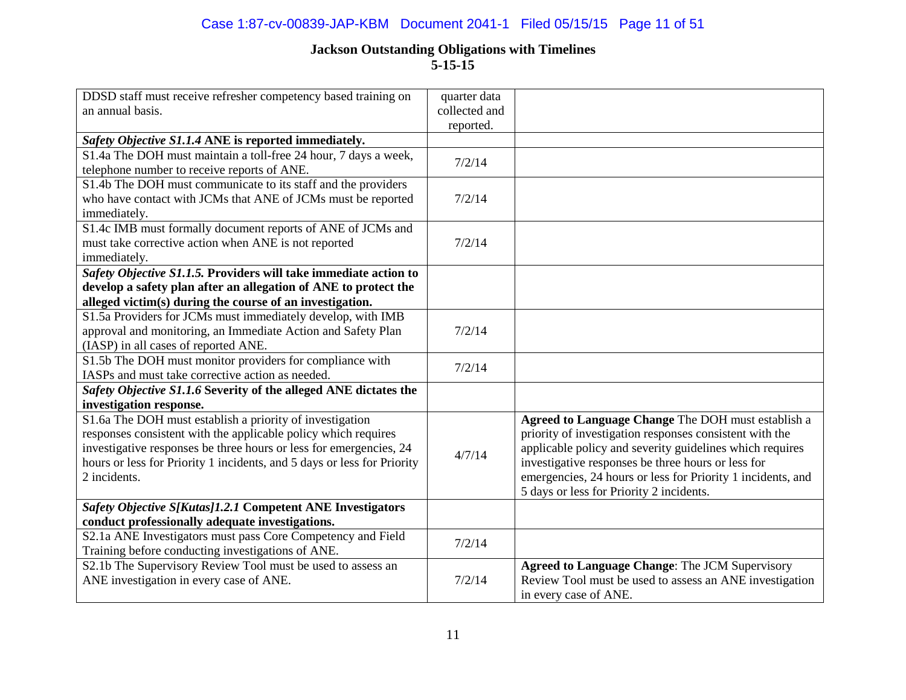**Jackson Outstanding Obligations with Timelines**
**5-15-15**

| | | |
|---|---|---|
| DDSD staff must receive refresher competency based training on an annual basis. | quarter data collected and reported. | |
| ***Safety Objective S1.1.4*** **ANE is reported immediately.** | | |
| S1.4a The DOH must maintain a toll-free 24 hour, 7 days a week, telephone number to receive reports of ANE. | 7/2/14 | |
| S1.4b The DOH must communicate to its staff and the providers who have contact with JCMs that ANE of JCMs must be reported immediately. | 7/2/14 | |
| S1.4c IMB must formally document reports of ANE of JCMs and must take corrective action when ANE is not reported immediately. | 7/2/14 | |
| ***Safety Objective S1.1.5.*** **Providers will take immediate action to develop a safety plan after an allegation of ANE to protect the alleged victim(s) during the course of an investigation.** | | |
| S1.5a Providers for JCMs must immediately develop, with IMB approval and monitoring, an Immediate Action and Safety Plan (IASP) in all cases of reported ANE. | 7/2/14 | |
| S1.5b The DOH must monitor providers for compliance with IASPs and must take corrective action as needed. | 7/2/14 | |
| ***Safety Objective S1.1.6*** **Severity of the alleged ANE dictates the investigation response.** | | |
| S1.6a The DOH must establish a priority of investigation responses consistent with the applicable policy which requires investigative responses be three hours or less for emergencies, 24 hours or less for Priority 1 incidents, and 5 days or less for Priority 2 incidents. | 4/7/14 | **Agreed to Language Change** The DOH must establish a priority of investigation responses consistent with the applicable policy and severity guidelines which requires investigative responses be three hours or less for emergencies, 24 hours or less for Priority 1 incidents, and 5 days or less for Priority 2 incidents. |
| ***Safety Objective S[Kutas]1.2.1*** **Competent ANE Investigators conduct professionally adequate investigations.** | | |
| S2.1a ANE Investigators must pass Core Competency and Field Training before conducting investigations of ANE. | 7/2/14 | |
| S2.1b The Supervisory Review Tool must be used to assess an ANE investigation in every case of ANE. | 7/2/14 | **Agreed to Language Change**: The JCM Supervisory Review Tool must be used to assess an ANE investigation in every case of ANE. |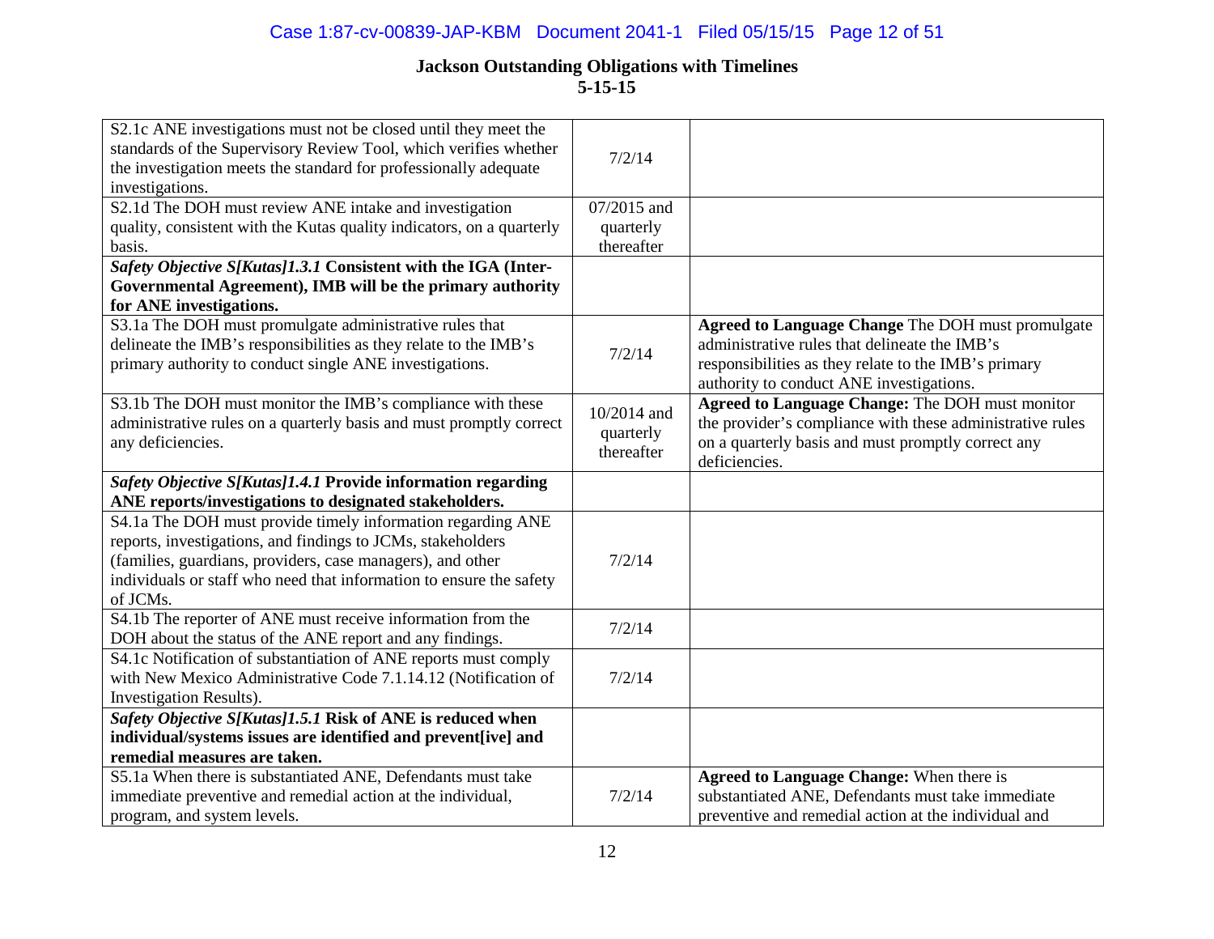**Jackson Outstanding Obligations with Timelines**
**5-15-15**

| | | |
|---|---|---|
| S2.1c ANE investigations must not be closed until they meet the standards of the Supervisory Review Tool, which verifies whether the investigation meets the standard for professionally adequate investigations. | 7/2/14 | |
| S2.1d The DOH must review ANE intake and investigation quality, consistent with the Kutas quality indicators, on a quarterly basis. | 07/2015 and quarterly thereafter | |
| ***Safety Objective S[Kutas]1.3.1* Consistent with the IGA (Inter-Governmental Agreement), IMB will be the primary authority for ANE investigations.** | | |
| S3.1a The DOH must promulgate administrative rules that delineate the IMB's responsibilities as they relate to the IMB's primary authority to conduct single ANE investigations. | 7/2/14 | **Agreed to Language Change** The DOH must promulgate administrative rules that delineate the IMB's responsibilities as they relate to the IMB's primary authority to conduct ANE investigations. |
| S3.1b The DOH must monitor the IMB's compliance with these administrative rules on a quarterly basis and must promptly correct any deficiencies. | 10/2014 and quarterly thereafter | **Agreed to Language Change:** The DOH must monitor the provider's compliance with these administrative rules on a quarterly basis and must promptly correct any deficiencies. |
| ***Safety Objective S[Kutas]1.4.1* Provide information regarding ANE reports/investigations to designated stakeholders.** | | |
| S4.1a The DOH must provide timely information regarding ANE reports, investigations, and findings to JCMs, stakeholders (families, guardians, providers, case managers), and other individuals or staff who need that information to ensure the safety of JCMs. | 7/2/14 | |
| S4.1b The reporter of ANE must receive information from the DOH about the status of the ANE report and any findings. | 7/2/14 | |
| S4.1c Notification of substantiation of ANE reports must comply with New Mexico Administrative Code 7.1.14.12 (Notification of Investigation Results). | 7/2/14 | |
| ***Safety Objective S[Kutas]1.5.1* Risk of ANE is reduced when individual/systems issues are identified and prevent[ive] and remedial measures are taken.** | | |
| S5.1a When there is substantiated ANE, Defendants must take immediate preventive and remedial action at the individual, program, and system levels. | 7/2/14 | **Agreed to Language Change:** When there is substantiated ANE, Defendants must take immediate preventive and remedial action at the individual and |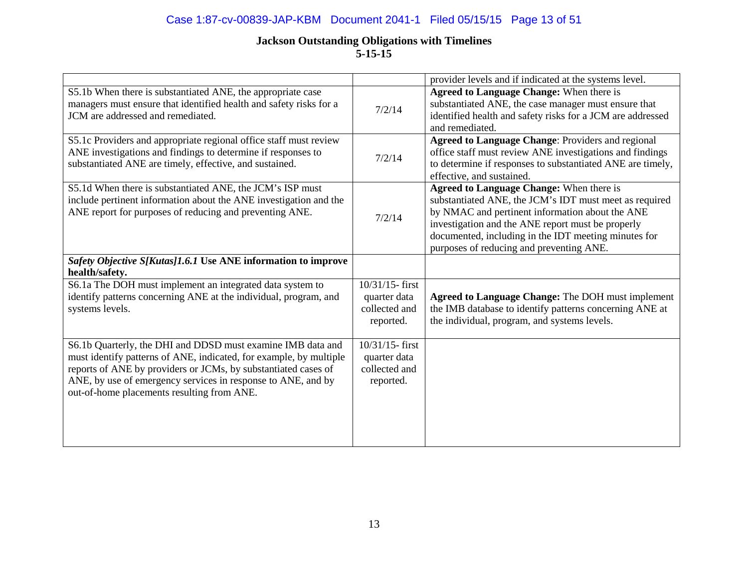## Jackson Outstanding Obligations with Timelines
### 5-15-15

| | | |
|---|---|---|
| | | provider levels and if indicated at the systems level. |
| S5.1b When there is substantiated ANE, the appropriate case managers must ensure that identified health and safety risks for a JCM are addressed and remediated. | 7/2/14 | **Agreed to Language Change:** When there is substantiated ANE, the case manager must ensure that identified health and safety risks for a JCM are addressed and remediated. |
| S5.1c Providers and appropriate regional office staff must review ANE investigations and findings to determine if responses to substantiated ANE are timely, effective, and sustained. | 7/2/14 | **Agreed to Language Change**: Providers and regional office staff must review ANE investigations and findings to determine if responses to substantiated ANE are timely, effective, and sustained. |
| S5.1d When there is substantiated ANE, the JCM's ISP must include pertinent information about the ANE investigation and the ANE report for purposes of reducing and preventing ANE. | 7/2/14 | **Agreed to Language Change:** When there is substantiated ANE, the JCM's IDT must meet as required by NMAC and pertinent information about the ANE investigation and the ANE report must be properly documented, including in the IDT meeting minutes for purposes of reducing and preventing ANE. |
| ***Safety Objective S[Kutas]1.6.1* Use ANE information to improve health/safety.** | | |
| S6.1a The DOH must implement an integrated data system to identify patterns concerning ANE at the individual, program, and systems levels. | 10/31/15- first quarter data collected and reported. | **Agreed to Language Change:** The DOH must implement the IMB database to identify patterns concerning ANE at the individual, program, and systems levels. |
| S6.1b Quarterly, the DHI and DDSD must examine IMB data and must identify patterns of ANE, indicated, for example, by multiple reports of ANE by providers or JCMs, by substantiated cases of ANE, by use of emergency services in response to ANE, and by out-of-home placements resulting from ANE. | 10/31/15- first quarter data collected and reported. | |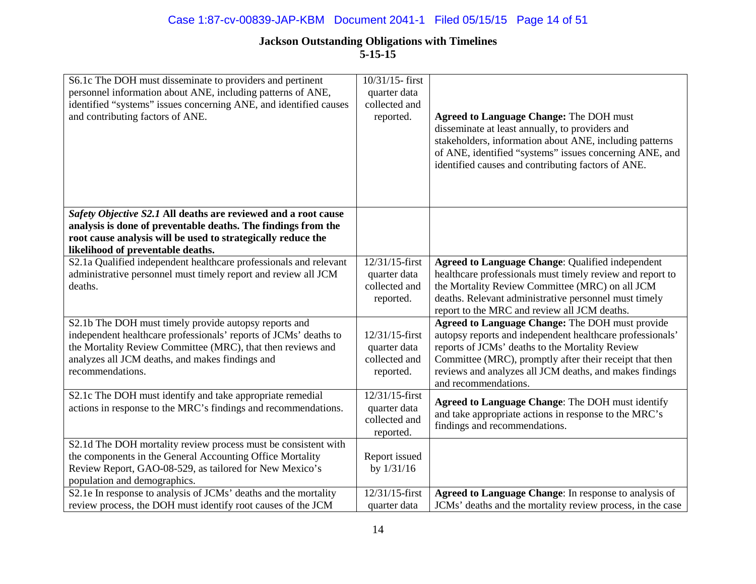**Jackson Outstanding Obligations with Timelines**
**5-15-15**

| | | |
|---|---|---|
| S6.1c The DOH must disseminate to providers and pertinent personnel information about ANE, including patterns of ANE, identified "systems" issues concerning ANE, and identified causes and contributing factors of ANE. | 10/31/15- first quarter data collected and reported. | **Agreed to Language Change:** The DOH must disseminate at least annually, to providers and stakeholders, information about ANE, including patterns of ANE, identified "systems" issues concerning ANE, and identified causes and contributing factors of ANE. |
| ***Safety Objective S2.1* All deaths are reviewed and a root cause analysis is done of preventable deaths. The findings from the root cause analysis will be used to strategically reduce the likelihood of preventable deaths.** | | |
| S2.1a Qualified independent healthcare professionals and relevant administrative personnel must timely report and review all JCM deaths. | 12/31/15-first quarter data collected and reported. | **Agreed to Language Change**: Qualified independent healthcare professionals must timely review and report to the Mortality Review Committee (MRC) on all JCM deaths. Relevant administrative personnel must timely report to the MRC and review all JCM deaths. |
| S2.1b The DOH must timely provide autopsy reports and independent healthcare professionals' reports of JCMs' deaths to the Mortality Review Committee (MRC), that then reviews and analyzes all JCM deaths, and makes findings and recommendations. | 12/31/15-first quarter data collected and reported. | **Agreed to Language Change:** The DOH must provide autopsy reports and independent healthcare professionals' reports of JCMs' deaths to the Mortality Review Committee (MRC), promptly after their receipt that then reviews and analyzes all JCM deaths, and makes findings and recommendations. |
| S2.1c The DOH must identify and take appropriate remedial actions in response to the MRC's findings and recommendations. | 12/31/15-first quarter data collected and reported. | **Agreed to Language Change**: The DOH must identify and take appropriate actions in response to the MRC's findings and recommendations. |
| S2.1d The DOH mortality review process must be consistent with the components in the General Accounting Office Mortality Review Report, GAO-08-529, as tailored for New Mexico's population and demographics. | Report issued by 1/31/16 | |
| S2.1e In response to analysis of JCMs' deaths and the mortality review process, the DOH must identify root causes of the JCM | 12/31/15-first quarter data | **Agreed to Language Change**: In response to analysis of JCMs' deaths and the mortality review process, in the case |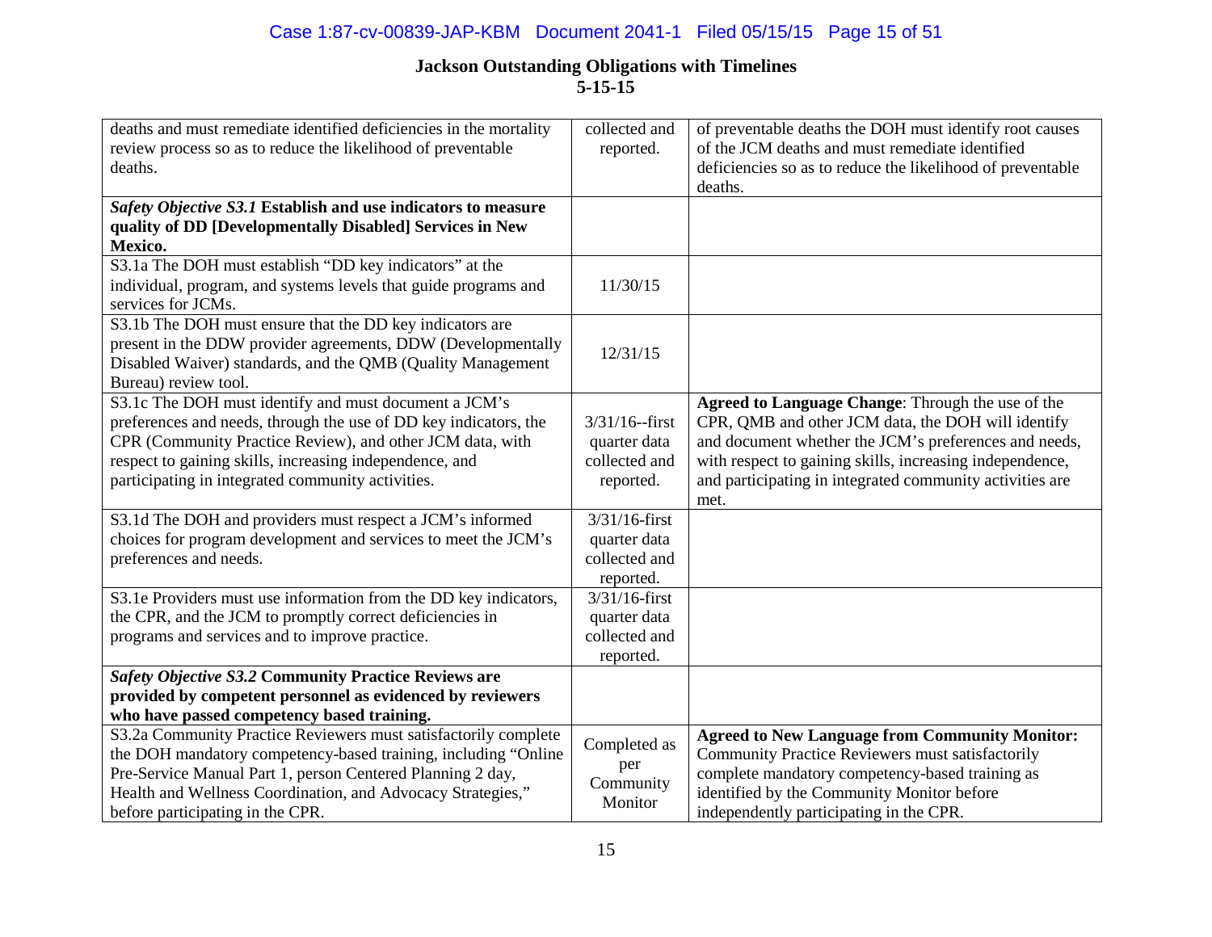**Jackson Outstanding Obligations with Timelines**
**5-15-15**

| | | |
|---|---|---|
| deaths and must remediate identified deficiencies in the mortality review process so as to reduce the likelihood of preventable deaths. | collected and reported. | of preventable deaths the DOH must identify root causes of the JCM deaths and must remediate identified deficiencies so as to reduce the likelihood of preventable deaths. |
| ***Safety Objective S3.1* Establish and use indicators to measure quality of DD [Developmentally Disabled] Services in New Mexico.** | | |
| S3.1a The DOH must establish "DD key indicators" at the individual, program, and systems levels that guide programs and services for JCMs. | 11/30/15 | |
| S3.1b The DOH must ensure that the DD key indicators are present in the DDW provider agreements, DDW (Developmentally Disabled Waiver) standards, and the QMB (Quality Management Bureau) review tool. | 12/31/15 | |
| S3.1c The DOH must identify and must document a JCM's preferences and needs, through the use of DD key indicators, the CPR (Community Practice Review), and other JCM data, with respect to gaining skills, increasing independence, and participating in integrated community activities. | 3/31/16--first quarter data collected and reported. | **Agreed to Language Change**: Through the use of the CPR, QMB and other JCM data, the DOH will identify and document whether the JCM's preferences and needs, with respect to gaining skills, increasing independence, and participating in integrated community activities are met. |
| S3.1d The DOH and providers must respect a JCM's informed choices for program development and services to meet the JCM's preferences and needs. | 3/31/16-first quarter data collected and reported. | |
| S3.1e Providers must use information from the DD key indicators, the CPR, and the JCM to promptly correct deficiencies in programs and services and to improve practice. | 3/31/16-first quarter data collected and reported. | |
| ***Safety Objective S3.2* Community Practice Reviews are provided by competent personnel as evidenced by reviewers who have passed competency based training.** | | |
| S3.2a Community Practice Reviewers must satisfactorily complete the DOH mandatory competency-based training, including "Online Pre-Service Manual Part 1, person Centered Planning 2 day, Health and Wellness Coordination, and Advocacy Strategies," before participating in the CPR. | Completed as per Community Monitor | **Agreed to New Language from Community Monitor:** Community Practice Reviewers must satisfactorily complete mandatory competency-based training as identified by the Community Monitor before independently participating in the CPR. |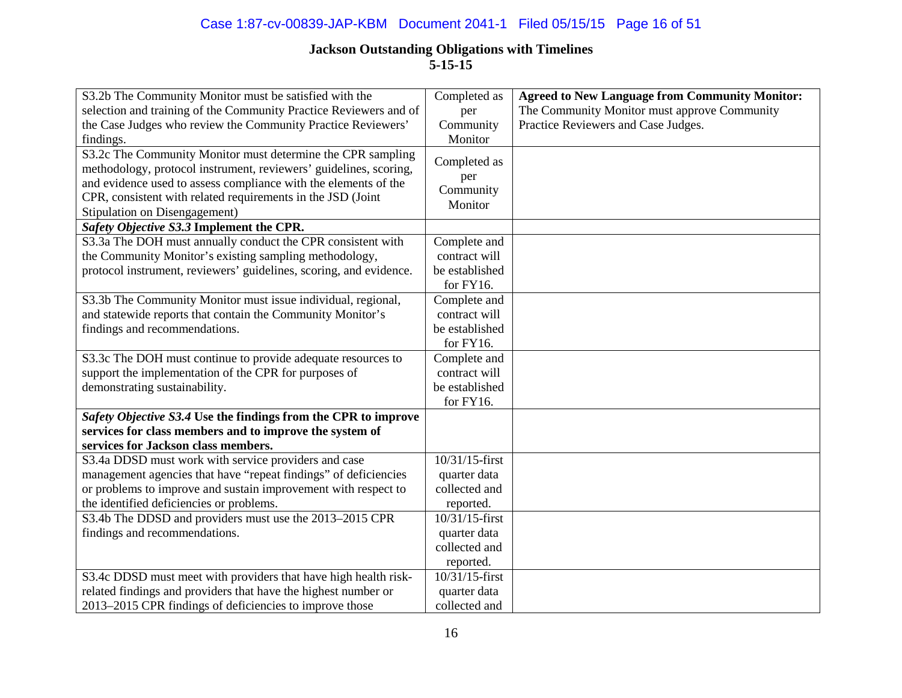**Jackson Outstanding Obligations with Timelines**
**5-15-15**

| | | |
|---|---|---|
| S3.2b The Community Monitor must be satisfied with the selection and training of the Community Practice Reviewers and of the Case Judges who review the Community Practice Reviewers' findings. | Completed as per Community Monitor | **Agreed to New Language from Community Monitor:** The Community Monitor must approve Community Practice Reviewers and Case Judges. |
| S3.2c The Community Monitor must determine the CPR sampling methodology, protocol instrument, reviewers' guidelines, scoring, and evidence used to assess compliance with the elements of the CPR, consistent with related requirements in the JSD (Joint Stipulation on Disengagement) | Completed as per Community Monitor | |
| ***Safety Objective S3.3*** **Implement the CPR.** | | |
| S3.3a The DOH must annually conduct the CPR consistent with the Community Monitor's existing sampling methodology, protocol instrument, reviewers' guidelines, scoring, and evidence. | Complete and contract will be established for FY16. | |
| S3.3b The Community Monitor must issue individual, regional, and statewide reports that contain the Community Monitor's findings and recommendations. | Complete and contract will be established for FY16. | |
| S3.3c The DOH must continue to provide adequate resources to support the implementation of the CPR for purposes of demonstrating sustainability. | Complete and contract will be established for FY16. | |
| ***Safety Objective S3.4*** **Use the findings from the CPR to improve services for class members and to improve the system of services for Jackson class members.** | | |
| S3.4a DDSD must work with service providers and case management agencies that have "repeat findings" of deficiencies or problems to improve and sustain improvement with respect to the identified deficiencies or problems. | 10/31/15-first quarter data collected and reported. | |
| S3.4b The DDSD and providers must use the 2013–2015 CPR findings and recommendations. | 10/31/15-first quarter data collected and reported. | |
| S3.4c DDSD must meet with providers that have high health risk-related findings and providers that have the highest number or 2013–2015 CPR findings of deficiencies to improve those | 10/31/15-first quarter data collected and | |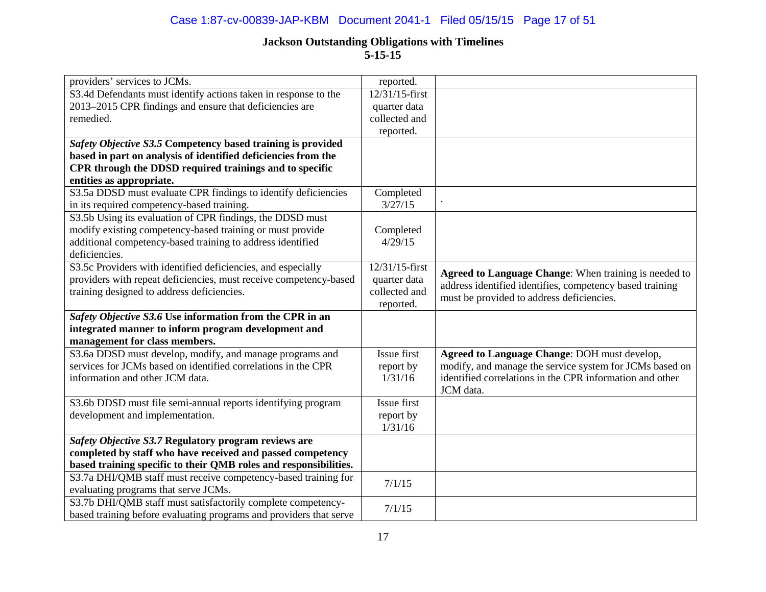## Jackson Outstanding Obligations with Timelines
## 5-15-15

| | | |
|---|---|---|
| providers' services to JCMs. | reported. | |
| S3.4d Defendants must identify actions taken in response to the 2013–2015 CPR findings and ensure that deficiencies are remedied. | 12/31/15-first quarter data collected and reported. | |
| ***Safety Objective S3.5* Competency based training is provided based in part on analysis of identified deficiencies from the CPR through the DDSD required trainings and to specific entities as appropriate.** | | |
| S3.5a DDSD must evaluate CPR findings to identify deficiencies in its required competency-based training. | Completed 3/27/15 | . |
| S3.5b Using its evaluation of CPR findings, the DDSD must modify existing competency-based training or must provide additional competency-based training to address identified deficiencies. | Completed 4/29/15 | |
| S3.5c Providers with identified deficiencies, and especially providers with repeat deficiencies, must receive competency-based training designed to address deficiencies. | 12/31/15-first quarter data collected and reported. | **Agreed to Language Change**: When training is needed to address identified identifies, competency based training must be provided to address deficiencies. |
| ***Safety Objective S3.6* Use information from the CPR in an integrated manner to inform program development and management for class members.** | | |
| S3.6a DDSD must develop, modify, and manage programs and services for JCMs based on identified correlations in the CPR information and other JCM data. | Issue first report by 1/31/16 | **Agreed to Language Change**: DOH must develop, modify, and manage the service system for JCMs based on identified correlations in the CPR information and other JCM data. |
| S3.6b DDSD must file semi-annual reports identifying program development and implementation. | Issue first report by 1/31/16 | |
| ***Safety Objective S3.7* Regulatory program reviews are completed by staff who have received and passed competency based training specific to their QMB roles and responsibilities.** | | |
| S3.7a DHI/QMB staff must receive competency-based training for evaluating programs that serve JCMs. | 7/1/15 | |
| S3.7b DHI/QMB staff must satisfactorily complete competency-based training before evaluating programs and providers that serve | 7/1/15 | |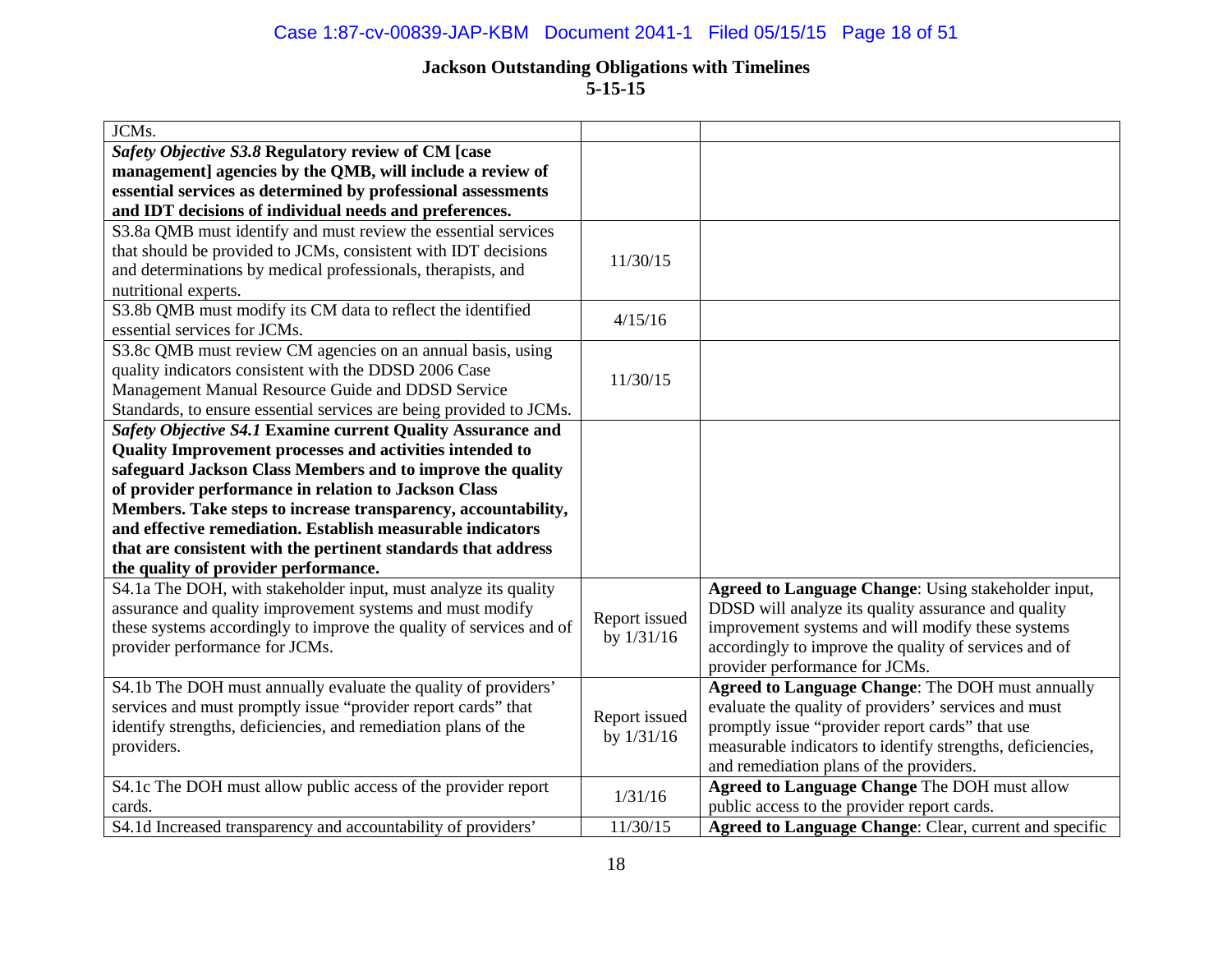**Jackson Outstanding Obligations with Timelines**
**5-15-15**

| | | |
|---|---|---|
| JCMs. | | |
| ***Safety Objective S3.8* Regulatory review of CM [case management] agencies by the QMB, will include a review of essential services as determined by professional assessments and IDT decisions of individual needs and preferences.** | | |
| S3.8a QMB must identify and must review the essential services that should be provided to JCMs, consistent with IDT decisions and determinations by medical professionals, therapists, and nutritional experts. | 11/30/15 | |
| S3.8b QMB must modify its CM data to reflect the identified essential services for JCMs. | 4/15/16 | |
| S3.8c QMB must review CM agencies on an annual basis, using quality indicators consistent with the DDSD 2006 Case Management Manual Resource Guide and DDSD Service Standards, to ensure essential services are being provided to JCMs. | 11/30/15 | |
| ***Safety Objective S4.1* Examine current Quality Assurance and Quality Improvement processes and activities intended to safeguard Jackson Class Members and to improve the quality of provider performance in relation to Jackson Class Members. Take steps to increase transparency, accountability, and effective remediation. Establish measurable indicators that are consistent with the pertinent standards that address the quality of provider performance.** | | |
| S4.1a The DOH, with stakeholder input, must analyze its quality assurance and quality improvement systems and must modify these systems accordingly to improve the quality of services and of provider performance for JCMs. | Report issued by 1/31/16 | **Agreed to Language Change**: Using stakeholder input, DDSD will analyze its quality assurance and quality improvement systems and will modify these systems accordingly to improve the quality of services and of provider performance for JCMs. |
| S4.1b The DOH must annually evaluate the quality of providers' services and must promptly issue "provider report cards" that identify strengths, deficiencies, and remediation plans of the providers. | Report issued by 1/31/16 | **Agreed to Language Change**: The DOH must annually evaluate the quality of providers' services and must promptly issue "provider report cards" that use measurable indicators to identify strengths, deficiencies, and remediation plans of the providers. |
| S4.1c The DOH must allow public access of the provider report cards. | 1/31/16 | **Agreed to Language Change** The DOH must allow public access to the provider report cards. |
| S4.1d Increased transparency and accountability of providers' | 11/30/15 | **Agreed to Language Change**: Clear, current and specific |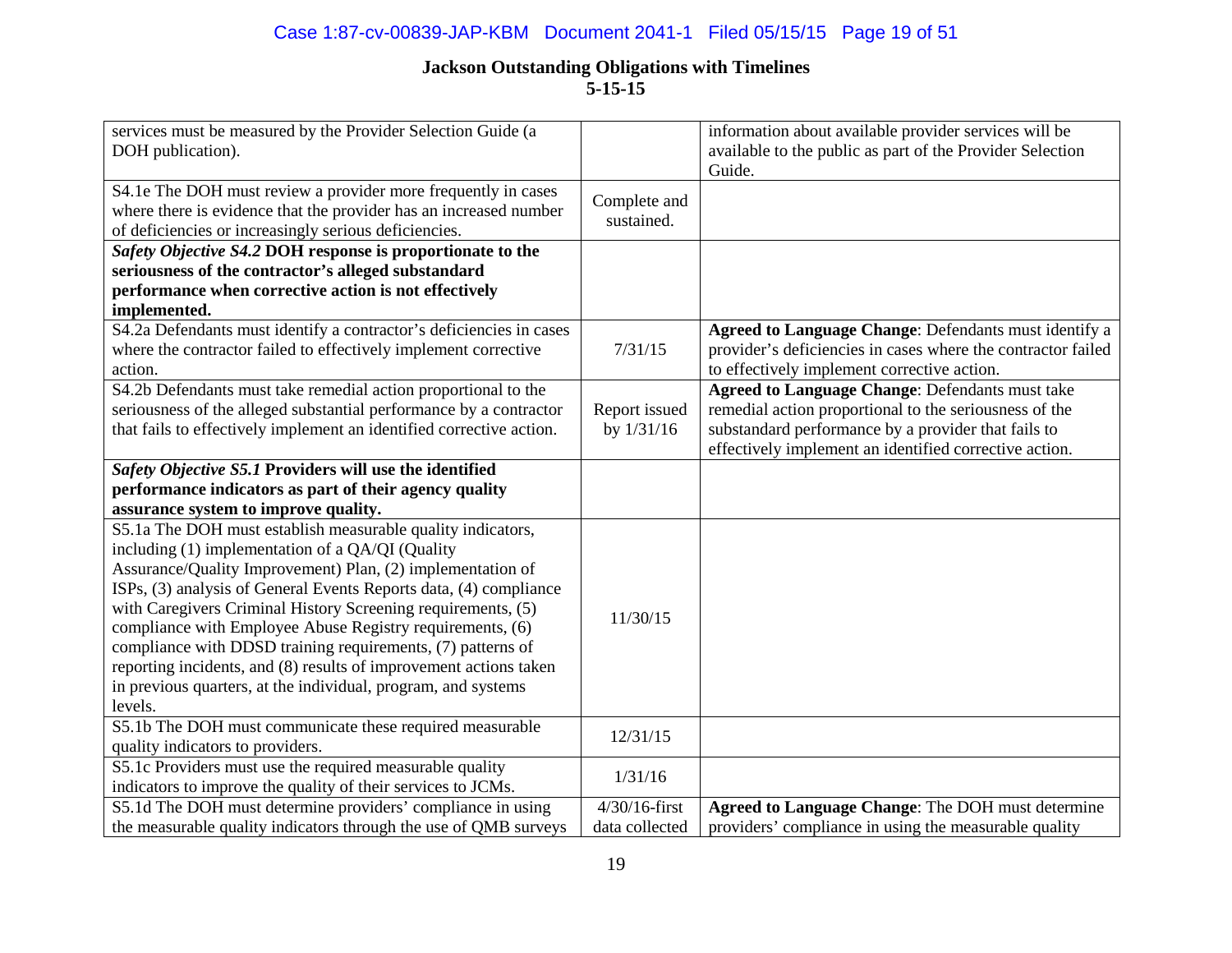**Jackson Outstanding Obligations with Timelines**
**5-15-15**

| | | |
|---|---|---|
| services must be measured by the Provider Selection Guide (a DOH publication). | | information about available provider services will be available to the public as part of the Provider Selection Guide. |
| S4.1e The DOH must review a provider more frequently in cases where there is evidence that the provider has an increased number of deficiencies or increasingly serious deficiencies. | Complete and sustained. | |
| ***Safety Objective S4.2* DOH response is proportionate to the seriousness of the contractor's alleged substandard performance when corrective action is not effectively implemented.** | | |
| S4.2a Defendants must identify a contractor's deficiencies in cases where the contractor failed to effectively implement corrective action. | 7/31/15 | **Agreed to Language Change**: Defendants must identify a provider's deficiencies in cases where the contractor failed to effectively implement corrective action. |
| S4.2b Defendants must take remedial action proportional to the seriousness of the alleged substantial performance by a contractor that fails to effectively implement an identified corrective action. | Report issued by 1/31/16 | **Agreed to Language Change**: Defendants must take remedial action proportional to the seriousness of the substandard performance by a provider that fails to effectively implement an identified corrective action. |
| ***Safety Objective S5.1* Providers will use the identified performance indicators as part of their agency quality assurance system to improve quality.** | | |
| S5.1a The DOH must establish measurable quality indicators, including (1) implementation of a QA/QI (Quality Assurance/Quality Improvement) Plan, (2) implementation of ISPs, (3) analysis of General Events Reports data, (4) compliance with Caregivers Criminal History Screening requirements, (5) compliance with Employee Abuse Registry requirements, (6) compliance with DDSD training requirements, (7) patterns of reporting incidents, and (8) results of improvement actions taken in previous quarters, at the individual, program, and systems levels. | 11/30/15 | |
| S5.1b The DOH must communicate these required measurable quality indicators to providers. | 12/31/15 | |
| S5.1c Providers must use the required measurable quality indicators to improve the quality of their services to JCMs. | 1/31/16 | |
| S5.1d The DOH must determine providers' compliance in using the measurable quality indicators through the use of QMB surveys | 4/30/16-first data collected | **Agreed to Language Change**: The DOH must determine providers' compliance in using the measurable quality |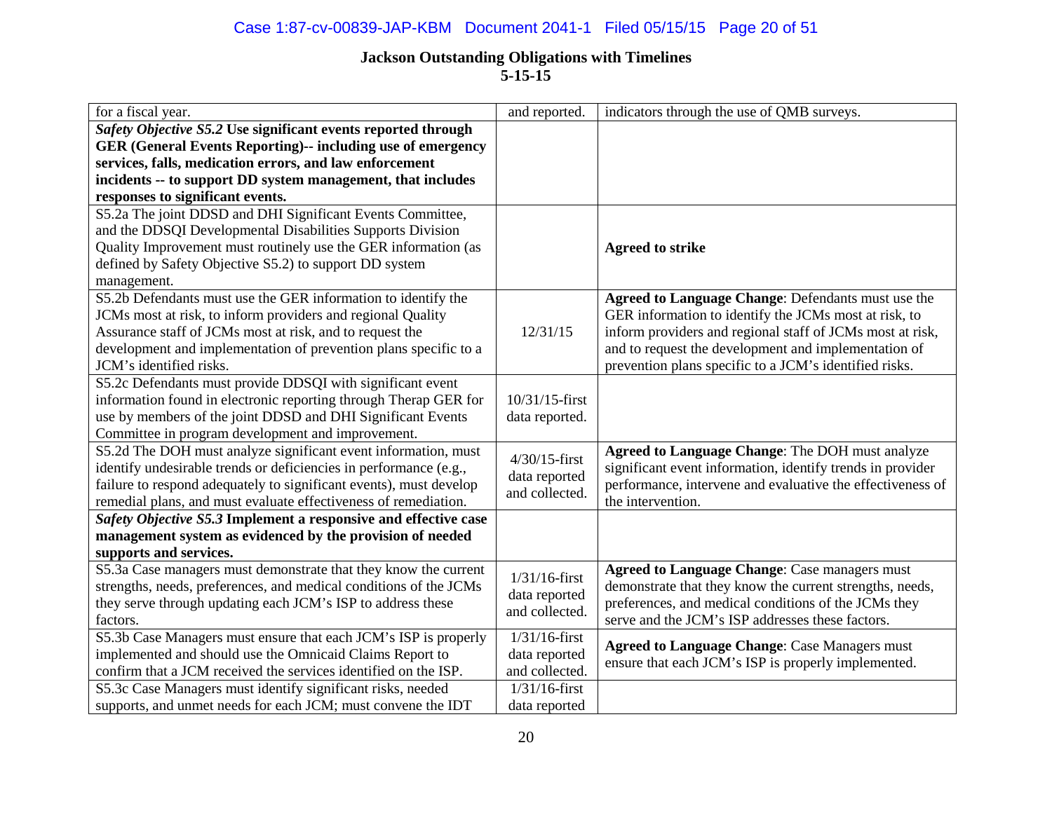## Jackson Outstanding Obligations with Timelines
### 5-15-15

| | | |
|---|---|---|
| for a fiscal year. | and reported. | indicators through the use of QMB surveys. |
| ***Safety Objective S5.2* Use significant events reported through GER (General Events Reporting)-- including use of emergency services, falls, medication errors, and law enforcement incidents -- to support DD system management, that includes responses to significant events.** | | |
| S5.2a The joint DDSD and DHI Significant Events Committee, and the DDSQI Developmental Disabilities Supports Division Quality Improvement must routinely use the GER information (as defined by Safety Objective S5.2) to support DD system management. | | **Agreed to strike** |
| S5.2b Defendants must use the GER information to identify the JCMs most at risk, to inform providers and regional Quality Assurance staff of JCMs most at risk, and to request the development and implementation of prevention plans specific to a JCM's identified risks. | 12/31/15 | **Agreed to Language Change**: Defendants must use the GER information to identify the JCMs most at risk, to inform providers and regional staff of JCMs most at risk, and to request the development and implementation of prevention plans specific to a JCM's identified risks. |
| S5.2c Defendants must provide DDSQI with significant event information found in electronic reporting through Therap GER for use by members of the joint DDSD and DHI Significant Events Committee in program development and improvement. | 10/31/15-first data reported. | |
| S5.2d The DOH must analyze significant event information, must identify undesirable trends or deficiencies in performance (e.g., failure to respond adequately to significant events), must develop remedial plans, and must evaluate effectiveness of remediation. | 4/30/15-first data reported and collected. | **Agreed to Language Change**: The DOH must analyze significant event information, identify trends in provider performance, intervene and evaluative the effectiveness of the intervention. |
| ***Safety Objective S5.3* Implement a responsive and effective case management system as evidenced by the provision of needed supports and services.** | | |
| S5.3a Case managers must demonstrate that they know the current strengths, needs, preferences, and medical conditions of the JCMs they serve through updating each JCM's ISP to address these factors. | 1/31/16-first data reported and collected. | **Agreed to Language Change**: Case managers must demonstrate that they know the current strengths, needs, preferences, and medical conditions of the JCMs they serve and the JCM's ISP addresses these factors. |
| S5.3b Case Managers must ensure that each JCM's ISP is properly implemented and should use the Omnicaid Claims Report to confirm that a JCM received the services identified on the ISP. | 1/31/16-first data reported and collected. | **Agreed to Language Change**: Case Managers must ensure that each JCM's ISP is properly implemented. |
| S5.3c Case Managers must identify significant risks, needed supports, and unmet needs for each JCM; must convene the IDT | 1/31/16-first data reported | |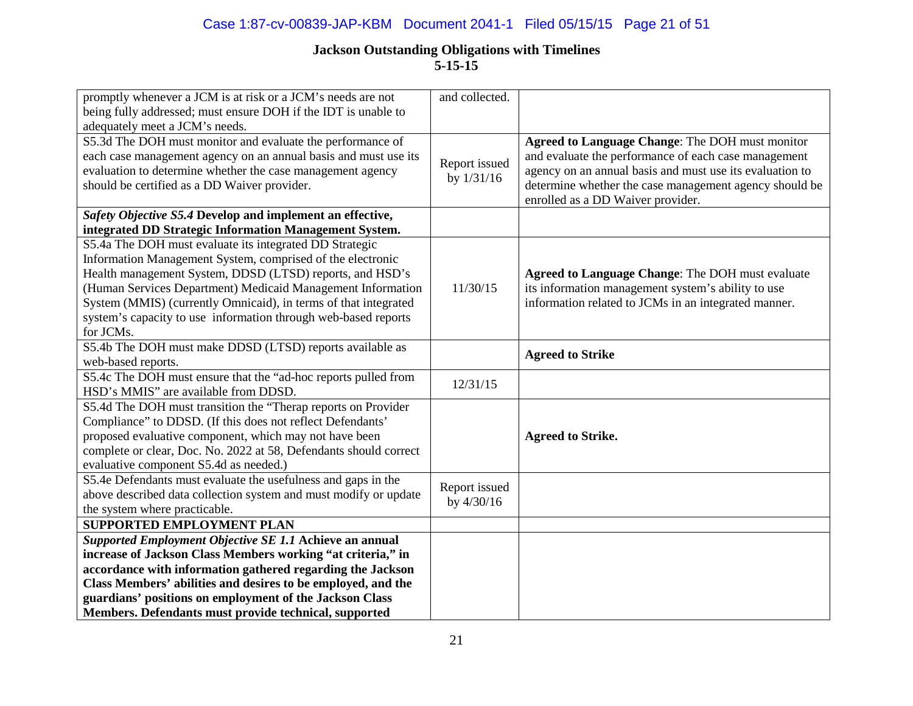**Jackson Outstanding Obligations with Timelines**
**5-15-15**

| | | |
|---|---|---|
| promptly whenever a JCM is at risk or a JCM's needs are not being fully addressed; must ensure DOH if the IDT is unable to adequately meet a JCM's needs. | and collected. | |
| S5.3d The DOH must monitor and evaluate the performance of each case management agency on an annual basis and must use its evaluation to determine whether the case management agency should be certified as a DD Waiver provider. | Report issued by 1/31/16 | **Agreed to Language Change**: The DOH must monitor and evaluate the performance of each case management agency on an annual basis and must use its evaluation to determine whether the case management agency should be enrolled as a DD Waiver provider. |
| ***Safety Objective S5.4*** **Develop and implement an effective, integrated DD Strategic Information Management System.** | | |
| S5.4a The DOH must evaluate its integrated DD Strategic Information Management System, comprised of the electronic Health management System, DDSD (LTSD) reports, and HSD's (Human Services Department) Medicaid Management Information System (MMIS) (currently Omnicaid), in terms of that integrated system's capacity to use information through web-based reports for JCMs. | 11/30/15 | **Agreed to Language Change**: The DOH must evaluate its information management system's ability to use information related to JCMs in an integrated manner. |
| S5.4b The DOH must make DDSD (LTSD) reports available as web-based reports. | | **Agreed to Strike** |
| S5.4c The DOH must ensure that the "ad-hoc reports pulled from HSD's MMIS" are available from DDSD. | 12/31/15 | |
| S5.4d The DOH must transition the "Therap reports on Provider Compliance" to DDSD. (If this does not reflect Defendants' proposed evaluative component, which may not have been complete or clear, Doc. No. 2022 at 58, Defendants should correct evaluative component S5.4d as needed.) | | **Agreed to Strike.** |
| S5.4e Defendants must evaluate the usefulness and gaps in the above described data collection system and must modify or update the system where practicable. | Report issued by 4/30/16 | |
| **SUPPORTED EMPLOYMENT PLAN** | | |
| ***Supported Employment Objective SE 1.1*** **Achieve an annual increase of Jackson Class Members working "at criteria," in accordance with information gathered regarding the Jackson Class Members' abilities and desires to be employed, and the guardians' positions on employment of the Jackson Class Members. Defendants must provide technical, supported** | | |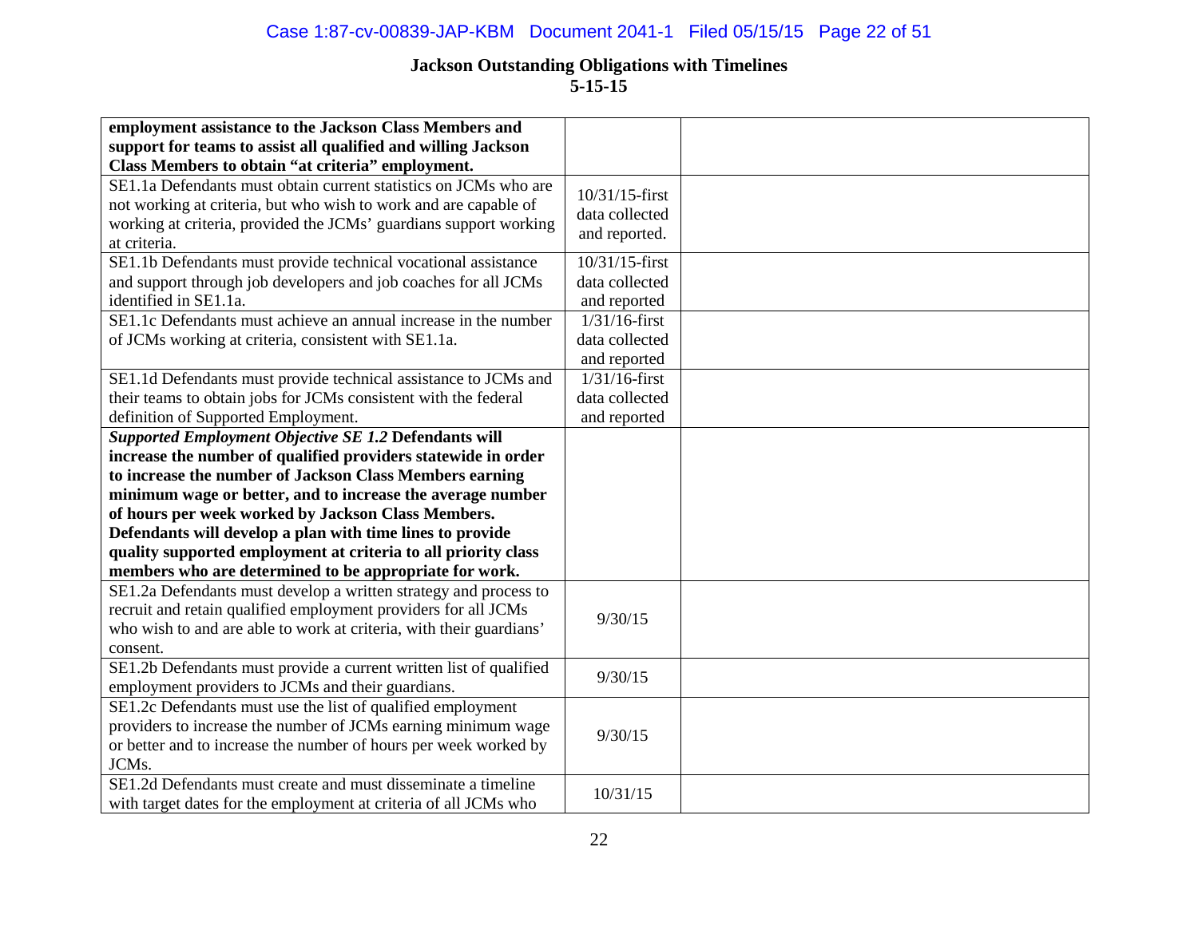## Jackson Outstanding Obligations with Timelines
### 5-15-15

| | | |
|---|---|---|
| **employment assistance to the Jackson Class Members and support for teams to assist all qualified and willing Jackson Class Members to obtain "at criteria" employment.** | | |
| SE1.1a Defendants must obtain current statistics on JCMs who are not working at criteria, but who wish to work and are capable of working at criteria, provided the JCMs' guardians support working at criteria. | 10/31/15-first data collected and reported. | |
| SE1.1b Defendants must provide technical vocational assistance and support through job developers and job coaches for all JCMs identified in SE1.1a. | 10/31/15-first data collected and reported | |
| SE1.1c Defendants must achieve an annual increase in the number of JCMs working at criteria, consistent with SE1.1a. | 1/31/16-first data collected and reported | |
| SE1.1d Defendants must provide technical assistance to JCMs and their teams to obtain jobs for JCMs consistent with the federal definition of Supported Employment. | 1/31/16-first data collected and reported | |
| ***Supported Employment Objective SE 1.2* Defendants will increase the number of qualified providers statewide in order to increase the number of Jackson Class Members earning minimum wage or better, and to increase the average number of hours per week worked by Jackson Class Members. Defendants will develop a plan with time lines to provide quality supported employment at criteria to all priority class members who are determined to be appropriate for work.** | | |
| SE1.2a Defendants must develop a written strategy and process to recruit and retain qualified employment providers for all JCMs who wish to and are able to work at criteria, with their guardians' consent. | 9/30/15 | |
| SE1.2b Defendants must provide a current written list of qualified employment providers to JCMs and their guardians. | 9/30/15 | |
| SE1.2c Defendants must use the list of qualified employment providers to increase the number of JCMs earning minimum wage or better and to increase the number of hours per week worked by JCMs. | 9/30/15 | |
| SE1.2d Defendants must create and must disseminate a timeline with target dates for the employment at criteria of all JCMs who | 10/31/15 | |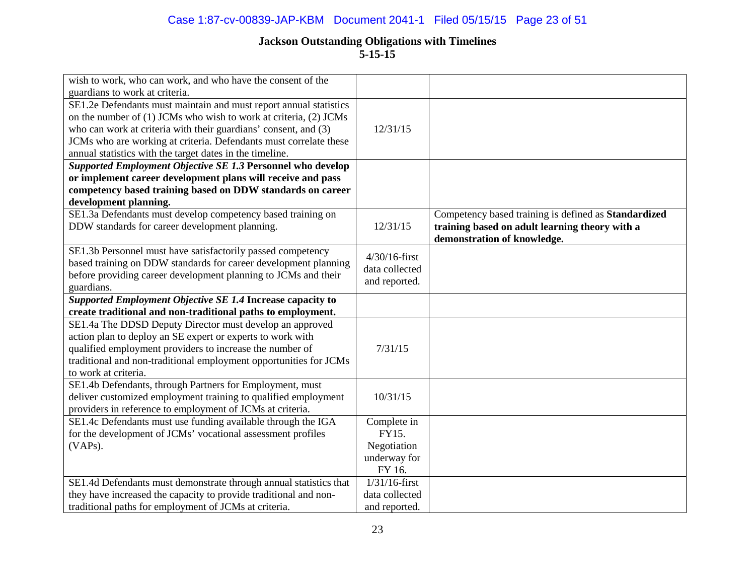**Jackson Outstanding Obligations with Timelines**
**5-15-15**

| | | |
|---|---|---|
| wish to work, who can work, and who have the consent of the guardians to work at criteria. | | |
| SE1.2e Defendants must maintain and must report annual statistics on the number of (1) JCMs who wish to work at criteria, (2) JCMs who can work at criteria with their guardians' consent, and (3) JCMs who are working at criteria. Defendants must correlate these annual statistics with the target dates in the timeline. | 12/31/15 | |
| ***Supported Employment Objective SE 1.3* Personnel who develop or implement career development plans will receive and pass competency based training based on DDW standards on career development planning.** | | |
| SE1.3a Defendants must develop competency based training on DDW standards for career development planning. | 12/31/15 | Competency based training is defined as **Standardized training based on adult learning theory with a demonstration of knowledge.** |
| SE1.3b Personnel must have satisfactorily passed competency based training on DDW standards for career development planning before providing career development planning to JCMs and their guardians. | 4/30/16-first data collected and reported. | |
| ***Supported Employment Objective SE 1.4* Increase capacity to create traditional and non-traditional paths to employment.** | | |
| SE1.4a The DDSD Deputy Director must develop an approved action plan to deploy an SE expert or experts to work with qualified employment providers to increase the number of traditional and non-traditional employment opportunities for JCMs to work at criteria. | 7/31/15 | |
| SE1.4b Defendants, through Partners for Employment, must deliver customized employment training to qualified employment providers in reference to employment of JCMs at criteria. | 10/31/15 | |
| SE1.4c Defendants must use funding available through the IGA for the development of JCMs' vocational assessment profiles (VAPs). | Complete in FY15. Negotiation underway for FY 16. | |
| SE1.4d Defendants must demonstrate through annual statistics that they have increased the capacity to provide traditional and non-traditional paths for employment of JCMs at criteria. | 1/31/16-first data collected and reported. | |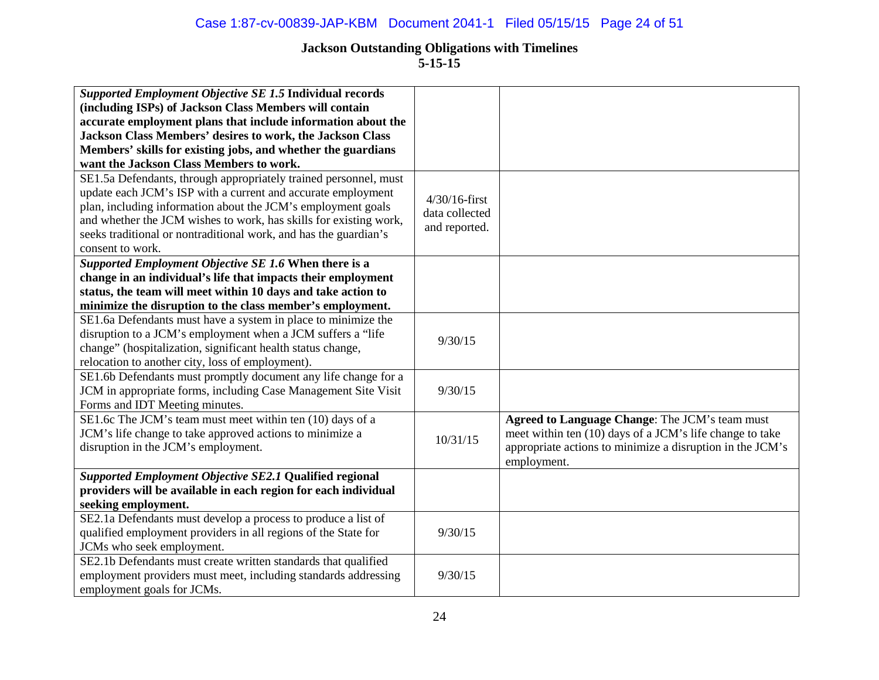## Jackson Outstanding Obligations with Timelines
## 5-15-15

| | | |
|---|---|---|
| ***Supported Employment Objective SE 1.5*** **Individual records (including ISPs) of Jackson Class Members will contain accurate employment plans that include information about the Jackson Class Members' desires to work, the Jackson Class Members' skills for existing jobs, and whether the guardians want the Jackson Class Members to work.** | | |
| SE1.5a Defendants, through appropriately trained personnel, must update each JCM's ISP with a current and accurate employment plan, including information about the JCM's employment goals and whether the JCM wishes to work, has skills for existing work, seeks traditional or nontraditional work, and has the guardian's consent to work. | 4/30/16-first data collected and reported. | |
| ***Supported Employment Objective SE 1.6*** **When there is a change in an individual's life that impacts their employment status, the team will meet within 10 days and take action to minimize the disruption to the class member's employment.** | | |
| SE1.6a Defendants must have a system in place to minimize the disruption to a JCM's employment when a JCM suffers a "life change" (hospitalization, significant health status change, relocation to another city, loss of employment). | 9/30/15 | |
| SE1.6b Defendants must promptly document any life change for a JCM in appropriate forms, including Case Management Site Visit Forms and IDT Meeting minutes. | 9/30/15 | |
| SE1.6c The JCM's team must meet within ten (10) days of a JCM's life change to take approved actions to minimize a disruption in the JCM's employment. | 10/31/15 | **Agreed to Language Change**: The JCM's team must meet within ten (10) days of a JCM's life change to take appropriate actions to minimize a disruption in the JCM's employment. |
| ***Supported Employment Objective SE2.1*** **Qualified regional providers will be available in each region for each individual seeking employment.** | | |
| SE2.1a Defendants must develop a process to produce a list of qualified employment providers in all regions of the State for JCMs who seek employment. | 9/30/15 | |
| SE2.1b Defendants must create written standards that qualified employment providers must meet, including standards addressing employment goals for JCMs. | 9/30/15 | |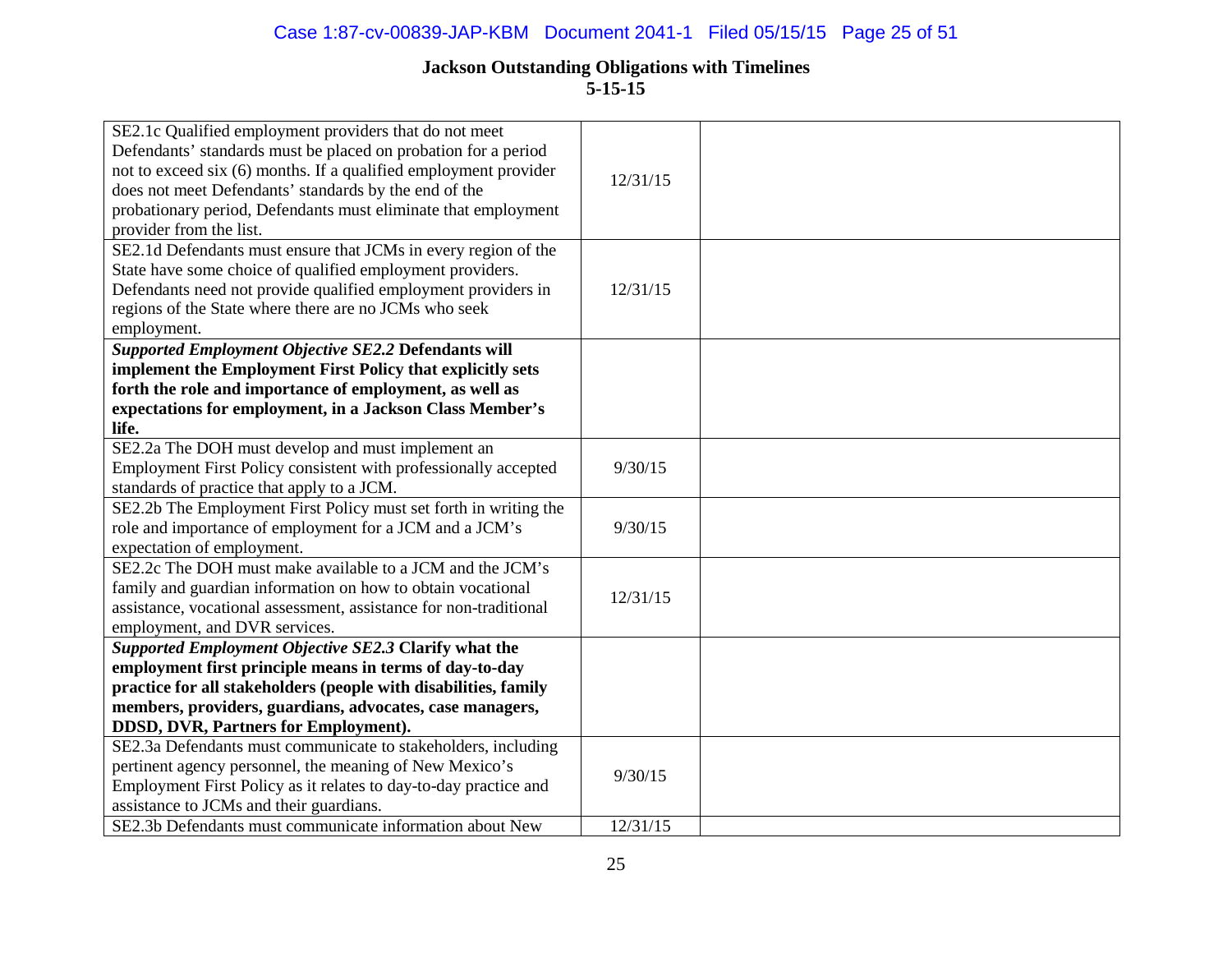**Jackson Outstanding Obligations with Timelines**
**5-15-15**

| | | |
|---|---|---|
| SE2.1c Qualified employment providers that do not meet Defendants' standards must be placed on probation for a period not to exceed six (6) months. If a qualified employment provider does not meet Defendants' standards by the end of the probationary period, Defendants must eliminate that employment provider from the list. | 12/31/15 | |
| SE2.1d Defendants must ensure that JCMs in every region of the State have some choice of qualified employment providers. Defendants need not provide qualified employment providers in regions of the State where there are no JCMs who seek employment. | 12/31/15 | |
| ***Supported Employment Objective SE2.2* Defendants will implement the Employment First Policy that explicitly sets forth the role and importance of employment, as well as expectations for employment, in a Jackson Class Member's life.** | | |
| SE2.2a The DOH must develop and must implement an Employment First Policy consistent with professionally accepted standards of practice that apply to a JCM. | 9/30/15 | |
| SE2.2b The Employment First Policy must set forth in writing the role and importance of employment for a JCM and a JCM's expectation of employment. | 9/30/15 | |
| SE2.2c The DOH must make available to a JCM and the JCM's family and guardian information on how to obtain vocational assistance, vocational assessment, assistance for non-traditional employment, and DVR services. | 12/31/15 | |
| ***Supported Employment Objective SE2.3* Clarify what the employment first principle means in terms of day-to-day practice for all stakeholders (people with disabilities, family members, providers, guardians, advocates, case managers, DDSD, DVR, Partners for Employment).** | | |
| SE2.3a Defendants must communicate to stakeholders, including pertinent agency personnel, the meaning of New Mexico's Employment First Policy as it relates to day-to-day practice and assistance to JCMs and their guardians. | 9/30/15 | |
| SE2.3b Defendants must communicate information about New | 12/31/15 | |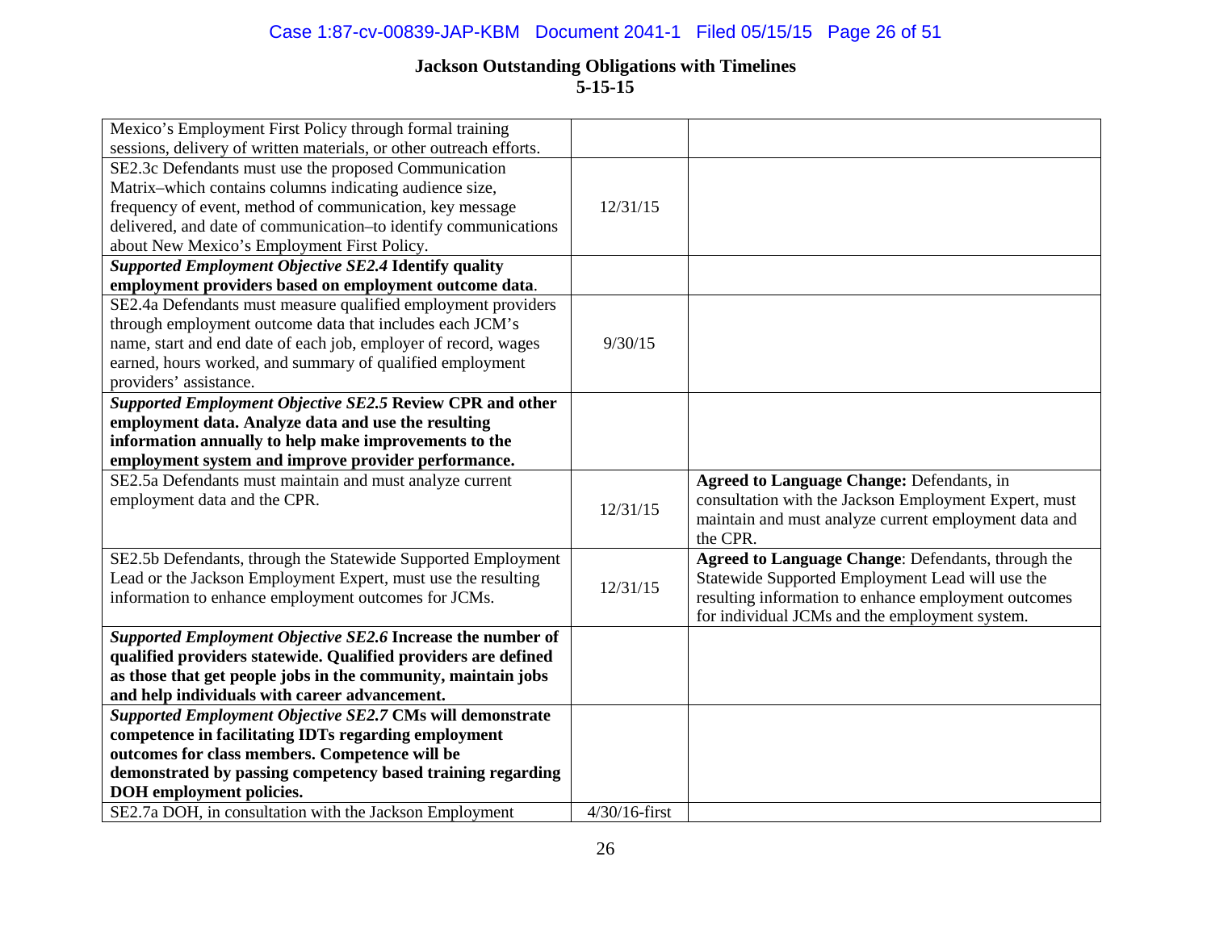## Jackson Outstanding Obligations with Timelines
## 5-15-15

| | | |
|---|---|---|
| Mexico's Employment First Policy through formal training sessions, delivery of written materials, or other outreach efforts. | | |
| SE2.3c Defendants must use the proposed Communication Matrix–which contains columns indicating audience size, frequency of event, method of communication, key message delivered, and date of communication–to identify communications about New Mexico's Employment First Policy. | 12/31/15 | |
| ***Supported Employment Objective SE2.4*** **Identify quality employment providers based on employment outcome data**. | | |
| SE2.4a Defendants must measure qualified employment providers through employment outcome data that includes each JCM's name, start and end date of each job, employer of record, wages earned, hours worked, and summary of qualified employment providers' assistance. | 9/30/15 | |
| ***Supported Employment Objective SE2.5*** **Review CPR and other employment data. Analyze data and use the resulting information annually to help make improvements to the employment system and improve provider performance.** | | |
| SE2.5a Defendants must maintain and must analyze current employment data and the CPR. | 12/31/15 | **Agreed to Language Change:** Defendants, in consultation with the Jackson Employment Expert, must maintain and must analyze current employment data and the CPR. |
| SE2.5b Defendants, through the Statewide Supported Employment Lead or the Jackson Employment Expert, must use the resulting information to enhance employment outcomes for JCMs. | 12/31/15 | **Agreed to Language Change**: Defendants, through the Statewide Supported Employment Lead will use the resulting information to enhance employment outcomes for individual JCMs and the employment system. |
| ***Supported Employment Objective SE2.6*** **Increase the number of qualified providers statewide. Qualified providers are defined as those that get people jobs in the community, maintain jobs and help individuals with career advancement.** | | |
| ***Supported Employment Objective SE2.7*** **CMs will demonstrate competence in facilitating IDTs regarding employment outcomes for class members. Competence will be demonstrated by passing competency based training regarding DOH employment policies.** | | |
| SE2.7a DOH, in consultation with the Jackson Employment | 4/30/16-first | |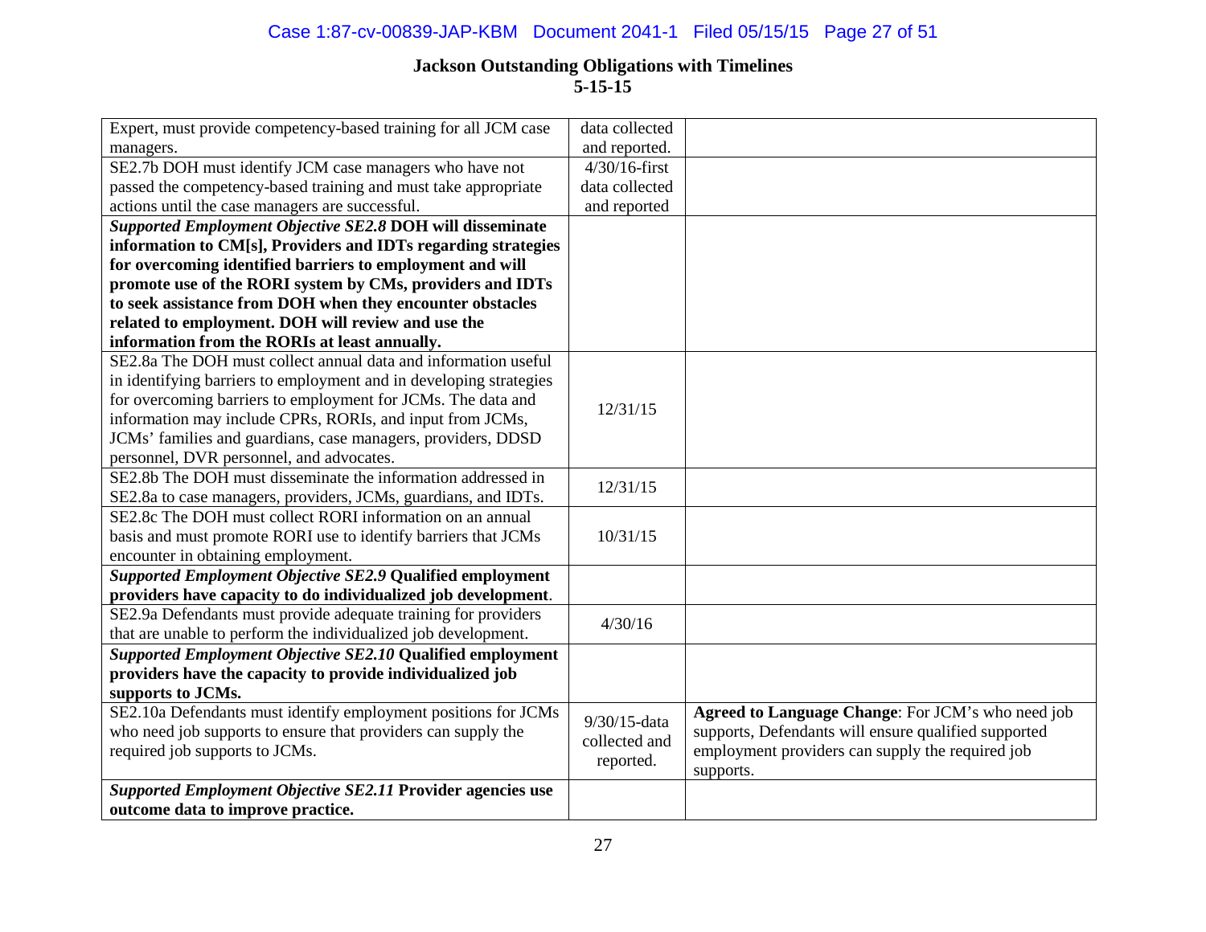## Jackson Outstanding Obligations with Timelines
### 5-15-15

| | | |
|---|---|---|
| Expert, must provide competency-based training for all JCM case managers. | data collected and reported. | |
| SE2.7b DOH must identify JCM case managers who have not passed the competency-based training and must take appropriate actions until the case managers are successful. | 4/30/16-first data collected and reported | |
| ***Supported Employment Objective SE2.8* DOH will disseminate information to CM[s], Providers and IDTs regarding strategies for overcoming identified barriers to employment and will promote use of the RORI system by CMs, providers and IDTs to seek assistance from DOH when they encounter obstacles related to employment. DOH will review and use the information from the RORIs at least annually.** | | |
| SE2.8a The DOH must collect annual data and information useful in identifying barriers to employment and in developing strategies for overcoming barriers to employment for JCMs. The data and information may include CPRs, RORIs, and input from JCMs, JCMs' families and guardians, case managers, providers, DDSD personnel, DVR personnel, and advocates. | 12/31/15 | |
| SE2.8b The DOH must disseminate the information addressed in SE2.8a to case managers, providers, JCMs, guardians, and IDTs. | 12/31/15 | |
| SE2.8c The DOH must collect RORI information on an annual basis and must promote RORI use to identify barriers that JCMs encounter in obtaining employment. | 10/31/15 | |
| ***Supported Employment Objective SE2.9* Qualified employment providers have capacity to do individualized job development**. | | |
| SE2.9a Defendants must provide adequate training for providers that are unable to perform the individualized job development. | 4/30/16 | |
| ***Supported Employment Objective SE2.10* Qualified employment providers have the capacity to provide individualized job supports to JCMs.** | | |
| SE2.10a Defendants must identify employment positions for JCMs who need job supports to ensure that providers can supply the required job supports to JCMs. | 9/30/15-data collected and reported. | **Agreed to Language Change**: For JCM's who need job supports, Defendants will ensure qualified supported employment providers can supply the required job supports. |
| ***Supported Employment Objective SE2.11* Provider agencies use outcome data to improve practice.** | | |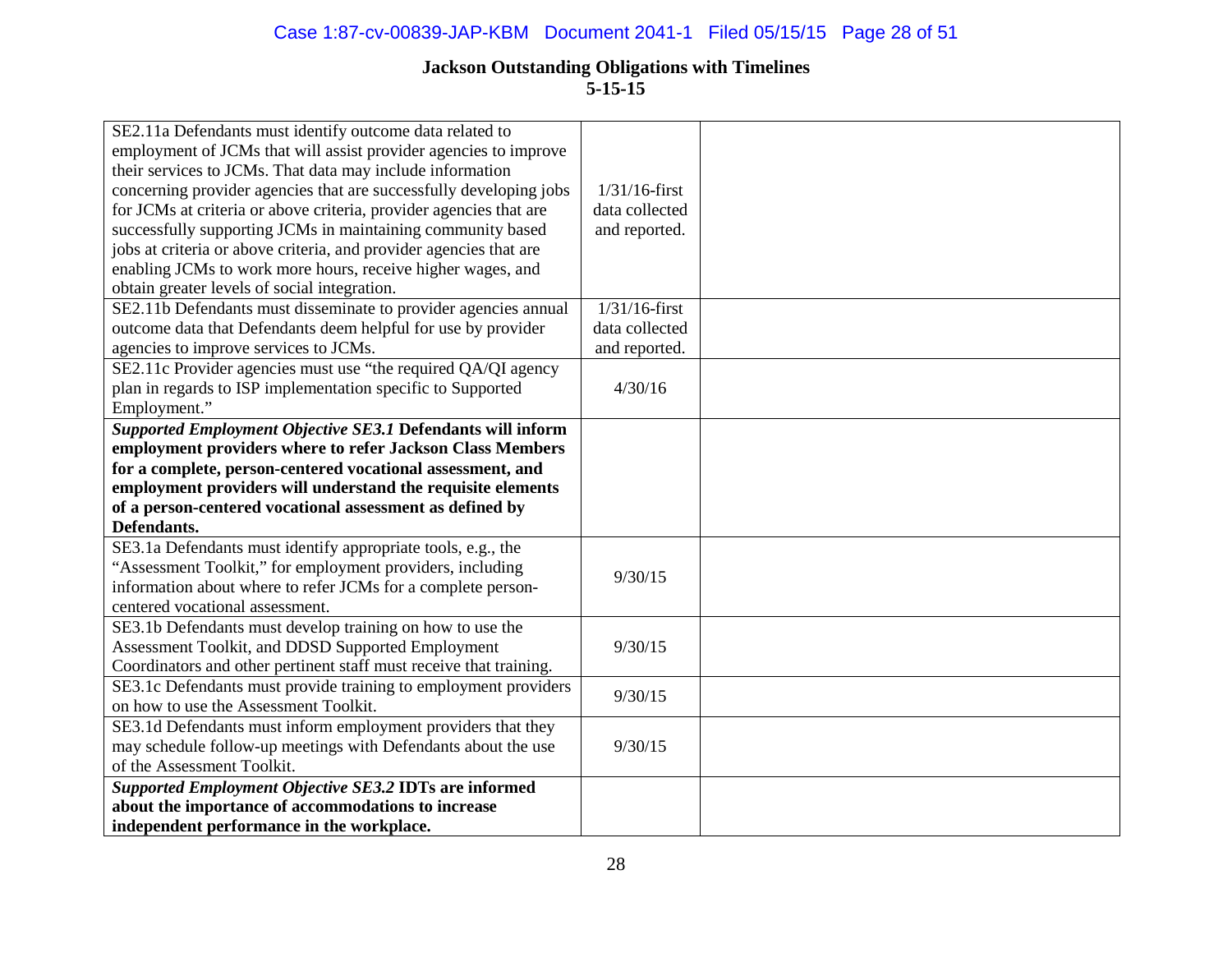## Jackson Outstanding Obligations with Timelines
### 5-15-15

| | | |
|---|---|---|
| SE2.11a Defendants must identify outcome data related to employment of JCMs that will assist provider agencies to improve their services to JCMs. That data may include information concerning provider agencies that are successfully developing jobs for JCMs at criteria or above criteria, provider agencies that are successfully supporting JCMs in maintaining community based jobs at criteria or above criteria, and provider agencies that are enabling JCMs to work more hours, receive higher wages, and obtain greater levels of social integration. | 1/31/16-first data collected and reported. | |
| SE2.11b Defendants must disseminate to provider agencies annual outcome data that Defendants deem helpful for use by provider agencies to improve services to JCMs. | 1/31/16-first data collected and reported. | |
| SE2.11c Provider agencies must use "the required QA/QI agency plan in regards to ISP implementation specific to Supported Employment." | 4/30/16 | |
| ***Supported Employment Objective SE3.1* Defendants will inform employment providers where to refer Jackson Class Members for a complete, person-centered vocational assessment, and employment providers will understand the requisite elements of a person-centered vocational assessment as defined by Defendants.** | | |
| SE3.1a Defendants must identify appropriate tools, e.g., the "Assessment Toolkit," for employment providers, including information about where to refer JCMs for a complete person-centered vocational assessment. | 9/30/15 | |
| SE3.1b Defendants must develop training on how to use the Assessment Toolkit, and DDSD Supported Employment Coordinators and other pertinent staff must receive that training. | 9/30/15 | |
| SE3.1c Defendants must provide training to employment providers on how to use the Assessment Toolkit. | 9/30/15 | |
| SE3.1d Defendants must inform employment providers that they may schedule follow-up meetings with Defendants about the use of the Assessment Toolkit. | 9/30/15 | |
| ***Supported Employment Objective SE3.2* IDTs are informed about the importance of accommodations to increase independent performance in the workplace.** | | |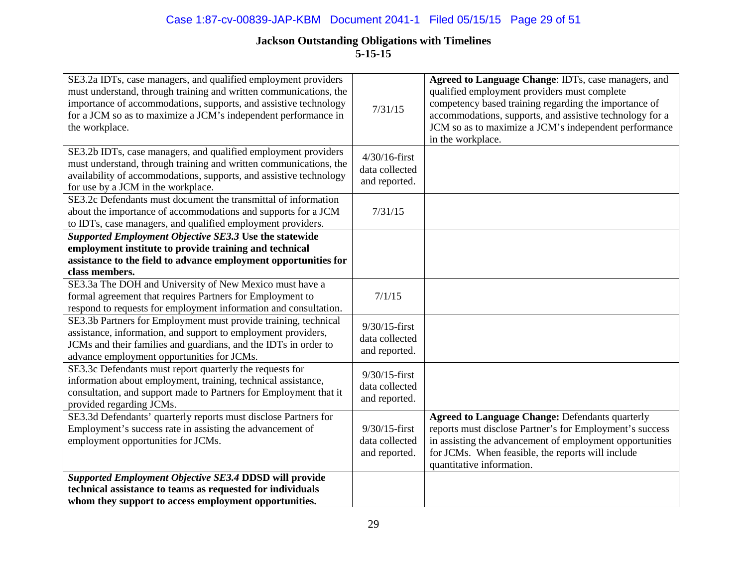**Jackson Outstanding Obligations with Timelines**
**5-15-15**

| | | |
|---|---|---|
| SE3.2a IDTs, case managers, and qualified employment providers must understand, through training and written communications, the importance of accommodations, supports, and assistive technology for a JCM so as to maximize a JCM's independent performance in the workplace. | 7/31/15 | **Agreed to Language Change**: IDTs, case managers, and qualified employment providers must complete competency based training regarding the importance of accommodations, supports, and assistive technology for a JCM so as to maximize a JCM's independent performance in the workplace. |
| SE3.2b IDTs, case managers, and qualified employment providers must understand, through training and written communications, the availability of accommodations, supports, and assistive technology for use by a JCM in the workplace. | 4/30/16-first data collected and reported. | |
| SE3.2c Defendants must document the transmittal of information about the importance of accommodations and supports for a JCM to IDTs, case managers, and qualified employment providers. | 7/31/15 | |
| ***Supported Employment Objective SE3.3* Use the statewide employment institute to provide training and technical assistance to the field to advance employment opportunities for class members.** | | |
| SE3.3a The DOH and University of New Mexico must have a formal agreement that requires Partners for Employment to respond to requests for employment information and consultation. | 7/1/15 | |
| SE3.3b Partners for Employment must provide training, technical assistance, information, and support to employment providers, JCMs and their families and guardians, and the IDTs in order to advance employment opportunities for JCMs. | 9/30/15-first data collected and reported. | |
| SE3.3c Defendants must report quarterly the requests for information about employment, training, technical assistance, consultation, and support made to Partners for Employment that it provided regarding JCMs. | 9/30/15-first data collected and reported. | |
| SE3.3d Defendants' quarterly reports must disclose Partners for Employment's success rate in assisting the advancement of employment opportunities for JCMs. | 9/30/15-first data collected and reported. | **Agreed to Language Change:** Defendants quarterly reports must disclose Partner's for Employment's success in assisting the advancement of employment opportunities for JCMs. When feasible, the reports will include quantitative information. |
| ***Supported Employment Objective SE3.4* DDSD will provide technical assistance to teams as requested for individuals whom they support to access employment opportunities.** | | |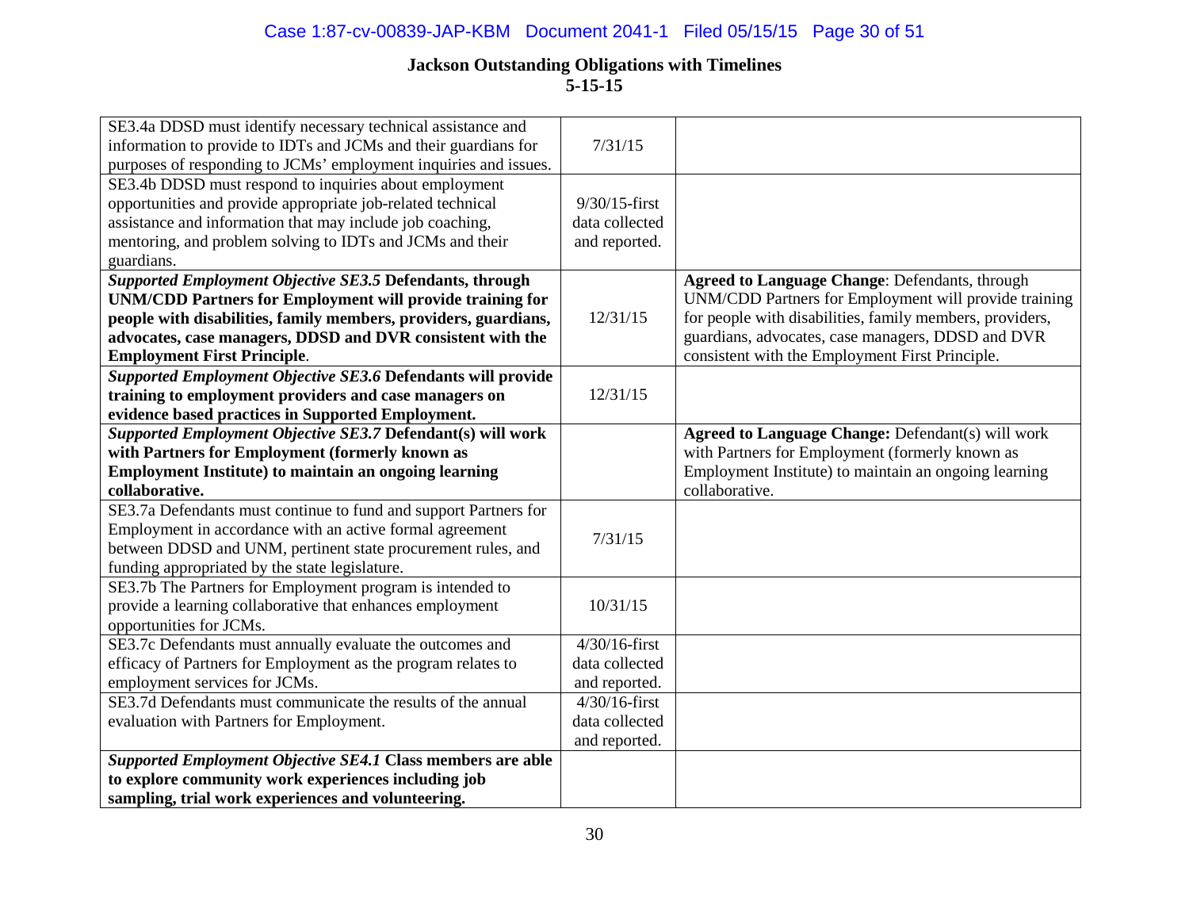## Jackson Outstanding Obligations with Timelines
### 5-15-15

| | | |
|---|---|---|
| SE3.4a DDSD must identify necessary technical assistance and information to provide to IDTs and JCMs and their guardians for purposes of responding to JCMs' employment inquiries and issues. | 7/31/15 | |
| SE3.4b DDSD must respond to inquiries about employment opportunities and provide appropriate job-related technical assistance and information that may include job coaching, mentoring, and problem solving to IDTs and JCMs and their guardians. | 9/30/15-first data collected and reported. | |
| ***Supported Employment Objective SE3.5* Defendants, through UNM/CDD Partners for Employment will provide training for people with disabilities, family members, providers, guardians, advocates, case managers, DDSD and DVR consistent with the Employment First Principle**. | 12/31/15 | **Agreed to Language Change**: Defendants, through UNM/CDD Partners for Employment will provide training for people with disabilities, family members, providers, guardians, advocates, case managers, DDSD and DVR consistent with the Employment First Principle. |
| ***Supported Employment Objective SE3.6* Defendants will provide training to employment providers and case managers on evidence based practices in Supported Employment.** | 12/31/15 | |
| ***Supported Employment Objective SE3.7* Defendant(s) will work with Partners for Employment (formerly known as Employment Institute) to maintain an ongoing learning collaborative.** | | **Agreed to Language Change:** Defendant(s) will work with Partners for Employment (formerly known as Employment Institute) to maintain an ongoing learning collaborative. |
| SE3.7a Defendants must continue to fund and support Partners for Employment in accordance with an active formal agreement between DDSD and UNM, pertinent state procurement rules, and funding appropriated by the state legislature. | 7/31/15 | |
| SE3.7b The Partners for Employment program is intended to provide a learning collaborative that enhances employment opportunities for JCMs. | 10/31/15 | |
| SE3.7c Defendants must annually evaluate the outcomes and efficacy of Partners for Employment as the program relates to employment services for JCMs. | 4/30/16-first data collected and reported. | |
| SE3.7d Defendants must communicate the results of the annual evaluation with Partners for Employment. | 4/30/16-first data collected and reported. | |
| ***Supported Employment Objective SE4.1* Class members are able to explore community work experiences including job sampling, trial work experiences and volunteering.** | | |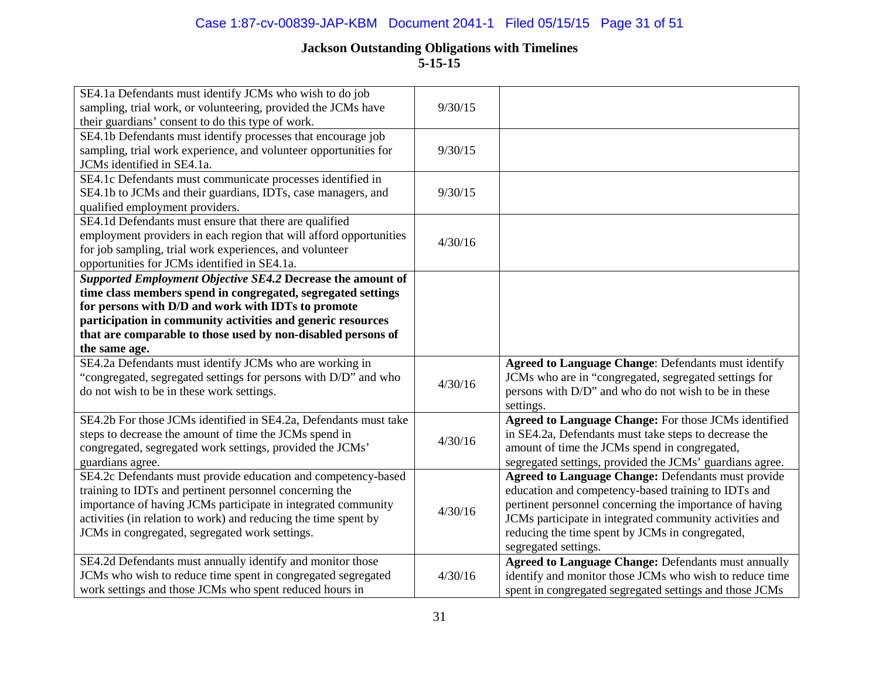## Jackson Outstanding Obligations with Timelines

**5-15-15**

| | | |
|---|---|---|
| SE4.1a Defendants must identify JCMs who wish to do job sampling, trial work, or volunteering, provided the JCMs have their guardians' consent to do this type of work. | 9/30/15 | |
| SE4.1b Defendants must identify processes that encourage job sampling, trial work experience, and volunteer opportunities for JCMs identified in SE4.1a. | 9/30/15 | |
| SE4.1c Defendants must communicate processes identified in SE4.1b to JCMs and their guardians, IDTs, case managers, and qualified employment providers. | 9/30/15 | |
| SE4.1d Defendants must ensure that there are qualified employment providers in each region that will afford opportunities for job sampling, trial work experiences, and volunteer opportunities for JCMs identified in SE4.1a. | 4/30/16 | |
| ***Supported Employment Objective SE4.2*** **Decrease the amount of time class members spend in congregated, segregated settings for persons with D/D and work with IDTs to promote participation in community activities and generic resources that are comparable to those used by non-disabled persons of the same age.** | | |
| SE4.2a Defendants must identify JCMs who are working in "congregated, segregated settings for persons with D/D" and who do not wish to be in these work settings. | 4/30/16 | **Agreed to Language Change**: Defendants must identify JCMs who are in "congregated, segregated settings for persons with D/D" and who do not wish to be in these settings. |
| SE4.2b For those JCMs identified in SE4.2a, Defendants must take steps to decrease the amount of time the JCMs spend in congregated, segregated work settings, provided the JCMs' guardians agree. | 4/30/16 | **Agreed to Language Change:** For those JCMs identified in SE4.2a, Defendants must take steps to decrease the amount of time the JCMs spend in congregated, segregated settings, provided the JCMs' guardians agree. |
| SE4.2c Defendants must provide education and competency-based training to IDTs and pertinent personnel concerning the importance of having JCMs participate in integrated community activities (in relation to work) and reducing the time spent by JCMs in congregated, segregated work settings. | 4/30/16 | **Agreed to Language Change:** Defendants must provide education and competency-based training to IDTs and pertinent personnel concerning the importance of having JCMs participate in integrated community activities and reducing the time spent by JCMs in congregated, segregated settings. |
| SE4.2d Defendants must annually identify and monitor those JCMs who wish to reduce time spent in congregated segregated work settings and those JCMs who spent reduced hours in | 4/30/16 | **Agreed to Language Change:** Defendants must annually identify and monitor those JCMs who wish to reduce time spent in congregated segregated settings and those JCMs |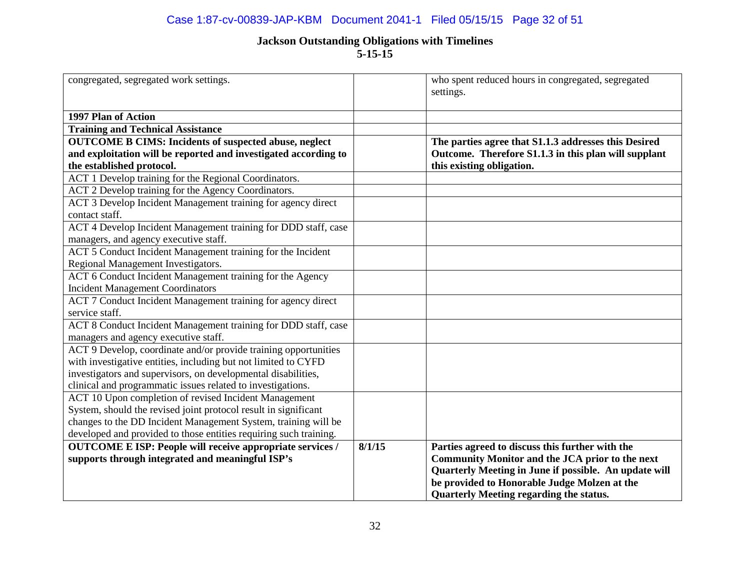**Jackson Outstanding Obligations with Timelines**
**5-15-15**

| | | |
|---|---|---|
| congregated, segregated work settings. | | who spent reduced hours in congregated, segregated settings. |
| **1997 Plan of Action** | | |
| **Training and Technical Assistance** | | |
| **OUTCOME B CIMS: Incidents of suspected abuse, neglect and exploitation will be reported and investigated according to the established protocol.** | | **The parties agree that S1.1.3 addresses this Desired Outcome. Therefore S1.1.3 in this plan will supplant this existing obligation.** |
| ACT 1 Develop training for the Regional Coordinators. | | |
| ACT 2 Develop training for the Agency Coordinators. | | |
| ACT 3 Develop Incident Management training for agency direct contact staff. | | |
| ACT 4 Develop Incident Management training for DDD staff, case managers, and agency executive staff. | | |
| ACT 5 Conduct Incident Management training for the Incident Regional Management Investigators. | | |
| ACT 6 Conduct Incident Management training for the Agency Incident Management Coordinators | | |
| ACT 7 Conduct Incident Management training for agency direct service staff. | | |
| ACT 8 Conduct Incident Management training for DDD staff, case managers and agency executive staff. | | |
| ACT 9 Develop, coordinate and/or provide training opportunities with investigative entities, including but not limited to CYFD investigators and supervisors, on developmental disabilities, clinical and programmatic issues related to investigations. | | |
| ACT 10 Upon completion of revised Incident Management System, should the revised joint protocol result in significant changes to the DD Incident Management System, training will be developed and provided to those entities requiring such training. | | |
| **OUTCOME E ISP: People will receive appropriate services / supports through integrated and meaningful ISP's** | **8/1/15** | **Parties agreed to discuss this further with the Community Monitor and the JCA prior to the next Quarterly Meeting in June if possible. An update will be provided to Honorable Judge Molzen at the Quarterly Meeting regarding the status.** |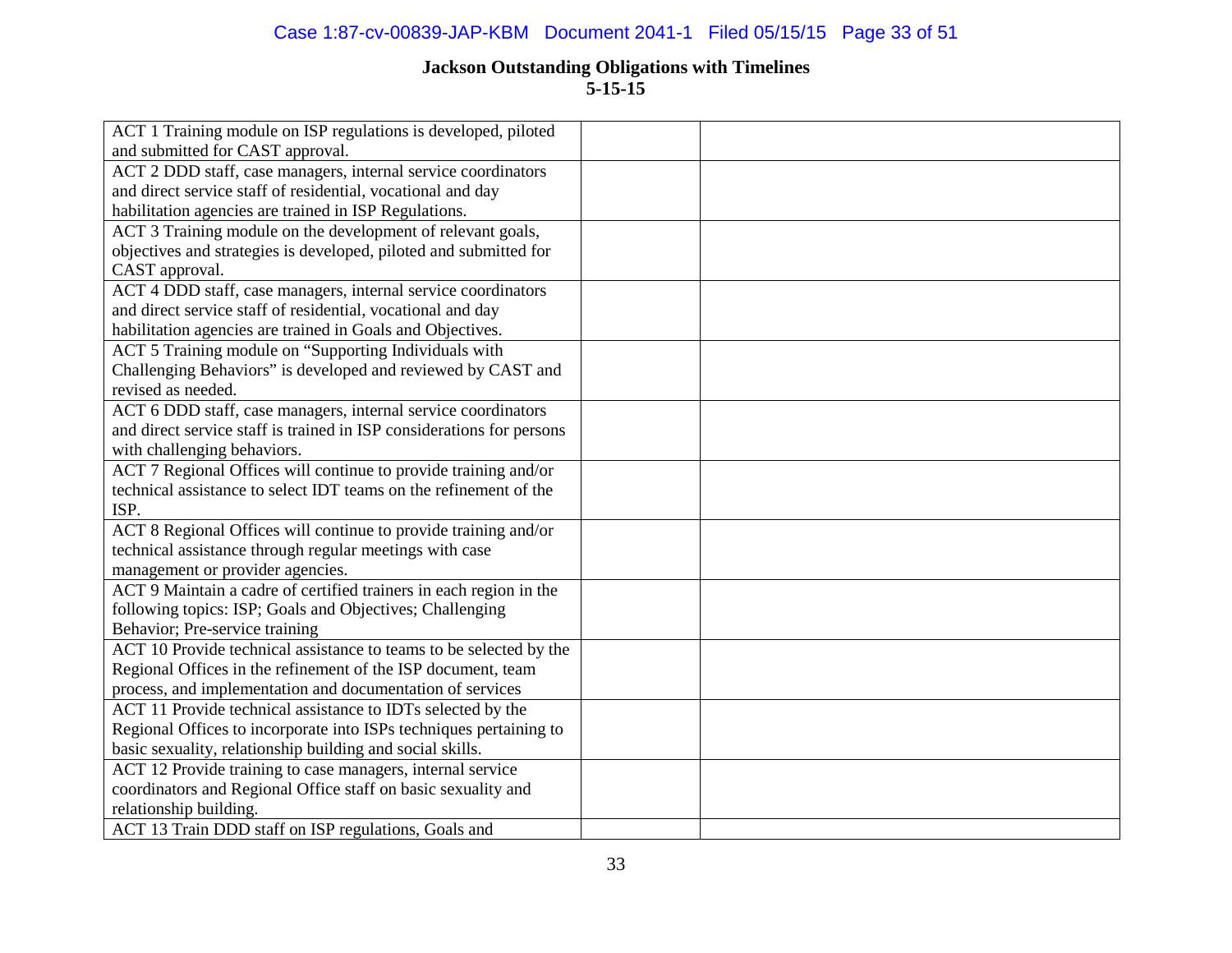**Jackson Outstanding Obligations with Timelines**
**5-15-15**

| | | |
|---|---|---|
| ACT 1 Training module on ISP regulations is developed, piloted and submitted for CAST approval. | | |
| ACT 2 DDD staff, case managers, internal service coordinators and direct service staff of residential, vocational and day habilitation agencies are trained in ISP Regulations. | | |
| ACT 3 Training module on the development of relevant goals, objectives and strategies is developed, piloted and submitted for CAST approval. | | |
| ACT 4 DDD staff, case managers, internal service coordinators and direct service staff of residential, vocational and day habilitation agencies are trained in Goals and Objectives. | | |
| ACT 5 Training module on "Supporting Individuals with Challenging Behaviors" is developed and reviewed by CAST and revised as needed. | | |
| ACT 6 DDD staff, case managers, internal service coordinators and direct service staff is trained in ISP considerations for persons with challenging behaviors. | | |
| ACT 7 Regional Offices will continue to provide training and/or technical assistance to select IDT teams on the refinement of the ISP. | | |
| ACT 8 Regional Offices will continue to provide training and/or technical assistance through regular meetings with case management or provider agencies. | | |
| ACT 9 Maintain a cadre of certified trainers in each region in the following topics: ISP; Goals and Objectives; Challenging Behavior; Pre-service training | | |
| ACT 10 Provide technical assistance to teams to be selected by the Regional Offices in the refinement of the ISP document, team process, and implementation and documentation of services | | |
| ACT 11 Provide technical assistance to IDTs selected by the Regional Offices to incorporate into ISPs techniques pertaining to basic sexuality, relationship building and social skills. | | |
| ACT 12 Provide training to case managers, internal service coordinators and Regional Office staff on basic sexuality and relationship building. | | |
| ACT 13 Train DDD staff on ISP regulations, Goals and | | |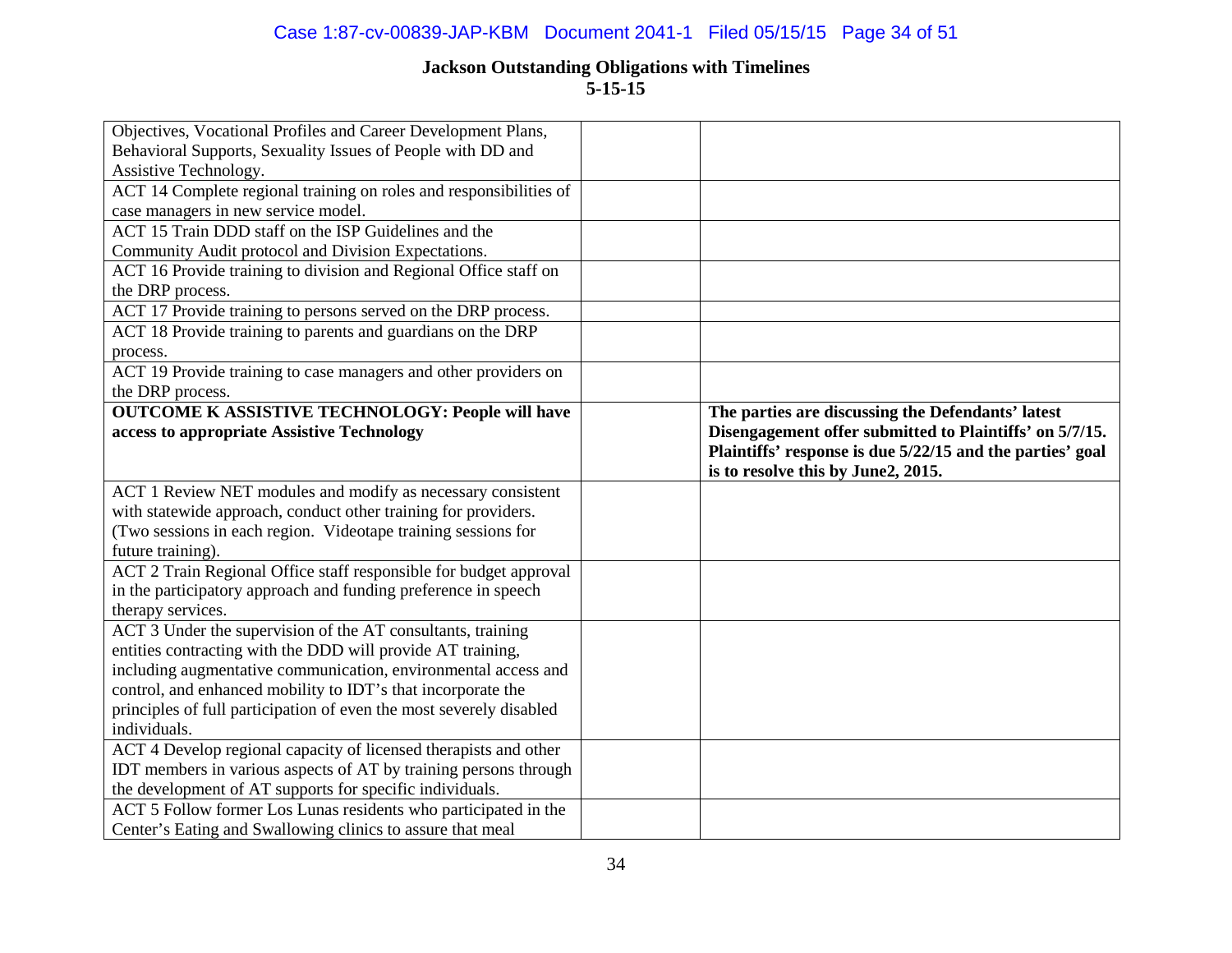**Jackson Outstanding Obligations with Timelines**
**5-15-15**

| | | |
|---|---|---|
| Objectives, Vocational Profiles and Career Development Plans, Behavioral Supports, Sexuality Issues of People with DD and Assistive Technology. | | |
| ACT 14 Complete regional training on roles and responsibilities of case managers in new service model. | | |
| ACT 15 Train DDD staff on the ISP Guidelines and the Community Audit protocol and Division Expectations. | | |
| ACT 16 Provide training to division and Regional Office staff on the DRP process. | | |
| ACT 17 Provide training to persons served on the DRP process. | | |
| ACT 18 Provide training to parents and guardians on the DRP process. | | |
| ACT 19 Provide training to case managers and other providers on the DRP process. | | |
| **OUTCOME K ASSISTIVE TECHNOLOGY: People will have access to appropriate Assistive Technology** | | **The parties are discussing the Defendants' latest Disengagement offer submitted to Plaintiffs' on 5/7/15. Plaintiffs' response is due 5/22/15 and the parties' goal is to resolve this by June2, 2015.** |
| ACT 1 Review NET modules and modify as necessary consistent with statewide approach, conduct other training for providers. (Two sessions in each region. Videotape training sessions for future training). | | |
| ACT 2 Train Regional Office staff responsible for budget approval in the participatory approach and funding preference in speech therapy services. | | |
| ACT 3 Under the supervision of the AT consultants, training entities contracting with the DDD will provide AT training, including augmentative communication, environmental access and control, and enhanced mobility to IDT's that incorporate the principles of full participation of even the most severely disabled individuals. | | |
| ACT 4 Develop regional capacity of licensed therapists and other IDT members in various aspects of AT by training persons through the development of AT supports for specific individuals. | | |
| ACT 5 Follow former Los Lunas residents who participated in the Center's Eating and Swallowing clinics to assure that meal | | |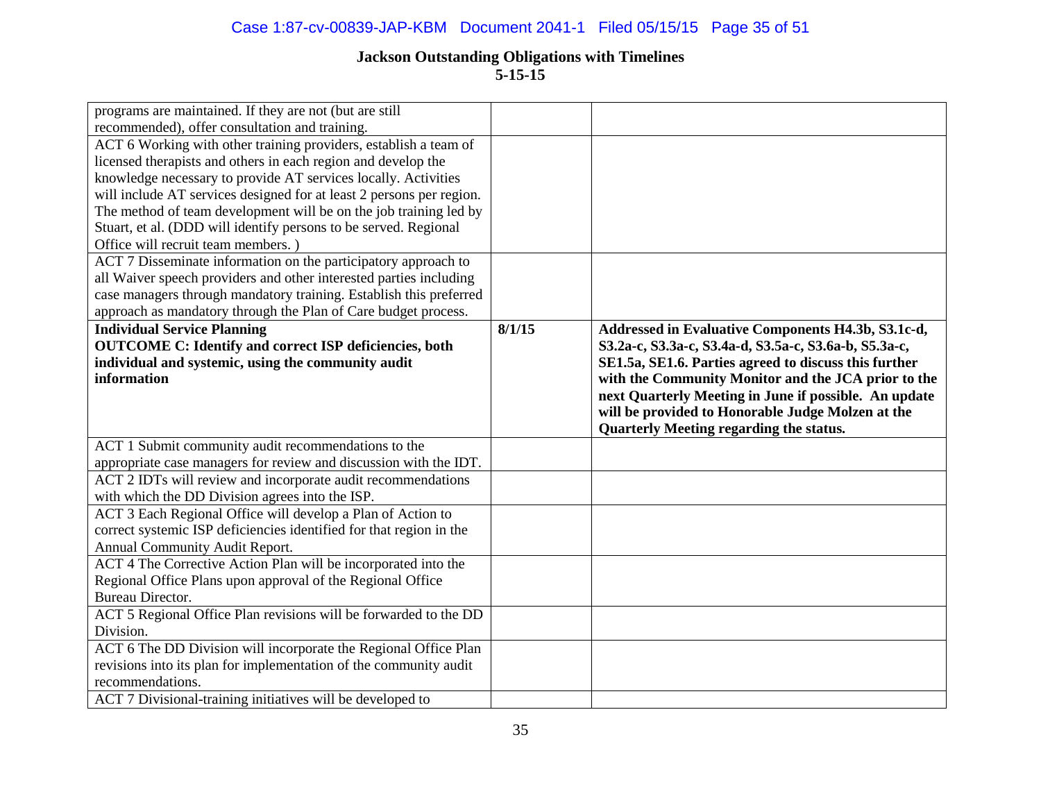**Jackson Outstanding Obligations with Timelines**
**5-15-15**

| | | |
|---|---|---|
| programs are maintained. If they are not (but are still recommended), offer consultation and training. | | |
| ACT 6 Working with other training providers, establish a team of licensed therapists and others in each region and develop the knowledge necessary to provide AT services locally. Activities will include AT services designed for at least 2 persons per region. The method of team development will be on the job training led by Stuart, et al. (DDD will identify persons to be served. Regional Office will recruit team members. ) | | |
| ACT 7 Disseminate information on the participatory approach to all Waiver speech providers and other interested parties including case managers through mandatory training. Establish this preferred approach as mandatory through the Plan of Care budget process. | | |
| **Individual Service Planning**<br>**OUTCOME C: Identify and correct ISP deficiencies, both individual and systemic, using the community audit information** | **8/1/15** | **Addressed in Evaluative Components H4.3b, S3.1c-d, S3.2a-c, S3.3a-c, S3.4a-d, S3.5a-c, S3.6a-b, S5.3a-c, SE1.5a, SE1.6. Parties agreed to discuss this further with the Community Monitor and the JCA prior to the next Quarterly Meeting in June if possible. An update will be provided to Honorable Judge Molzen at the Quarterly Meeting regarding the status.** |
| ACT 1 Submit community audit recommendations to the appropriate case managers for review and discussion with the IDT. | | |
| ACT 2 IDTs will review and incorporate audit recommendations with which the DD Division agrees into the ISP. | | |
| ACT 3 Each Regional Office will develop a Plan of Action to correct systemic ISP deficiencies identified for that region in the Annual Community Audit Report. | | |
| ACT 4 The Corrective Action Plan will be incorporated into the Regional Office Plans upon approval of the Regional Office Bureau Director. | | |
| ACT 5 Regional Office Plan revisions will be forwarded to the DD Division. | | |
| ACT 6 The DD Division will incorporate the Regional Office Plan revisions into its plan for implementation of the community audit recommendations. | | |
| ACT 7 Divisional-training initiatives will be developed to | | |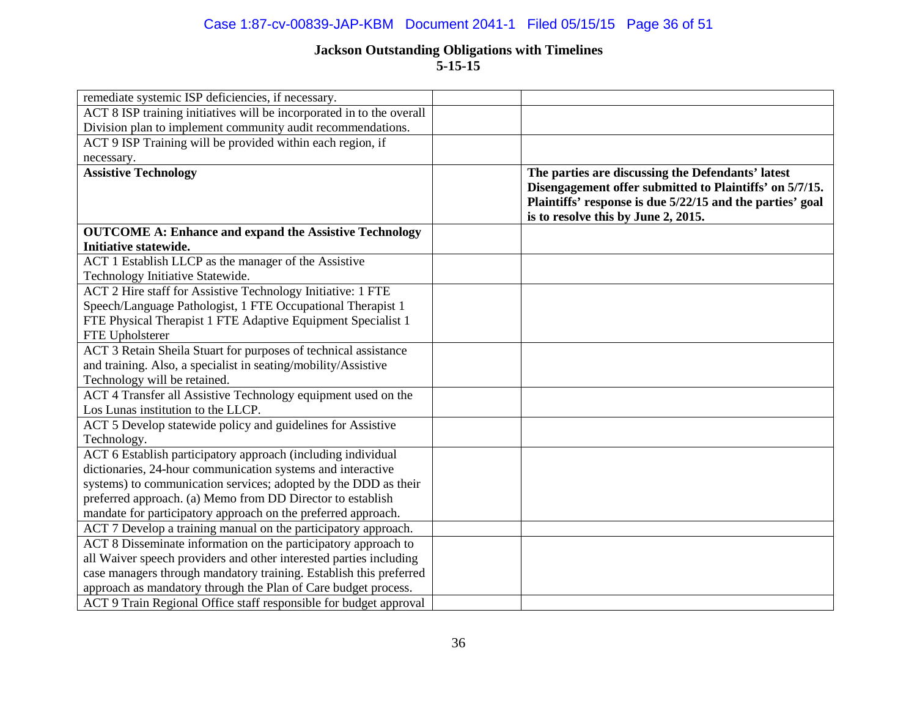## Jackson Outstanding Obligations with Timelines
### 5-15-15

| | | |
|---|---|---|
| remediate systemic ISP deficiencies, if necessary. | | |
| ACT 8 ISP training initiatives will be incorporated in to the overall Division plan to implement community audit recommendations. | | |
| ACT 9 ISP Training will be provided within each region, if necessary. | | |
| **Assistive Technology** | | **The parties are discussing the Defendants' latest Disengagement offer submitted to Plaintiffs' on 5/7/15. Plaintiffs' response is due 5/22/15 and the parties' goal is to resolve this by June 2, 2015.** |
| **OUTCOME A: Enhance and expand the Assistive Technology Initiative statewide.** | | |
| ACT 1 Establish LLCP as the manager of the Assistive Technology Initiative Statewide. | | |
| ACT 2 Hire staff for Assistive Technology Initiative: 1 FTE Speech/Language Pathologist, 1 FTE Occupational Therapist 1 FTE Physical Therapist 1 FTE Adaptive Equipment Specialist 1 FTE Upholsterer | | |
| ACT 3 Retain Sheila Stuart for purposes of technical assistance and training. Also, a specialist in seating/mobility/Assistive Technology will be retained. | | |
| ACT 4 Transfer all Assistive Technology equipment used on the Los Lunas institution to the LLCP. | | |
| ACT 5 Develop statewide policy and guidelines for Assistive Technology. | | |
| ACT 6 Establish participatory approach (including individual dictionaries, 24-hour communication systems and interactive systems) to communication services; adopted by the DDD as their preferred approach. (a) Memo from DD Director to establish mandate for participatory approach on the preferred approach. | | |
| ACT 7 Develop a training manual on the participatory approach. | | |
| ACT 8 Disseminate information on the participatory approach to all Waiver speech providers and other interested parties including case managers through mandatory training. Establish this preferred approach as mandatory through the Plan of Care budget process. | | |
| ACT 9 Train Regional Office staff responsible for budget approval | | |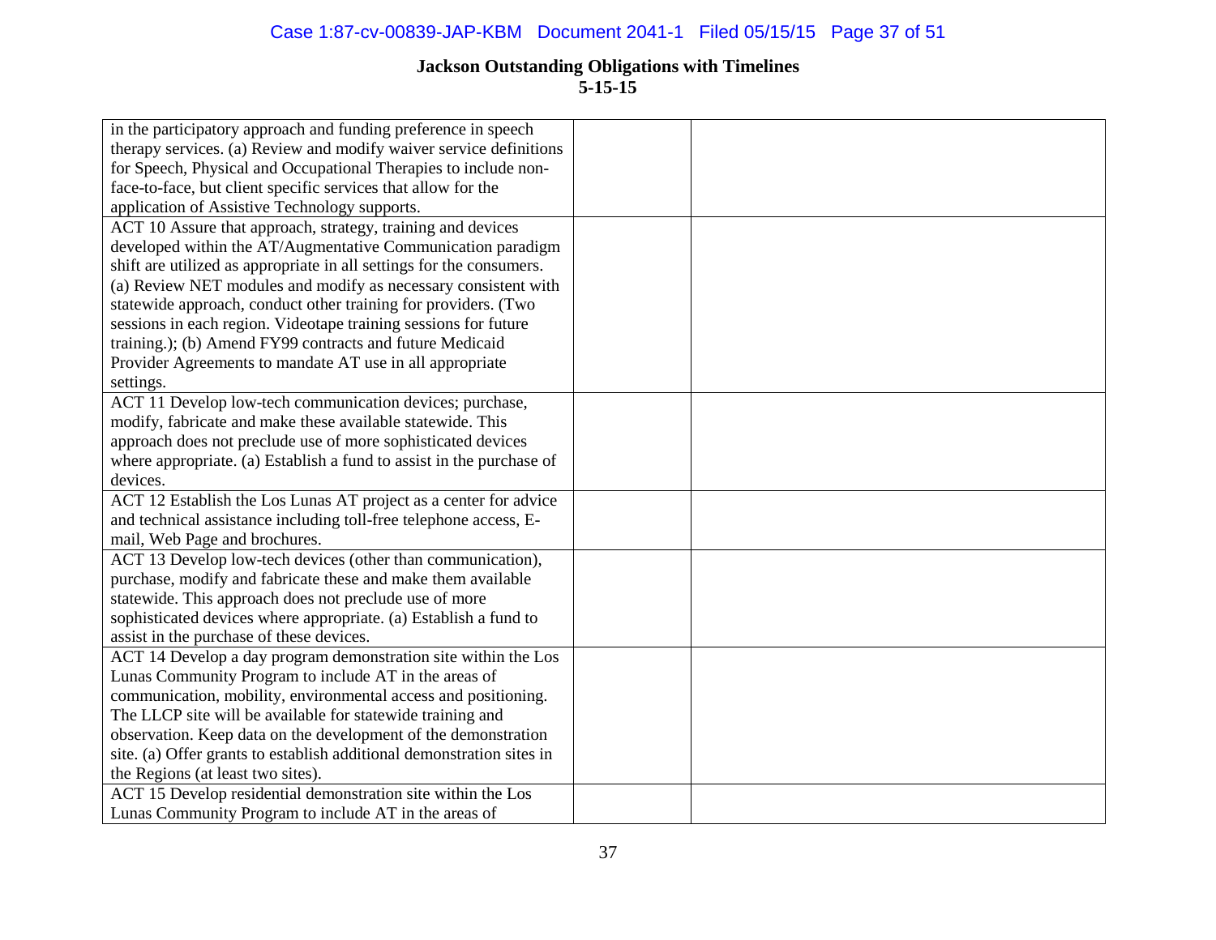## Jackson Outstanding Obligations with Timelines

**5-15-15**

| | | |
|---|---|---|
| in the participatory approach and funding preference in speech therapy services. (a) Review and modify waiver service definitions for Speech, Physical and Occupational Therapies to include non-face-to-face, but client specific services that allow for the application of Assistive Technology supports. | | |
| ACT 10 Assure that approach, strategy, training and devices developed within the AT/Augmentative Communication paradigm shift are utilized as appropriate in all settings for the consumers. (a) Review NET modules and modify as necessary consistent with statewide approach, conduct other training for providers. (Two sessions in each region. Videotape training sessions for future training.); (b) Amend FY99 contracts and future Medicaid Provider Agreements to mandate AT use in all appropriate settings. | | |
| ACT 11 Develop low-tech communication devices; purchase, modify, fabricate and make these available statewide. This approach does not preclude use of more sophisticated devices where appropriate. (a) Establish a fund to assist in the purchase of devices. | | |
| ACT 12 Establish the Los Lunas AT project as a center for advice and technical assistance including toll-free telephone access, E-mail, Web Page and brochures. | | |
| ACT 13 Develop low-tech devices (other than communication), purchase, modify and fabricate these and make them available statewide. This approach does not preclude use of more sophisticated devices where appropriate. (a) Establish a fund to assist in the purchase of these devices. | | |
| ACT 14 Develop a day program demonstration site within the Los Lunas Community Program to include AT in the areas of communication, mobility, environmental access and positioning. The LLCP site will be available for statewide training and observation. Keep data on the development of the demonstration site. (a) Offer grants to establish additional demonstration sites in the Regions (at least two sites). | | |
| ACT 15 Develop residential demonstration site within the Los Lunas Community Program to include AT in the areas of | | |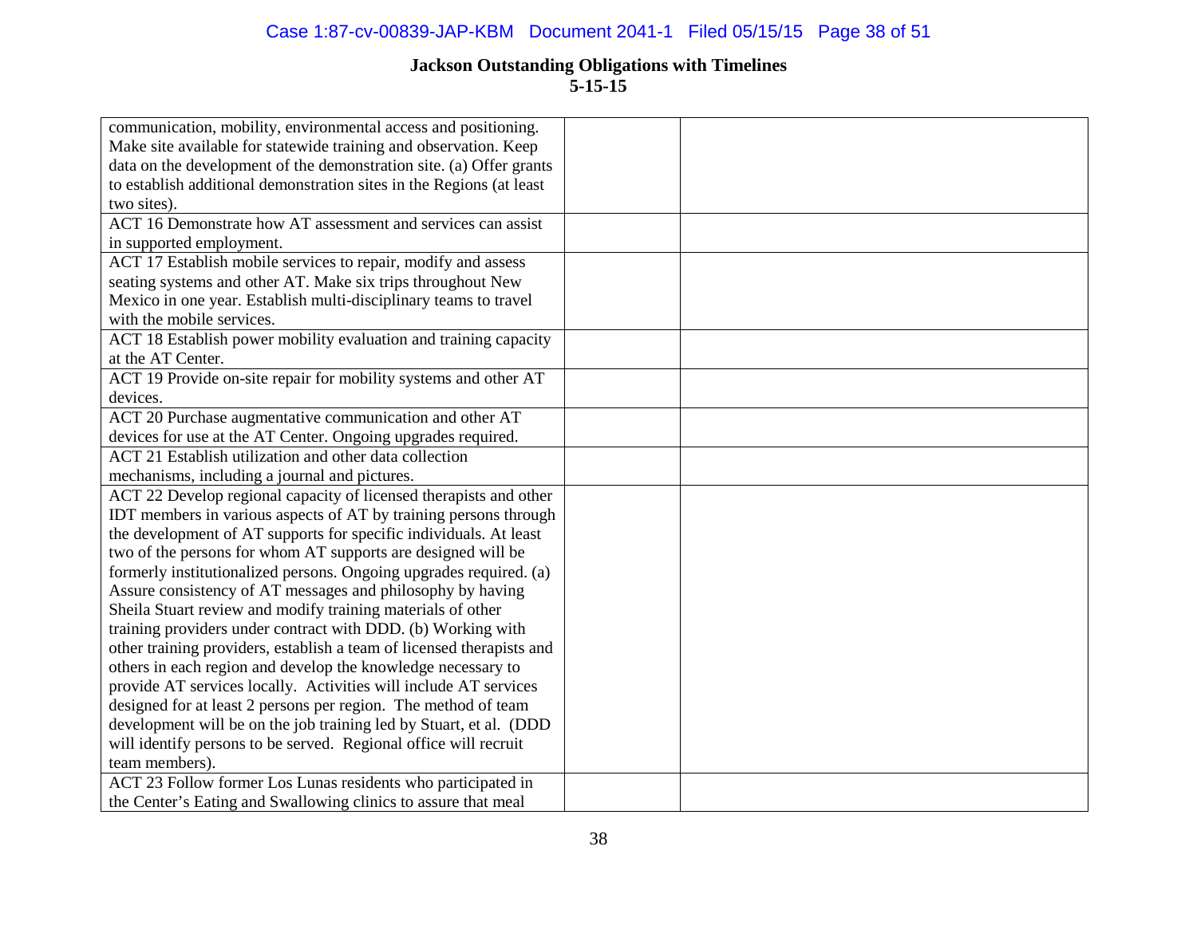## Jackson Outstanding Obligations with Timelines
### 5-15-15

| | | |
|---|---|---|
| communication, mobility, environmental access and positioning. Make site available for statewide training and observation. Keep data on the development of the demonstration site. (a) Offer grants to establish additional demonstration sites in the Regions (at least two sites). | | |
| ACT 16 Demonstrate how AT assessment and services can assist in supported employment. | | |
| ACT 17 Establish mobile services to repair, modify and assess seating systems and other AT. Make six trips throughout New Mexico in one year. Establish multi-disciplinary teams to travel with the mobile services. | | |
| ACT 18 Establish power mobility evaluation and training capacity at the AT Center. | | |
| ACT 19 Provide on-site repair for mobility systems and other AT devices. | | |
| ACT 20 Purchase augmentative communication and other AT devices for use at the AT Center. Ongoing upgrades required. | | |
| ACT 21 Establish utilization and other data collection mechanisms, including a journal and pictures. | | |
| ACT 22 Develop regional capacity of licensed therapists and other IDT members in various aspects of AT by training persons through the development of AT supports for specific individuals. At least two of the persons for whom AT supports are designed will be formerly institutionalized persons. Ongoing upgrades required. (a) Assure consistency of AT messages and philosophy by having Sheila Stuart review and modify training materials of other training providers under contract with DDD. (b) Working with other training providers, establish a team of licensed therapists and others in each region and develop the knowledge necessary to provide AT services locally. Activities will include AT services designed for at least 2 persons per region. The method of team development will be on the job training led by Stuart, et al. (DDD will identify persons to be served. Regional office will recruit team members). | | |
| ACT 23 Follow former Los Lunas residents who participated in the Center's Eating and Swallowing clinics to assure that meal | | |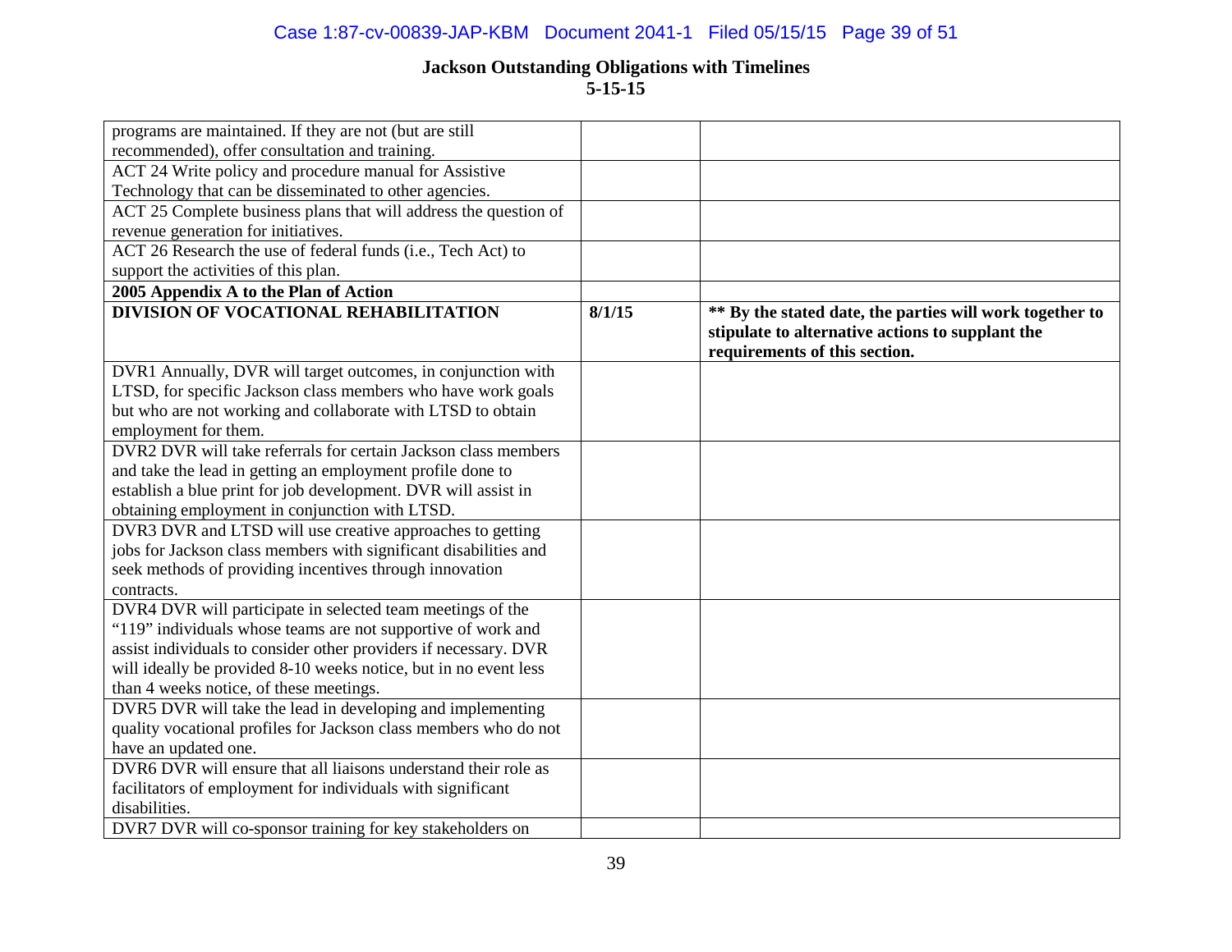## Jackson Outstanding Obligations with Timelines
## 5-15-15

| | | |
|---|---|---|
| programs are maintained. If they are not (but are still recommended), offer consultation and training. | | |
| ACT 24 Write policy and procedure manual for Assistive Technology that can be disseminated to other agencies. | | |
| ACT 25 Complete business plans that will address the question of revenue generation for initiatives. | | |
| ACT 26 Research the use of federal funds (i.e., Tech Act) to support the activities of this plan. | | |
| **2005 Appendix A to the Plan of Action** | | |
| **DIVISION OF VOCATIONAL REHABILITATION** | **8/1/15** | **\*\* By the stated date, the parties will work together to stipulate to alternative actions to supplant the requirements of this section.** |
| DVR1 Annually, DVR will target outcomes, in conjunction with LTSD, for specific Jackson class members who have work goals but who are not working and collaborate with LTSD to obtain employment for them. | | |
| DVR2 DVR will take referrals for certain Jackson class members and take the lead in getting an employment profile done to establish a blue print for job development. DVR will assist in obtaining employment in conjunction with LTSD. | | |
| DVR3 DVR and LTSD will use creative approaches to getting jobs for Jackson class members with significant disabilities and seek methods of providing incentives through innovation contracts. | | |
| DVR4 DVR will participate in selected team meetings of the "119" individuals whose teams are not supportive of work and assist individuals to consider other providers if necessary. DVR will ideally be provided 8-10 weeks notice, but in no event less than 4 weeks notice, of these meetings. | | |
| DVR5 DVR will take the lead in developing and implementing quality vocational profiles for Jackson class members who do not have an updated one. | | |
| DVR6 DVR will ensure that all liaisons understand their role as facilitators of employment for individuals with significant disabilities. | | |
| DVR7 DVR will co-sponsor training for key stakeholders on | | |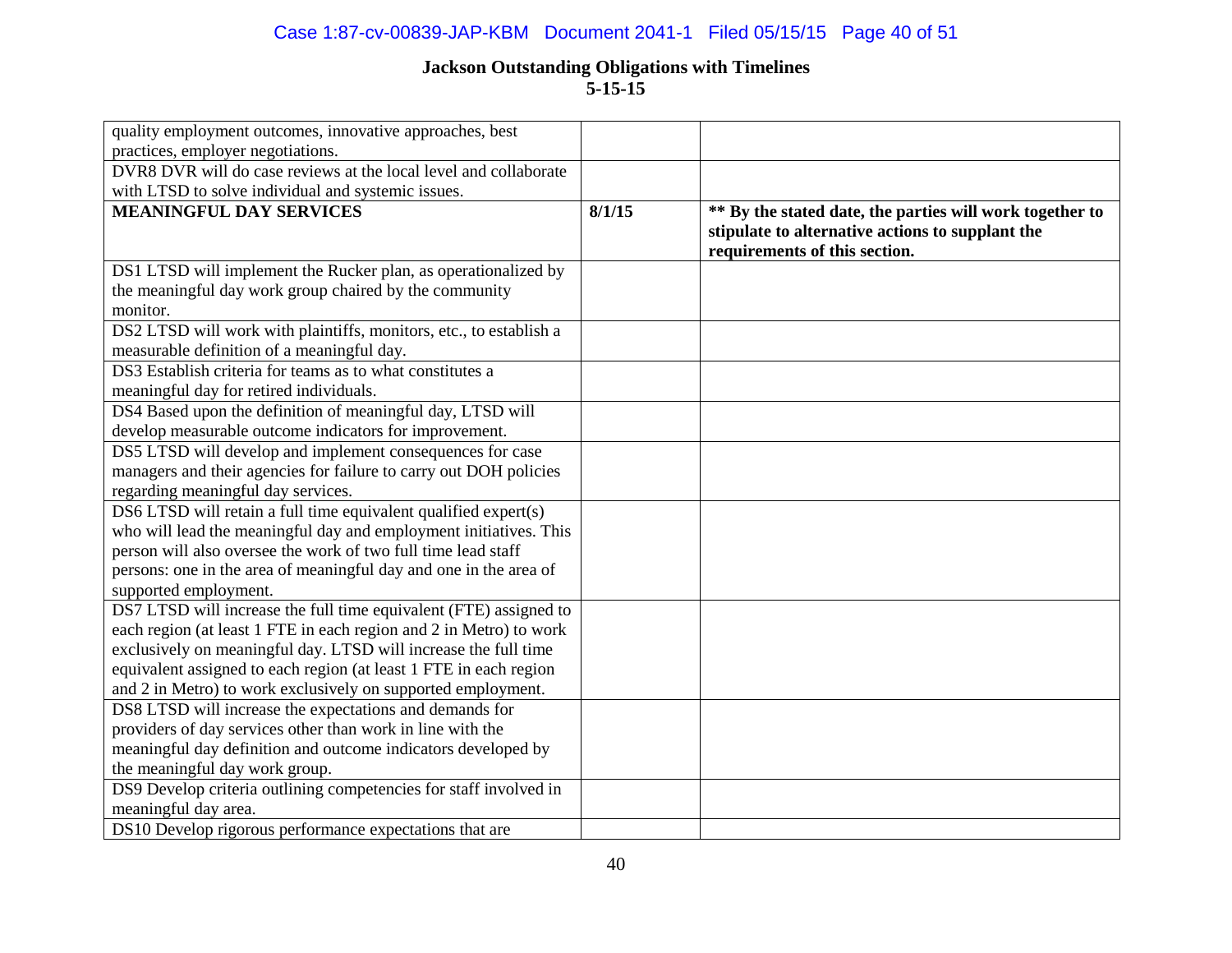**Jackson Outstanding Obligations with Timelines**
**5-15-15**

| | | |
|---|---|---|
| quality employment outcomes, innovative approaches, best practices, employer negotiations. | | |
| DVR8 DVR will do case reviews at the local level and collaborate with LTSD to solve individual and systemic issues. | | |
| **MEANINGFUL DAY SERVICES** | **8/1/15** | **\*\* By the stated date, the parties will work together to stipulate to alternative actions to supplant the requirements of this section.** |
| DS1 LTSD will implement the Rucker plan, as operationalized by the meaningful day work group chaired by the community monitor. | | |
| DS2 LTSD will work with plaintiffs, monitors, etc., to establish a measurable definition of a meaningful day. | | |
| DS3 Establish criteria for teams as to what constitutes a meaningful day for retired individuals. | | |
| DS4 Based upon the definition of meaningful day, LTSD will develop measurable outcome indicators for improvement. | | |
| DS5 LTSD will develop and implement consequences for case managers and their agencies for failure to carry out DOH policies regarding meaningful day services. | | |
| DS6 LTSD will retain a full time equivalent qualified expert(s) who will lead the meaningful day and employment initiatives. This person will also oversee the work of two full time lead staff persons: one in the area of meaningful day and one in the area of supported employment. | | |
| DS7 LTSD will increase the full time equivalent (FTE) assigned to each region (at least 1 FTE in each region and 2 in Metro) to work exclusively on meaningful day. LTSD will increase the full time equivalent assigned to each region (at least 1 FTE in each region and 2 in Metro) to work exclusively on supported employment. | | |
| DS8 LTSD will increase the expectations and demands for providers of day services other than work in line with the meaningful day definition and outcome indicators developed by the meaningful day work group. | | |
| DS9 Develop criteria outlining competencies for staff involved in meaningful day area. | | |
| DS10 Develop rigorous performance expectations that are | | |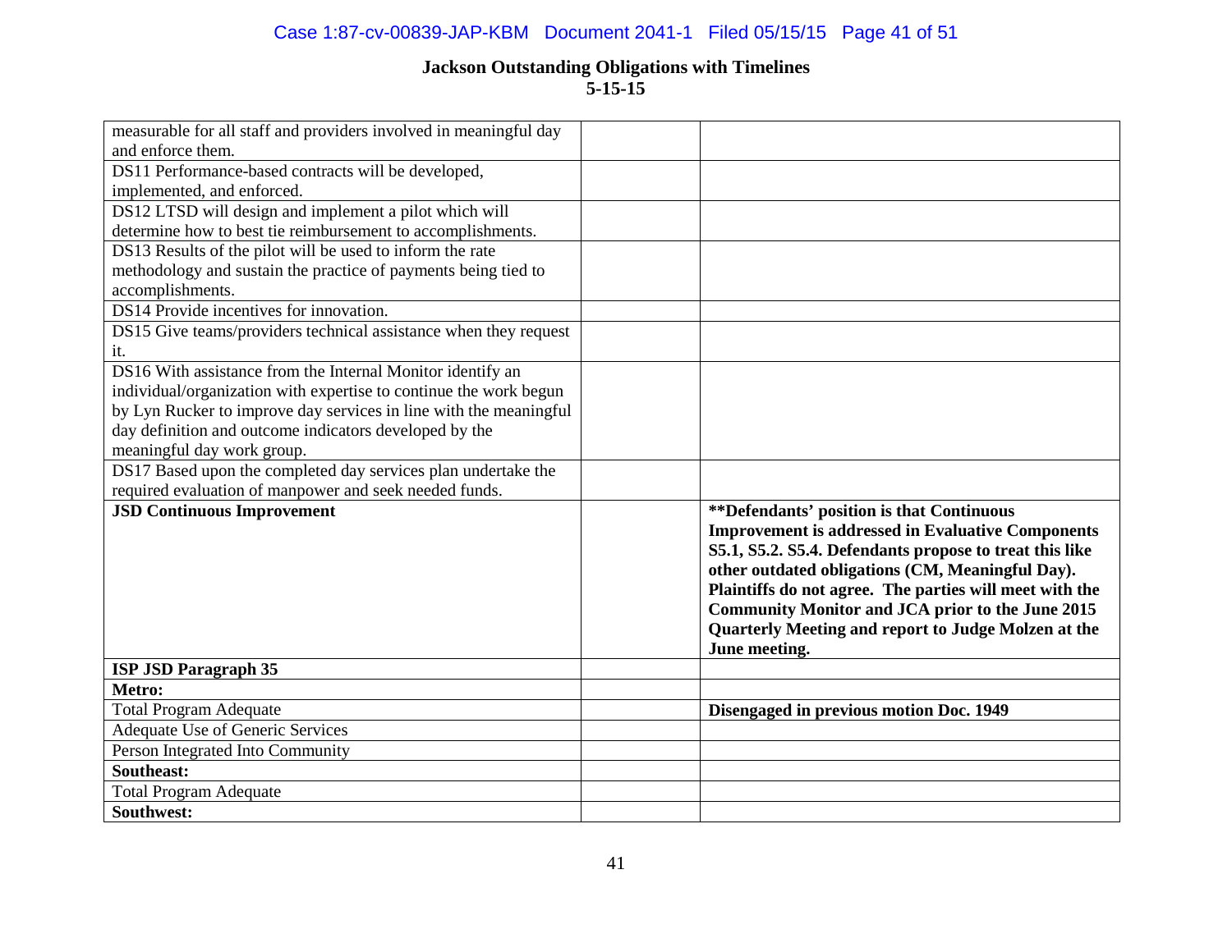**Jackson Outstanding Obligations with Timelines**
**5-15-15**

| | | |
|---|---|---|
| measurable for all staff and providers involved in meaningful day and enforce them. | | |
| DS11 Performance-based contracts will be developed, implemented, and enforced. | | |
| DS12 LTSD will design and implement a pilot which will determine how to best tie reimbursement to accomplishments. | | |
| DS13 Results of the pilot will be used to inform the rate methodology and sustain the practice of payments being tied to accomplishments. | | |
| DS14 Provide incentives for innovation. | | |
| DS15 Give teams/providers technical assistance when they request it. | | |
| DS16 With assistance from the Internal Monitor identify an individual/organization with expertise to continue the work begun by Lyn Rucker to improve day services in line with the meaningful day definition and outcome indicators developed by the meaningful day work group. | | |
| DS17 Based upon the completed day services plan undertake the required evaluation of manpower and seek needed funds. | | |
| **JSD Continuous Improvement** | | **\*\*Defendants' position is that Continuous Improvement is addressed in Evaluative Components S5.1, S5.2. S5.4. Defendants propose to treat this like other outdated obligations (CM, Meaningful Day). Plaintiffs do not agree. The parties will meet with the Community Monitor and JCA prior to the June 2015 Quarterly Meeting and report to Judge Molzen at the June meeting.** |
| **ISP JSD Paragraph 35** | | |
| **Metro:** | | |
| Total Program Adequate | | **Disengaged in previous motion Doc. 1949** |
| Adequate Use of Generic Services | | |
| Person Integrated Into Community | | |
| **Southeast:** | | |
| Total Program Adequate | | |
| **Southwest:** | | |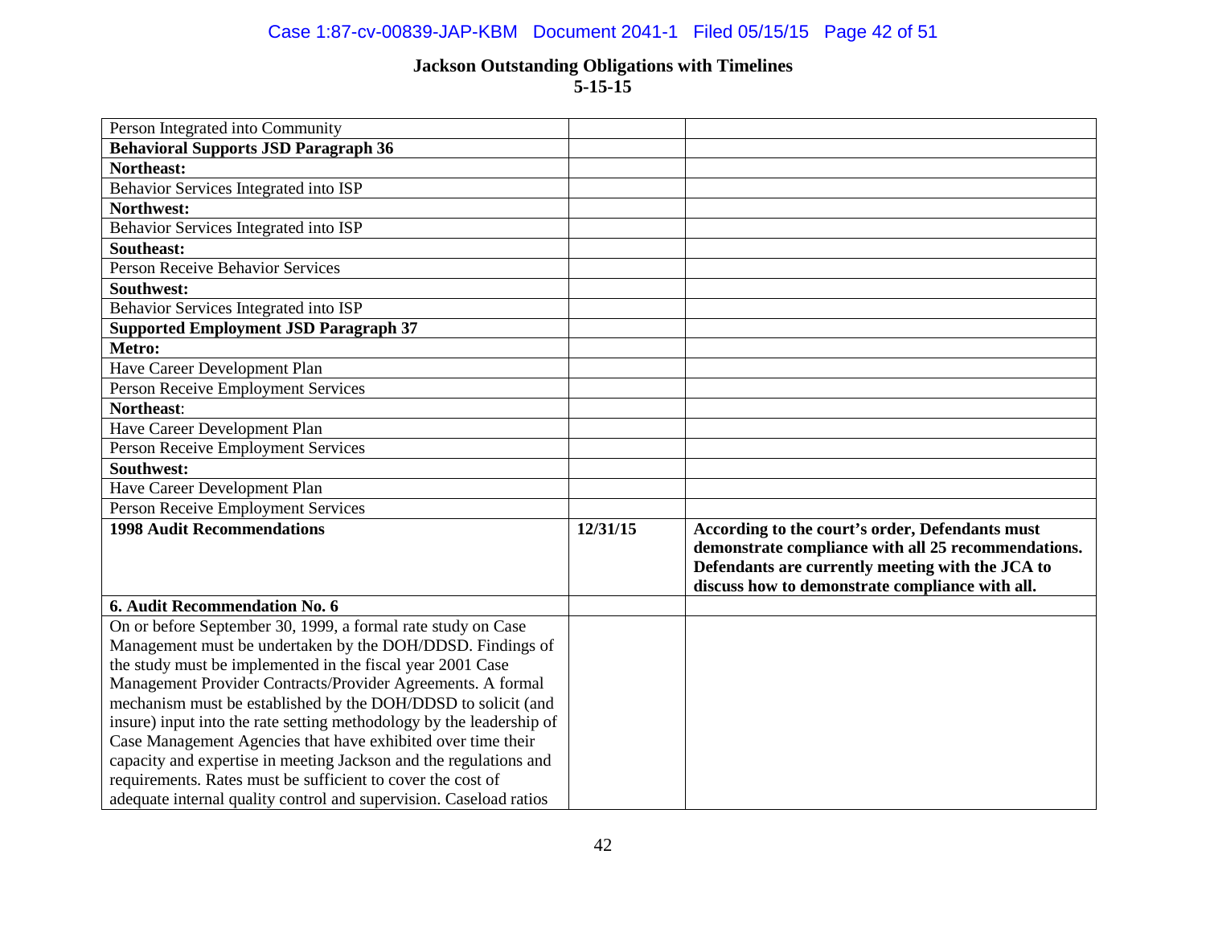## Jackson Outstanding Obligations with Timelines
## 5-15-15

| | | |
|---|---|---|
| Person Integrated into Community | | |
| **Behavioral Supports JSD Paragraph 36** | | |
| **Northeast:** | | |
| Behavior Services Integrated into ISP | | |
| **Northwest:** | | |
| Behavior Services Integrated into ISP | | |
| **Southeast:** | | |
| Person Receive Behavior Services | | |
| **Southwest:** | | |
| Behavior Services Integrated into ISP | | |
| **Supported Employment JSD Paragraph 37** | | |
| **Metro:** | | |
| Have Career Development Plan | | |
| Person Receive Employment Services | | |
| **Northeast**: | | |
| Have Career Development Plan | | |
| Person Receive Employment Services | | |
| **Southwest:** | | |
| Have Career Development Plan | | |
| Person Receive Employment Services | | |
| **1998 Audit Recommendations** | **12/31/15** | **According to the court's order, Defendants must demonstrate compliance with all 25 recommendations. Defendants are currently meeting with the JCA to discuss how to demonstrate compliance with all.** |
| **6. Audit Recommendation No. 6** | | |
| On or before September 30, 1999, a formal rate study on Case Management must be undertaken by the DOH/DDSD. Findings of the study must be implemented in the fiscal year 2001 Case Management Provider Contracts/Provider Agreements. A formal mechanism must be established by the DOH/DDSD to solicit (and insure) input into the rate setting methodology by the leadership of Case Management Agencies that have exhibited over time their capacity and expertise in meeting Jackson and the regulations and requirements. Rates must be sufficient to cover the cost of adequate internal quality control and supervision. Caseload ratios | | |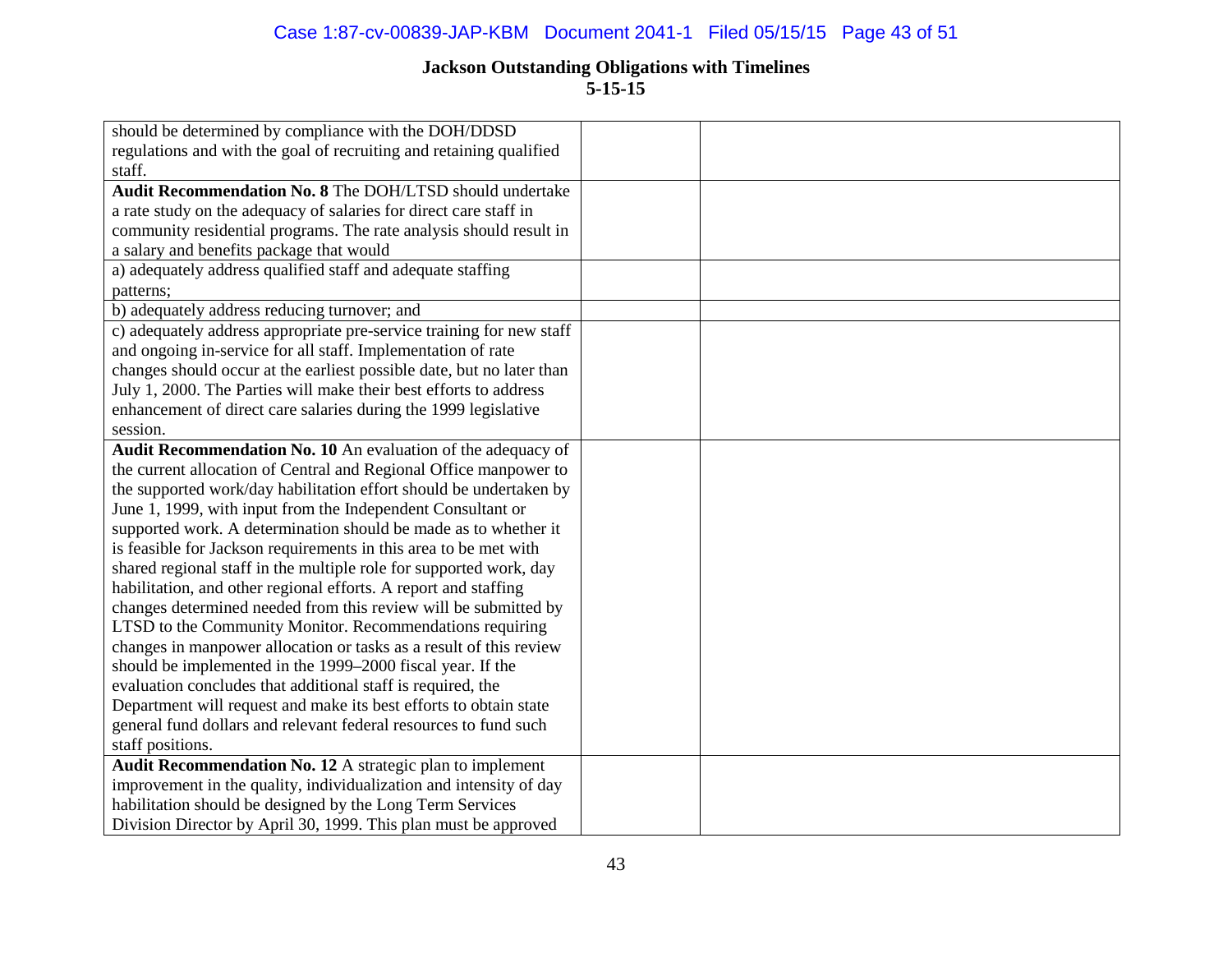**Jackson Outstanding Obligations with Timelines**
**5-15-15**

| | | |
|---|---|---|
| should be determined by compliance with the DOH/DDSD regulations and with the goal of recruiting and retaining qualified staff. | | |
| **Audit Recommendation No. 8** The DOH/LTSD should undertake a rate study on the adequacy of salaries for direct care staff in community residential programs. The rate analysis should result in a salary and benefits package that would | | |
| a) adequately address qualified staff and adequate staffing patterns; | | |
| b) adequately address reducing turnover; and | | |
| c) adequately address appropriate pre-service training for new staff and ongoing in-service for all staff. Implementation of rate changes should occur at the earliest possible date, but no later than July 1, 2000. The Parties will make their best efforts to address enhancement of direct care salaries during the 1999 legislative session. | | |
| **Audit Recommendation No. 10** An evaluation of the adequacy of the current allocation of Central and Regional Office manpower to the supported work/day habilitation effort should be undertaken by June 1, 1999, with input from the Independent Consultant or supported work. A determination should be made as to whether it is feasible for Jackson requirements in this area to be met with shared regional staff in the multiple role for supported work, day habilitation, and other regional efforts. A report and staffing changes determined needed from this review will be submitted by LTSD to the Community Monitor. Recommendations requiring changes in manpower allocation or tasks as a result of this review should be implemented in the 1999–2000 fiscal year. If the evaluation concludes that additional staff is required, the Department will request and make its best efforts to obtain state general fund dollars and relevant federal resources to fund such staff positions. | | |
| **Audit Recommendation No. 12** A strategic plan to implement improvement in the quality, individualization and intensity of day habilitation should be designed by the Long Term Services Division Director by April 30, 1999. This plan must be approved | | |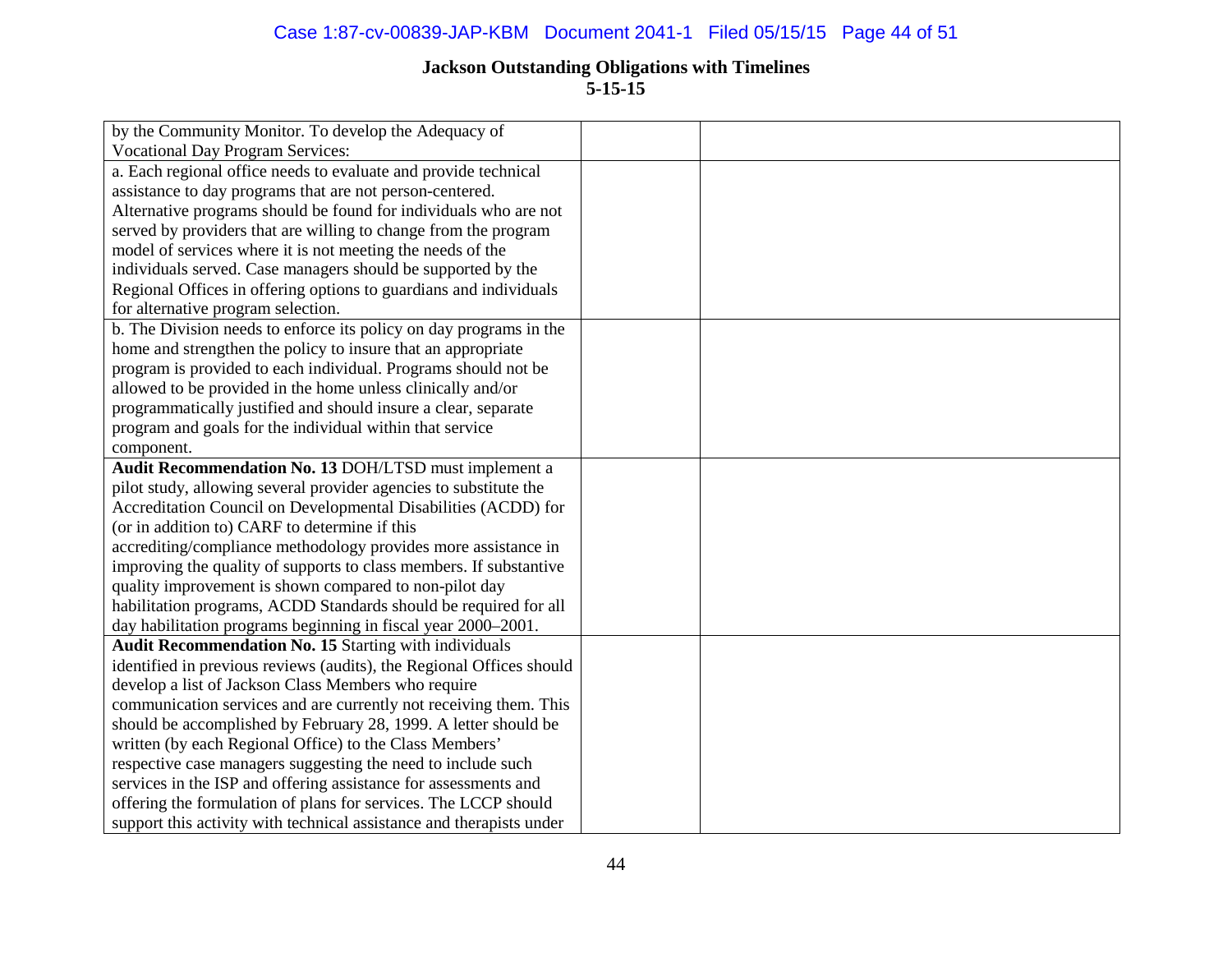## Jackson Outstanding Obligations with Timelines
**5-15-15**

| | | |
|---|---|---|
| by the Community Monitor. To develop the Adequacy of Vocational Day Program Services: | | |
| a. Each regional office needs to evaluate and provide technical assistance to day programs that are not person-centered. Alternative programs should be found for individuals who are not served by providers that are willing to change from the program model of services where it is not meeting the needs of the individuals served. Case managers should be supported by the Regional Offices in offering options to guardians and individuals for alternative program selection. | | |
| b. The Division needs to enforce its policy on day programs in the home and strengthen the policy to insure that an appropriate program is provided to each individual. Programs should not be allowed to be provided in the home unless clinically and/or programmatically justified and should insure a clear, separate program and goals for the individual within that service component. | | |
| **Audit Recommendation No. 13** DOH/LTSD must implement a pilot study, allowing several provider agencies to substitute the Accreditation Council on Developmental Disabilities (ACDD) for (or in addition to) CARF to determine if this accrediting/compliance methodology provides more assistance in improving the quality of supports to class members. If substantive quality improvement is shown compared to non-pilot day habilitation programs, ACDD Standards should be required for all day habilitation programs beginning in fiscal year 2000–2001. | | |
| **Audit Recommendation No. 15** Starting with individuals identified in previous reviews (audits), the Regional Offices should develop a list of Jackson Class Members who require communication services and are currently not receiving them. This should be accomplished by February 28, 1999. A letter should be written (by each Regional Office) to the Class Members' respective case managers suggesting the need to include such services in the ISP and offering assistance for assessments and offering the formulation of plans for services. The LCCP should support this activity with technical assistance and therapists under | | |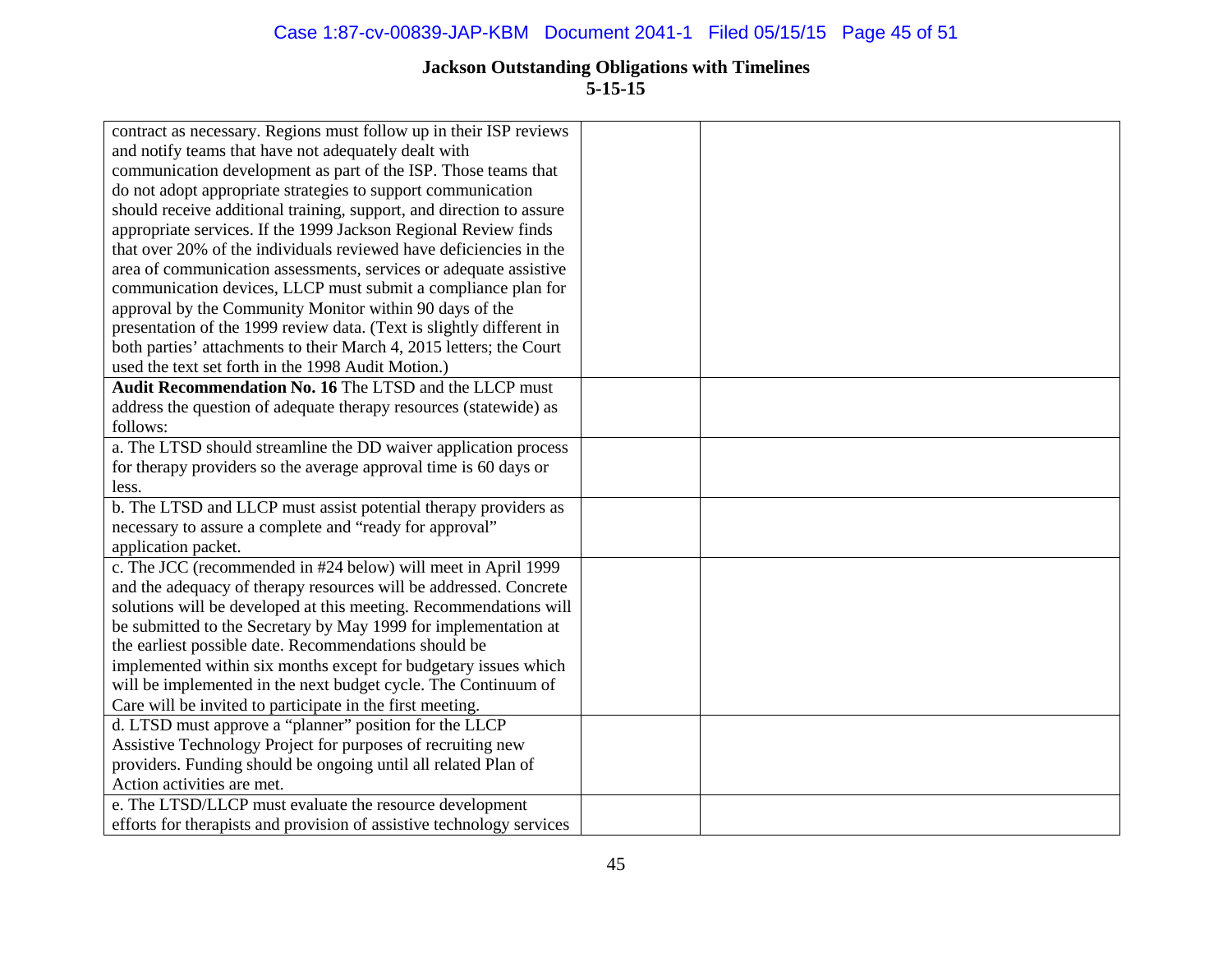# Jackson Outstanding Obligations with Timelines

**5-15-15**

| | | |
|---|---|---|
| contract as necessary. Regions must follow up in their ISP reviews and notify teams that have not adequately dealt with communication development as part of the ISP. Those teams that do not adopt appropriate strategies to support communication should receive additional training, support, and direction to assure appropriate services. If the 1999 Jackson Regional Review finds that over 20% of the individuals reviewed have deficiencies in the area of communication assessments, services or adequate assistive communication devices, LLCP must submit a compliance plan for approval by the Community Monitor within 90 days of the presentation of the 1999 review data. (Text is slightly different in both parties' attachments to their March 4, 2015 letters; the Court used the text set forth in the 1998 Audit Motion.) | | |
| **Audit Recommendation No. 16** The LTSD and the LLCP must address the question of adequate therapy resources (statewide) as follows: | | |
| a. The LTSD should streamline the DD waiver application process for therapy providers so the average approval time is 60 days or less. | | |
| b. The LTSD and LLCP must assist potential therapy providers as necessary to assure a complete and "ready for approval" application packet. | | |
| c. The JCC (recommended in #24 below) will meet in April 1999 and the adequacy of therapy resources will be addressed. Concrete solutions will be developed at this meeting. Recommendations will be submitted to the Secretary by May 1999 for implementation at the earliest possible date. Recommendations should be implemented within six months except for budgetary issues which will be implemented in the next budget cycle. The Continuum of Care will be invited to participate in the first meeting. | | |
| d. LTSD must approve a "planner" position for the LLCP Assistive Technology Project for purposes of recruiting new providers. Funding should be ongoing until all related Plan of Action activities are met. | | |
| e. The LTSD/LLCP must evaluate the resource development efforts for therapists and provision of assistive technology services | | |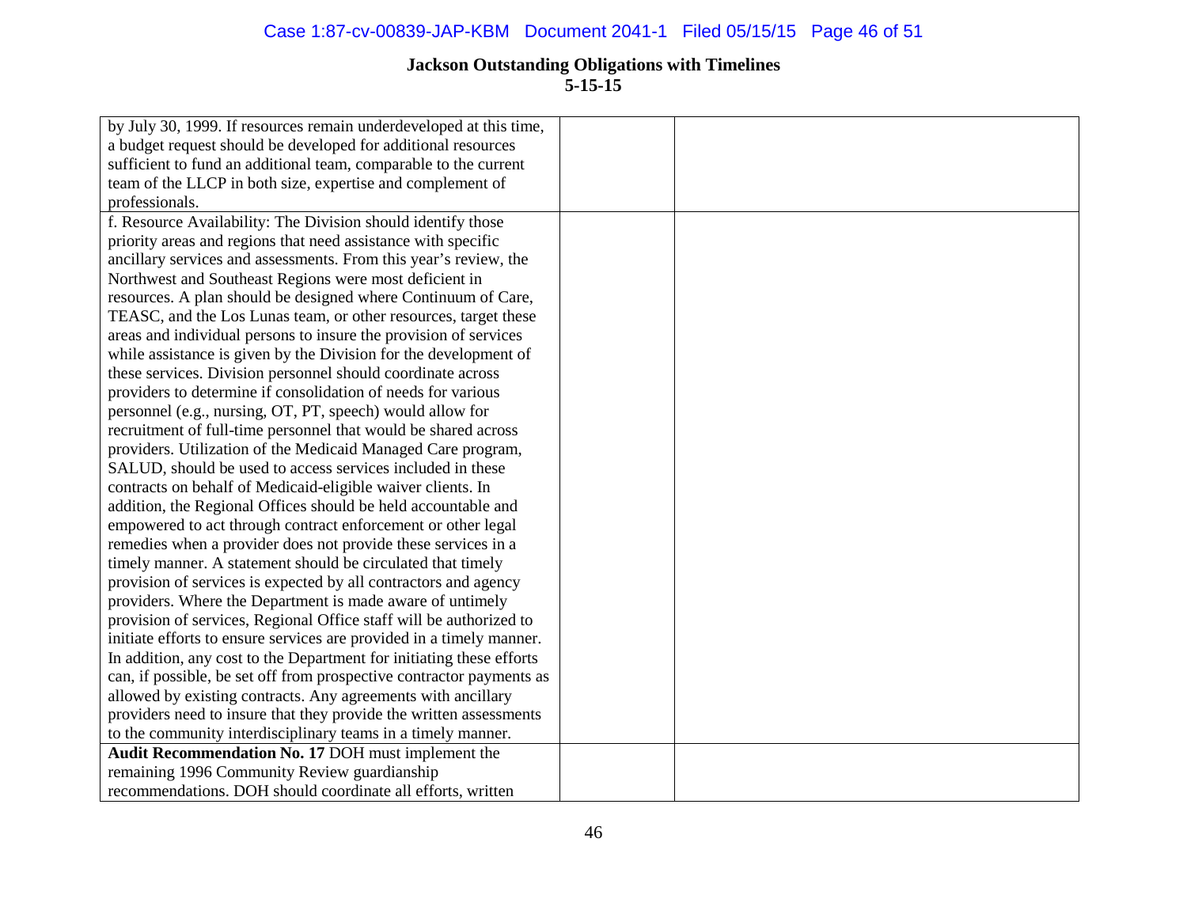**Jackson Outstanding Obligations with Timelines**
**5-15-15**

| | | |
|---|---|---|
| by July 30, 1999. If resources remain underdeveloped at this time, a budget request should be developed for additional resources sufficient to fund an additional team, comparable to the current team of the LLCP in both size, expertise and complement of professionals. | | |
| f. Resource Availability: The Division should identify those priority areas and regions that need assistance with specific ancillary services and assessments. From this year's review, the Northwest and Southeast Regions were most deficient in resources. A plan should be designed where Continuum of Care, TEASC, and the Los Lunas team, or other resources, target these areas and individual persons to insure the provision of services while assistance is given by the Division for the development of these services. Division personnel should coordinate across providers to determine if consolidation of needs for various personnel (e.g., nursing, OT, PT, speech) would allow for recruitment of full-time personnel that would be shared across providers. Utilization of the Medicaid Managed Care program, SALUD, should be used to access services included in these contracts on behalf of Medicaid-eligible waiver clients. In addition, the Regional Offices should be held accountable and empowered to act through contract enforcement or other legal remedies when a provider does not provide these services in a timely manner. A statement should be circulated that timely provision of services is expected by all contractors and agency providers. Where the Department is made aware of untimely provision of services, Regional Office staff will be authorized to initiate efforts to ensure services are provided in a timely manner. In addition, any cost to the Department for initiating these efforts can, if possible, be set off from prospective contractor payments as allowed by existing contracts. Any agreements with ancillary providers need to insure that they provide the written assessments to the community interdisciplinary teams in a timely manner. | | |
| **Audit Recommendation No. 17** DOH must implement the remaining 1996 Community Review guardianship recommendations. DOH should coordinate all efforts, written | | |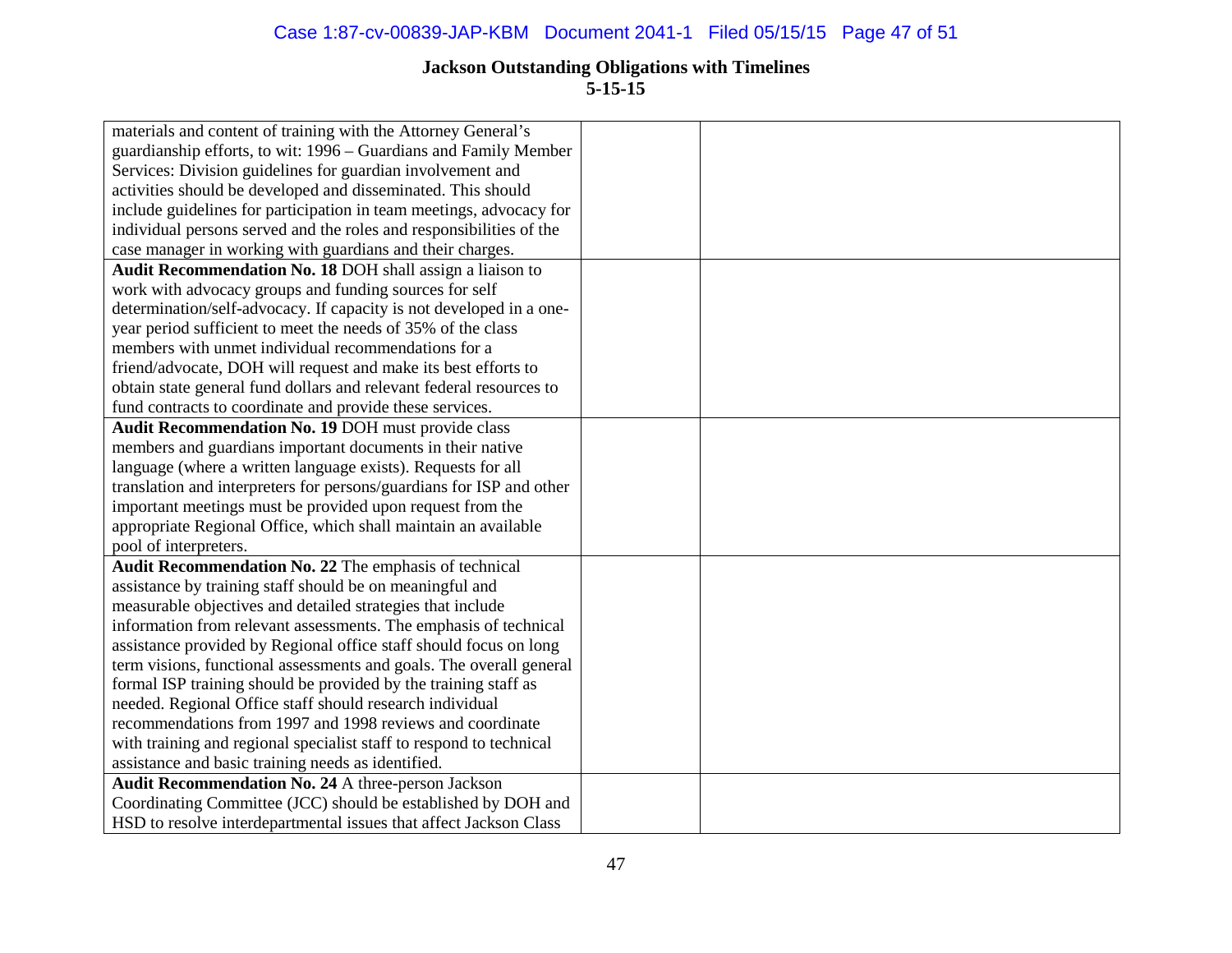## Jackson Outstanding Obligations with Timelines
### 5-15-15

| | | |
|---|---|---|
| materials and content of training with the Attorney General's guardianship efforts, to wit: 1996 – Guardians and Family Member Services: Division guidelines for guardian involvement and activities should be developed and disseminated. This should include guidelines for participation in team meetings, advocacy for individual persons served and the roles and responsibilities of the case manager in working with guardians and their charges. | | |
| **Audit Recommendation No. 18** DOH shall assign a liaison to work with advocacy groups and funding sources for self determination/self-advocacy. If capacity is not developed in a one-year period sufficient to meet the needs of 35% of the class members with unmet individual recommendations for a friend/advocate, DOH will request and make its best efforts to obtain state general fund dollars and relevant federal resources to fund contracts to coordinate and provide these services. | | |
| **Audit Recommendation No. 19** DOH must provide class members and guardians important documents in their native language (where a written language exists). Requests for all translation and interpreters for persons/guardians for ISP and other important meetings must be provided upon request from the appropriate Regional Office, which shall maintain an available pool of interpreters. | | |
| **Audit Recommendation No. 22** The emphasis of technical assistance by training staff should be on meaningful and measurable objectives and detailed strategies that include information from relevant assessments. The emphasis of technical assistance provided by Regional office staff should focus on long term visions, functional assessments and goals. The overall general formal ISP training should be provided by the training staff as needed. Regional Office staff should research individual recommendations from 1997 and 1998 reviews and coordinate with training and regional specialist staff to respond to technical assistance and basic training needs as identified. | | |
| **Audit Recommendation No. 24** A three-person Jackson Coordinating Committee (JCC) should be established by DOH and HSD to resolve interdepartmental issues that affect Jackson Class | | |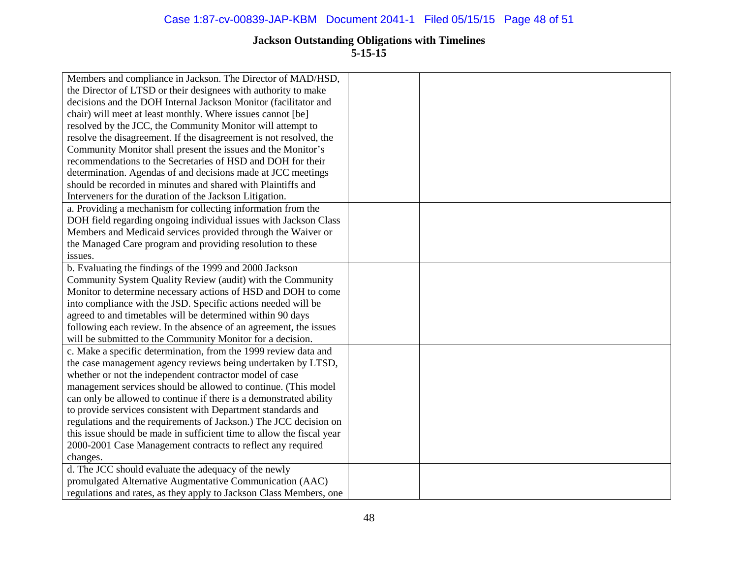# Jackson Outstanding Obligations with Timelines
## 5-15-15

| | | |
|---|---|---|
| Members and compliance in Jackson. The Director of MAD/HSD, the Director of LTSD or their designees with authority to make decisions and the DOH Internal Jackson Monitor (facilitator and chair) will meet at least monthly. Where issues cannot [be] resolved by the JCC, the Community Monitor will attempt to resolve the disagreement. If the disagreement is not resolved, the Community Monitor shall present the issues and the Monitor's recommendations to the Secretaries of HSD and DOH for their determination. Agendas of and decisions made at JCC meetings should be recorded in minutes and shared with Plaintiffs and Interveners for the duration of the Jackson Litigation. | | |
| a. Providing a mechanism for collecting information from the DOH field regarding ongoing individual issues with Jackson Class Members and Medicaid services provided through the Waiver or the Managed Care program and providing resolution to these issues. | | |
| b. Evaluating the findings of the 1999 and 2000 Jackson Community System Quality Review (audit) with the Community Monitor to determine necessary actions of HSD and DOH to come into compliance with the JSD. Specific actions needed will be agreed to and timetables will be determined within 90 days following each review. In the absence of an agreement, the issues will be submitted to the Community Monitor for a decision. | | |
| c. Make a specific determination, from the 1999 review data and the case management agency reviews being undertaken by LTSD, whether or not the independent contractor model of case management services should be allowed to continue. (This model can only be allowed to continue if there is a demonstrated ability to provide services consistent with Department standards and regulations and the requirements of Jackson.) The JCC decision on this issue should be made in sufficient time to allow the fiscal year 2000-2001 Case Management contracts to reflect any required changes. | | |
| d. The JCC should evaluate the adequacy of the newly promulgated Alternative Augmentative Communication (AAC) regulations and rates, as they apply to Jackson Class Members, one | | |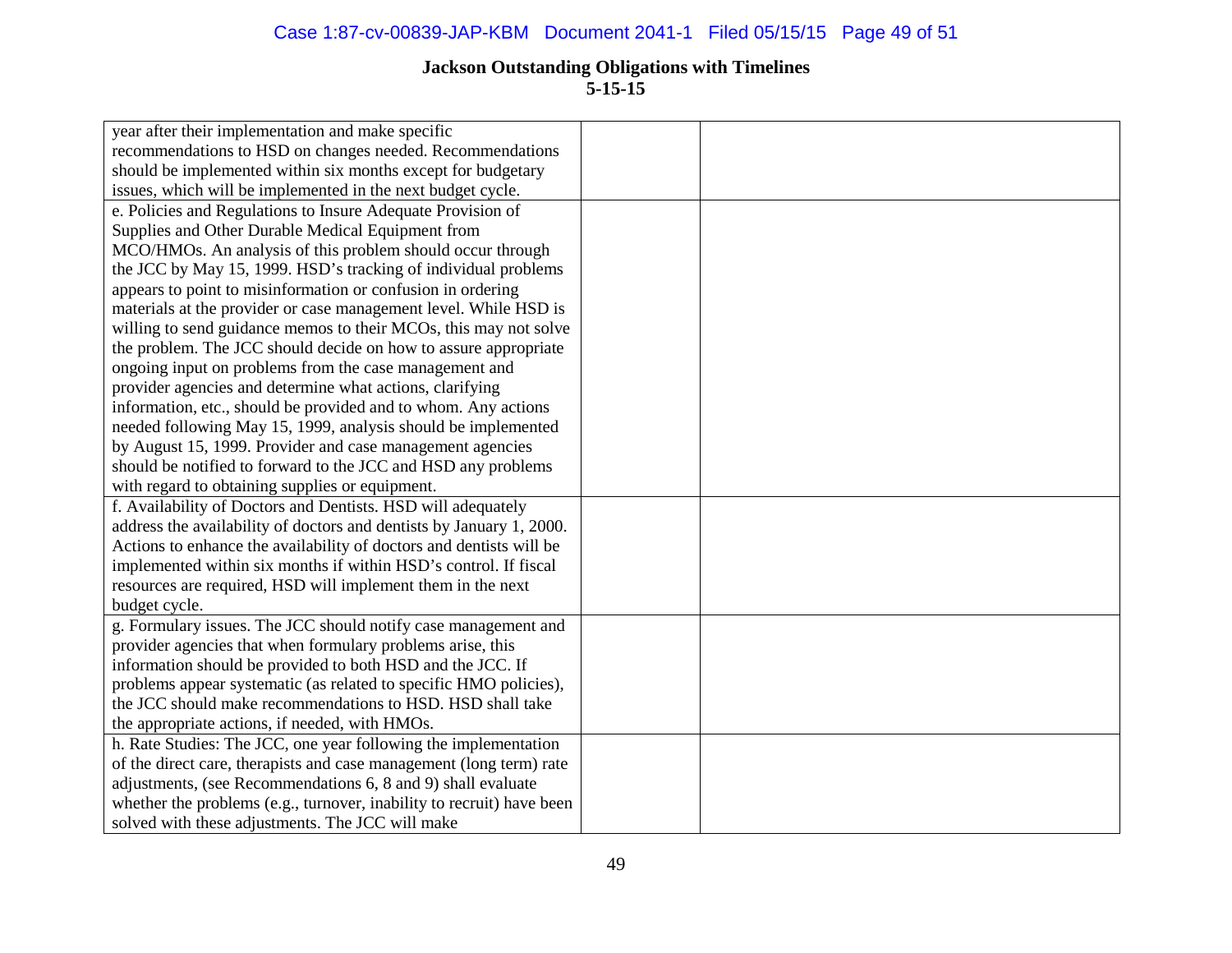**Jackson Outstanding Obligations with Timelines**
**5-15-15**

| | | |
|---|---|---|
| year after their implementation and make specific recommendations to HSD on changes needed. Recommendations should be implemented within six months except for budgetary issues, which will be implemented in the next budget cycle. | | |
| e. Policies and Regulations to Insure Adequate Provision of Supplies and Other Durable Medical Equipment from MCO/HMOs. An analysis of this problem should occur through the JCC by May 15, 1999. HSD's tracking of individual problems appears to point to misinformation or confusion in ordering materials at the provider or case management level. While HSD is willing to send guidance memos to their MCOs, this may not solve the problem. The JCC should decide on how to assure appropriate ongoing input on problems from the case management and provider agencies and determine what actions, clarifying information, etc., should be provided and to whom. Any actions needed following May 15, 1999, analysis should be implemented by August 15, 1999. Provider and case management agencies should be notified to forward to the JCC and HSD any problems with regard to obtaining supplies or equipment. | | |
| f. Availability of Doctors and Dentists. HSD will adequately address the availability of doctors and dentists by January 1, 2000. Actions to enhance the availability of doctors and dentists will be implemented within six months if within HSD's control. If fiscal resources are required, HSD will implement them in the next budget cycle. | | |
| g. Formulary issues. The JCC should notify case management and provider agencies that when formulary problems arise, this information should be provided to both HSD and the JCC. If problems appear systematic (as related to specific HMO policies), the JCC should make recommendations to HSD. HSD shall take the appropriate actions, if needed, with HMOs. | | |
| h. Rate Studies: The JCC, one year following the implementation of the direct care, therapists and case management (long term) rate adjustments, (see Recommendations 6, 8 and 9) shall evaluate whether the problems (e.g., turnover, inability to recruit) have been solved with these adjustments. The JCC will make | | |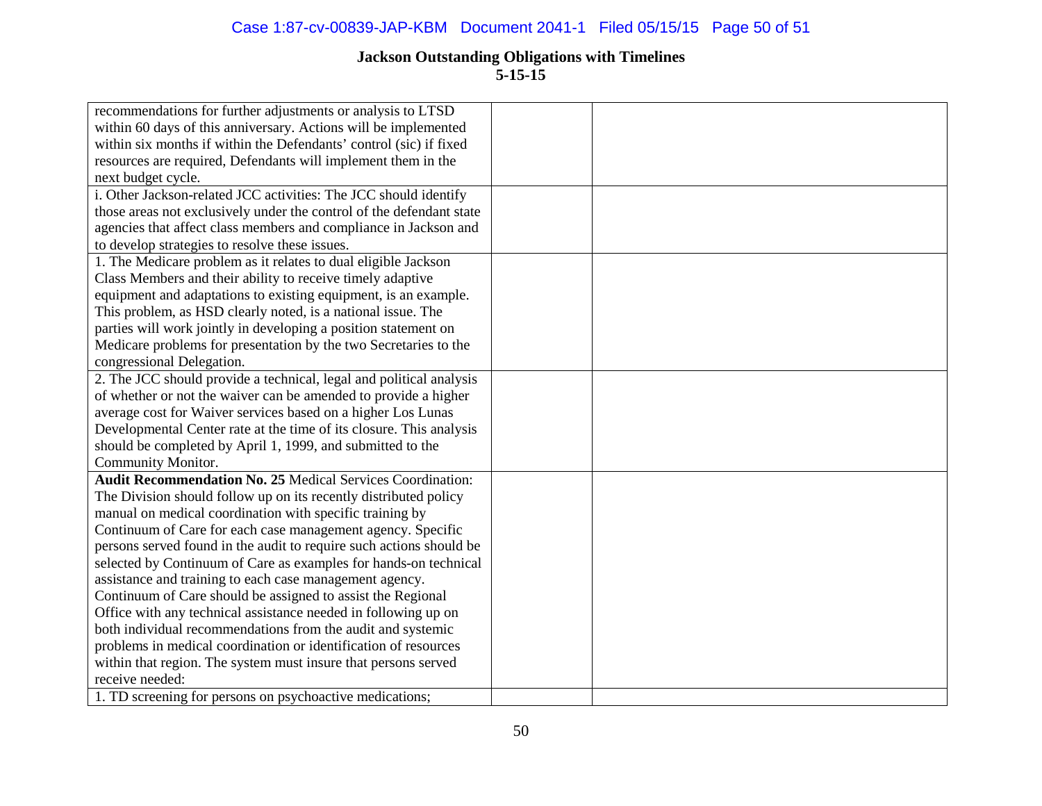**Jackson Outstanding Obligations with Timelines**
**5-15-15**

| | | |
|---|---|---|
| recommendations for further adjustments or analysis to LTSD within 60 days of this anniversary. Actions will be implemented within six months if within the Defendants' control (sic) if fixed resources are required, Defendants will implement them in the next budget cycle. | | |
| i. Other Jackson-related JCC activities: The JCC should identify those areas not exclusively under the control of the defendant state agencies that affect class members and compliance in Jackson and to develop strategies to resolve these issues. | | |
| 1. The Medicare problem as it relates to dual eligible Jackson Class Members and their ability to receive timely adaptive equipment and adaptations to existing equipment, is an example. This problem, as HSD clearly noted, is a national issue. The parties will work jointly in developing a position statement on Medicare problems for presentation by the two Secretaries to the congressional Delegation. | | |
| 2. The JCC should provide a technical, legal and political analysis of whether or not the waiver can be amended to provide a higher average cost for Waiver services based on a higher Los Lunas Developmental Center rate at the time of its closure. This analysis should be completed by April 1, 1999, and submitted to the Community Monitor. | | |
| **Audit Recommendation No. 25** Medical Services Coordination: The Division should follow up on its recently distributed policy manual on medical coordination with specific training by Continuum of Care for each case management agency. Specific persons served found in the audit to require such actions should be selected by Continuum of Care as examples for hands-on technical assistance and training to each case management agency. Continuum of Care should be assigned to assist the Regional Office with any technical assistance needed in following up on both individual recommendations from the audit and systemic problems in medical coordination or identification of resources within that region. The system must insure that persons served receive needed: | | |
| 1. TD screening for persons on psychoactive medications; | | |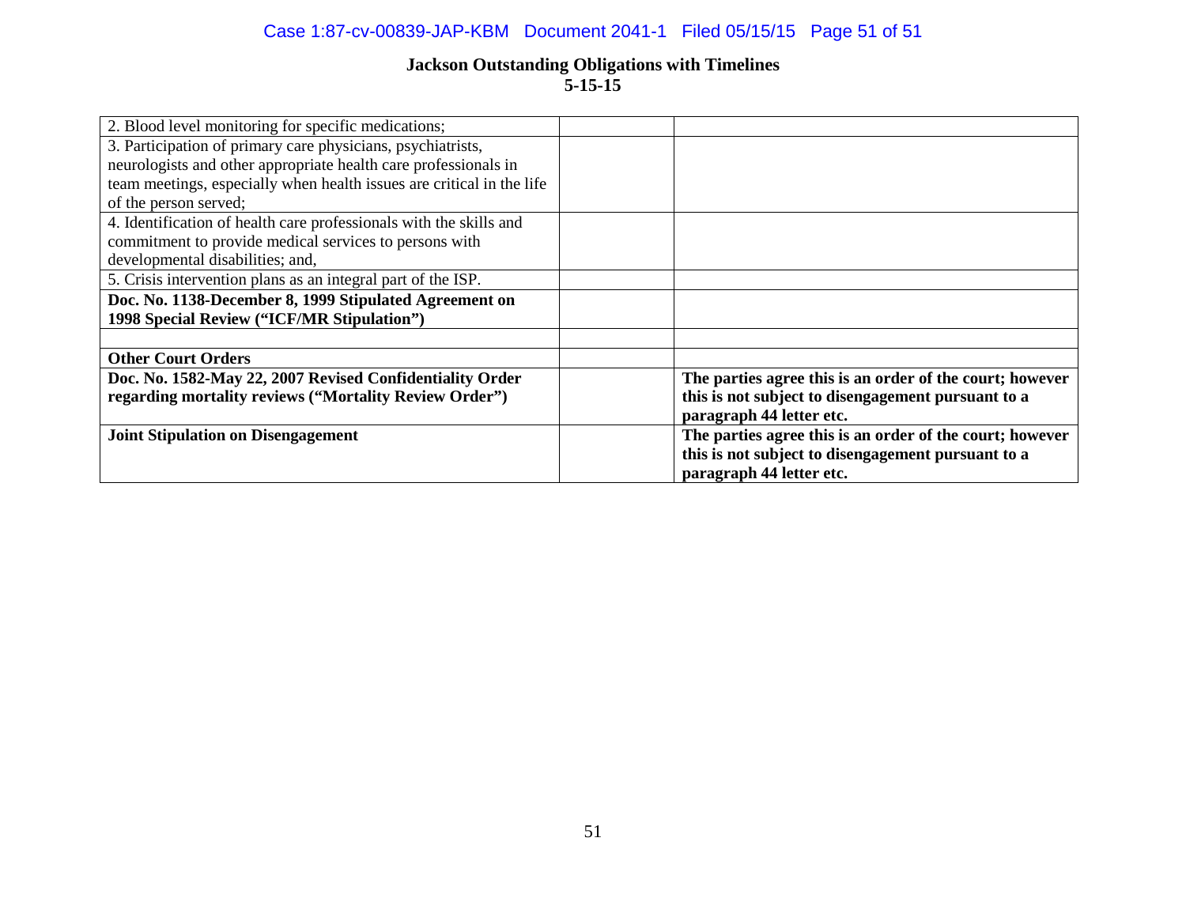**Jackson Outstanding Obligations with Timelines**
**5-15-15**

| | | |
|---|---|---|
| 2. Blood level monitoring for specific medications; | | |
| 3. Participation of primary care physicians, psychiatrists, neurologists and other appropriate health care professionals in team meetings, especially when health issues are critical in the life of the person served; | | |
| 4. Identification of health care professionals with the skills and commitment to provide medical services to persons with developmental disabilities; and, | | |
| 5. Crisis intervention plans as an integral part of the ISP. | | |
| **Doc. No. 1138-December 8, 1999 Stipulated Agreement on 1998 Special Review ("ICF/MR Stipulation")** | | |
| | | |
| **Other Court Orders** | | |
| **Doc. No. 1582-May 22, 2007 Revised Confidentiality Order regarding mortality reviews ("Mortality Review Order")** | | **The parties agree this is an order of the court; however this is not subject to disengagement pursuant to a paragraph 44 letter etc.** |
| **Joint Stipulation on Disengagement** | | **The parties agree this is an order of the court; however this is not subject to disengagement pursuant to a paragraph 44 letter etc.** |